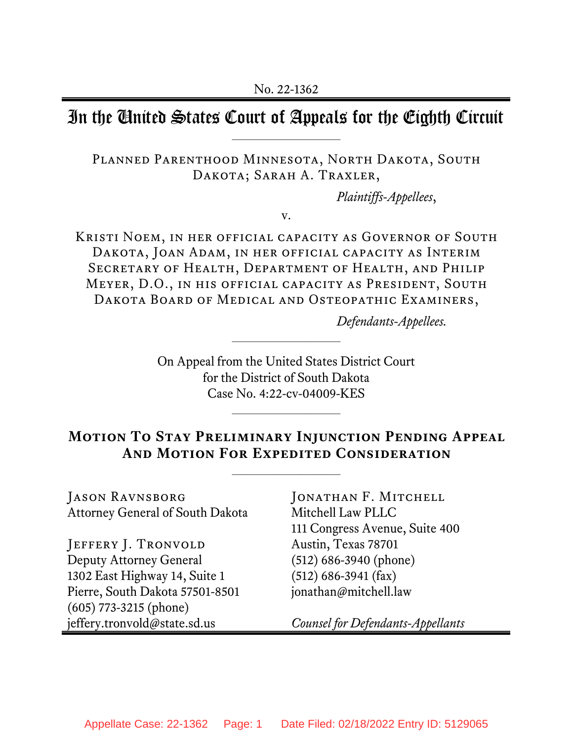No. 22-1362

# In the United States Court of Appeals for the Eighth Circuit

---

Planned Parenthood Minnesota, North Dakota, South Dakota; Sarah A. Traxler,

*Plaintiffs-Appellees*,

v.

Kristi Noem, in her official capacity as Governor of South Dakota, Joan Adam, in her official capacity as Interim Secretary of Health, Department of Health, and Philip Meyer, D.O., in his official capacity as President, South Dakota Board of Medical and Osteopathic Examiners,

*Defendants-Appellees.*

---

On Appeal from the United States District Court for the District of South Dakota
Case No. 4:22-cv-04009-KES

---

## Motion To Stay Preliminary Injunction Pending Appeal And Motion For Expedited Consideration

---

Jason Ravnsborg
Attorney General of South Dakota

Jeffery J. Tronvold
Deputy Attorney General
1302 East Highway 14, Suite 1
Pierre, South Dakota 57501-8501
(605) 773-3215 (phone)
jeffery.tronvold@state.sd.us

Jonathan F. Mitchell
Mitchell Law PLLC
111 Congress Avenue, Suite 400
Austin, Texas 78701
(512) 686-3940 (phone)
(512) 686-3941 (fax)
jonathan@mitchell.law

*Counsel for Defendants-Appellants*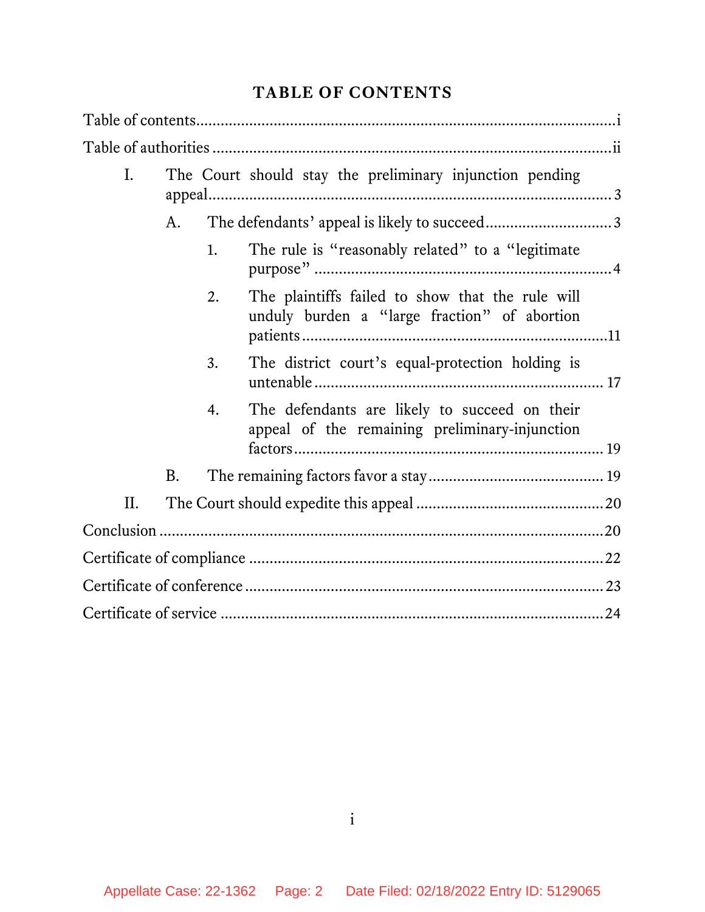## TABLE OF CONTENTS

Table of contents ............................................................................................i

Table of authorities ........................................................................................ii

- I. The Court should stay the preliminary injunction pending appeal ........................................................................................ 3
  - A. The defendants' appeal is likely to succeed .............................. 3
    - 1. The rule is "reasonably related" to a "legitimate purpose" ........................................................................ 4
    - 2. The plaintiffs failed to show that the rule will unduly burden a "large fraction" of abortion patients ......................................................................... 11
    - 3. The district court's equal-protection holding is untenable ...................................................................... 17
    - 4. The defendants are likely to succeed on their appeal of the remaining preliminary-injunction factors ........................................................................... 19
  - B. The remaining factors favor a stay .......................................... 19
- II. The Court should expedite this appeal ............................................. 20

Conclusion .................................................................................................. 20

Certificate of compliance ............................................................................ 22

Certificate of conference ............................................................................. 23

Certificate of service ................................................................................... 24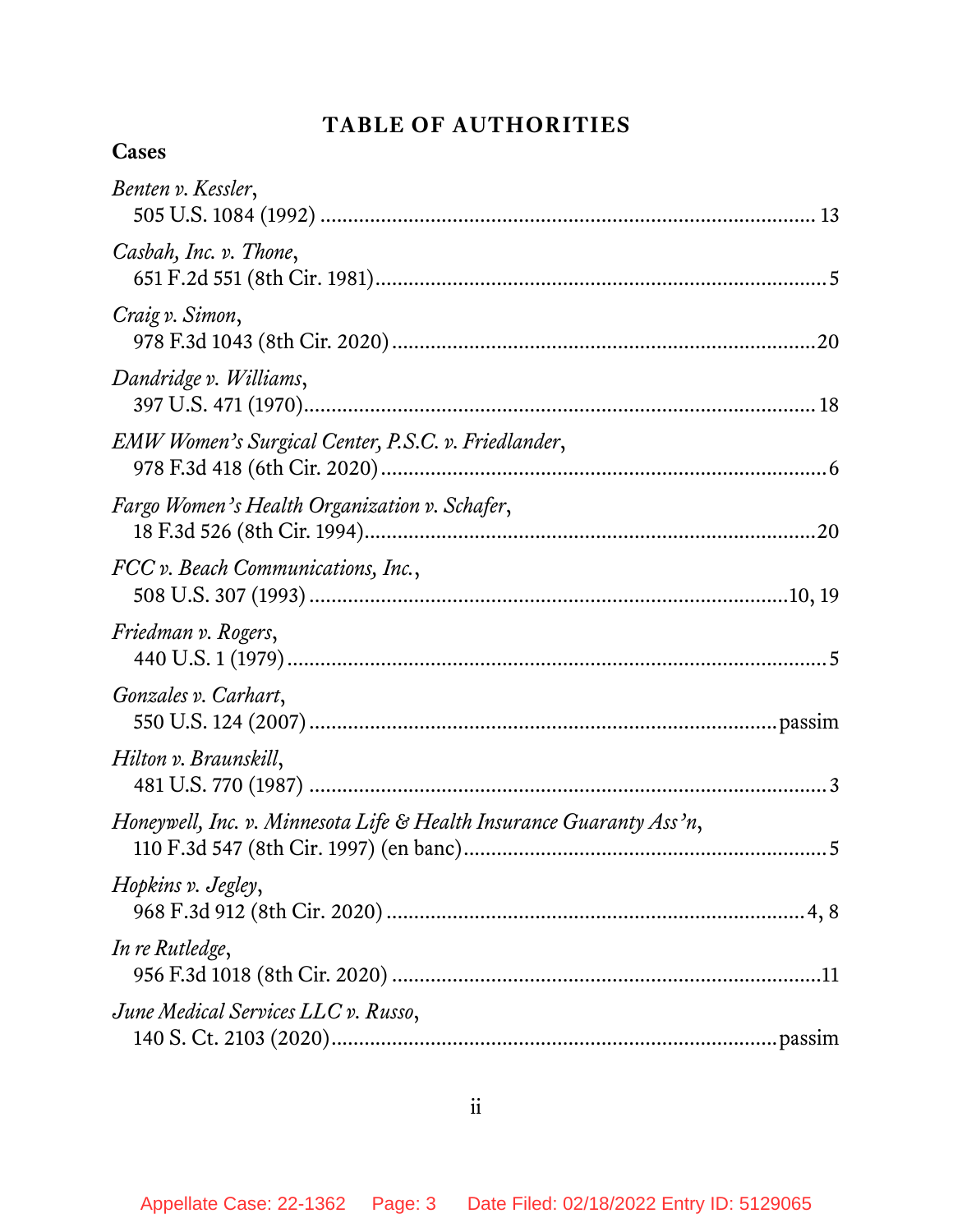# TABLE OF AUTHORITIES

**Cases**

*Benten v. Kessler*,
505 U.S. 1084 (1992) ........................................................................................ 13

*Casbah, Inc. v. Thone*,
651 F.2d 551 (8th Cir. 1981)................................................................................5

*Craig v. Simon*,
978 F.3d 1043 (8th Cir. 2020) ...........................................................................20

*Dandridge v. Williams*,
397 U.S. 471 (1970)........................................................................................... 18

*EMW Women's Surgical Center, P.S.C. v. Friedlander*,
978 F.3d 418 (6th Cir. 2020) ...............................................................................6

*Fargo Women's Health Organization v. Schafer*,
18 F.3d 526 (8th Cir. 1994)................................................................................20

*FCC v. Beach Communications, Inc.*,
508 U.S. 307 (1993) .......................................................................................10, 19

*Friedman v. Rogers*,
440 U.S. 1 (1979) .................................................................................................5

*Gonzales v. Carhart*,
550 U.S. 124 (2007) ..................................................................................passim

*Hilton v. Braunskill*,
481 U.S. 770 (1987) .............................................................................................3

*Honeywell, Inc. v. Minnesota Life & Health Insurance Guaranty Ass'n*,
110 F.3d 547 (8th Cir. 1997) (en banc)................................................................5

*Hopkins v. Jegley*,
968 F.3d 912 (8th Cir. 2020) ..........................................................................4, 8

*In re Rutledge*,
956 F.3d 1018 (8th Cir. 2020) ...........................................................................11

*June Medical Services LLC v. Russo*,
140 S. Ct. 2103 (2020)...............................................................................passim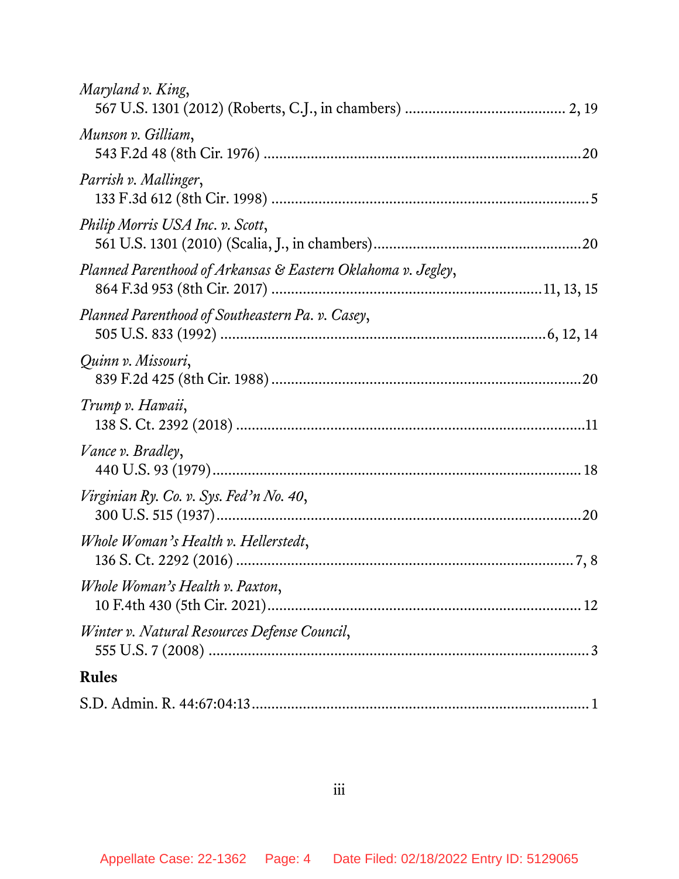*Maryland v. King*,
567 U.S. 1301 (2012) (Roberts, C.J., in chambers) ........................................ 2, 19

*Munson v. Gilliam*,
543 F.2d 48 (8th Cir. 1976) ...............................................................................20

*Parrish v. Mallinger*,
133 F.3d 612 (8th Cir. 1998) ................................................................................5

*Philip Morris USA Inc. v. Scott*,
561 U.S. 1301 (2010) (Scalia, J., in chambers)....................................................20

*Planned Parenthood of Arkansas & Eastern Oklahoma v. Jegley*,
864 F.3d 953 (8th Cir. 2017) ...................................................................11, 13, 15

*Planned Parenthood of Southeastern Pa. v. Casey*,
505 U.S. 833 (1992) .................................................................................6, 12, 14

*Quinn v. Missouri*,
839 F.2d 425 (8th Cir. 1988) ...............................................................................20

*Trump v. Hawaii*,
138 S. Ct. 2392 (2018) .........................................................................................11

*Vance v. Bradley*,
440 U.S. 93 (1979)............................................................................................. 18

*Virginian Ry. Co. v. Sys. Fed'n No. 40*,
300 U.S. 515 (1937).............................................................................................20

*Whole Woman's Health v. Hellerstedt*,
136 S. Ct. 2292 (2016) ......................................................................................7, 8

*Whole Woman's Health v. Paxton*,
10 F.4th 430 (5th Cir. 2021)................................................................................ 12

*Winter v. Natural Resources Defense Council*,
555 U.S. 7 (2008) ..................................................................................................3

**Rules**

S.D. Admin. R. 44:67:04:13...................................................................................... 1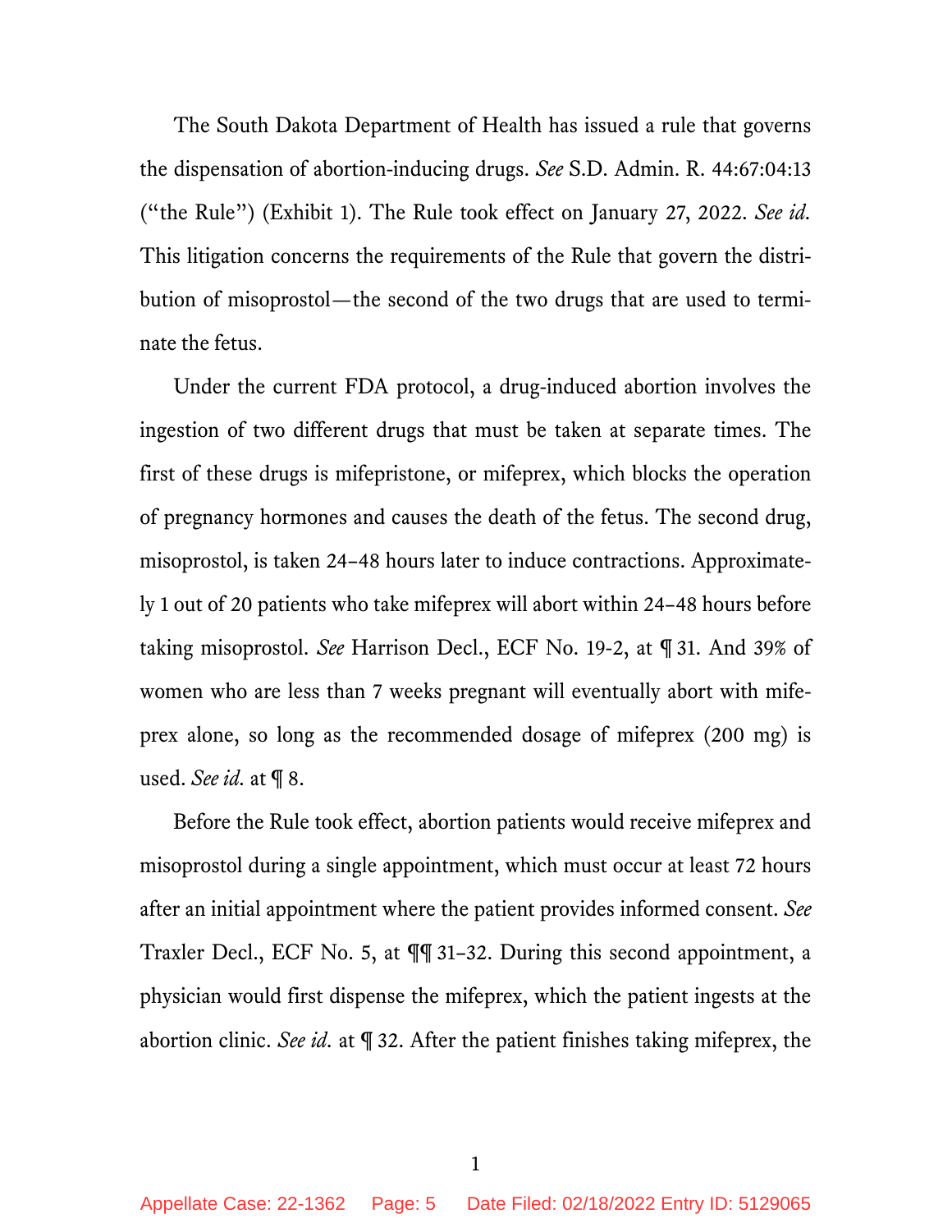The South Dakota Department of Health has issued a rule that governs the dispensation of abortion-inducing drugs. *See* S.D. Admin. R. 44:67:04:13 ("the Rule") (Exhibit 1). The Rule took effect on January 27, 2022. *See id.* This litigation concerns the requirements of the Rule that govern the distribution of misoprostol—the second of the two drugs that are used to terminate the fetus.

Under the current FDA protocol, a drug-induced abortion involves the ingestion of two different drugs that must be taken at separate times. The first of these drugs is mifepristone, or mifeprex, which blocks the operation of pregnancy hormones and causes the death of the fetus. The second drug, misoprostol, is taken 24–48 hours later to induce contractions. Approximately 1 out of 20 patients who take mifeprex will abort within 24–48 hours before taking misoprostol. *See* Harrison Decl., ECF No. 19-2, at ¶ 31. And 39% of women who are less than 7 weeks pregnant will eventually abort with mifeprex alone, so long as the recommended dosage of mifeprex (200 mg) is used. *See id.* at ¶ 8.

Before the Rule took effect, abortion patients would receive mifeprex and misoprostol during a single appointment, which must occur at least 72 hours after an initial appointment where the patient provides informed consent. *See* Traxler Decl., ECF No. 5, at ¶¶ 31–32. During this second appointment, a physician would first dispense the mifeprex, which the patient ingests at the abortion clinic. *See id.* at ¶ 32. After the patient finishes taking mifeprex, the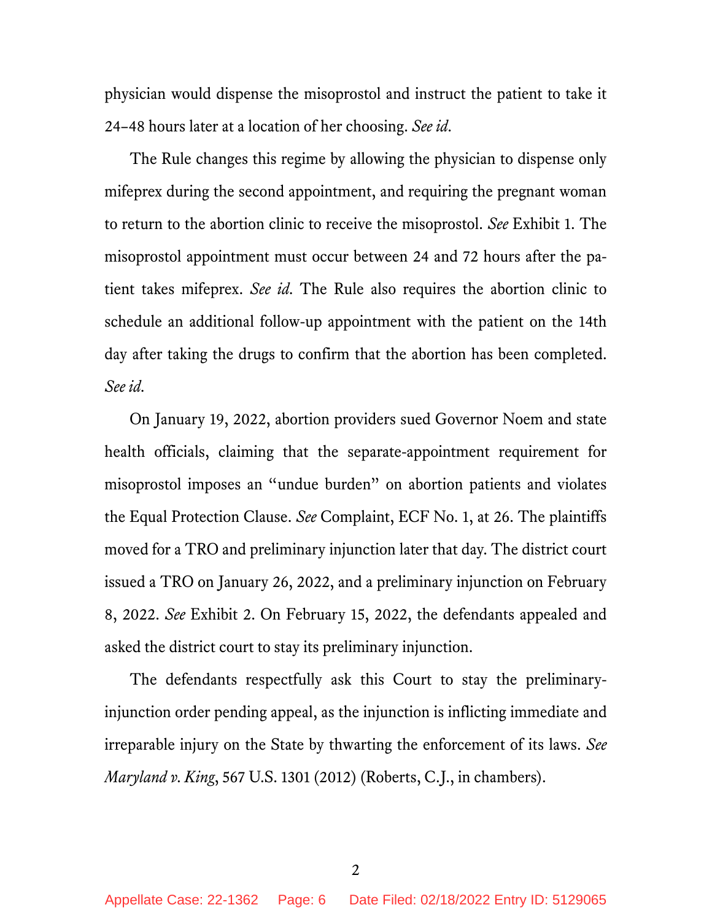physician would dispense the misoprostol and instruct the patient to take it 24–48 hours later at a location of her choosing. *See id*.

The Rule changes this regime by allowing the physician to dispense only mifeprex during the second appointment, and requiring the pregnant woman to return to the abortion clinic to receive the misoprostol. *See* Exhibit 1. The misoprostol appointment must occur between 24 and 72 hours after the patient takes mifeprex. *See id*. The Rule also requires the abortion clinic to schedule an additional follow-up appointment with the patient on the 14th day after taking the drugs to confirm that the abortion has been completed. *See id*.

On January 19, 2022, abortion providers sued Governor Noem and state health officials, claiming that the separate-appointment requirement for misoprostol imposes an "undue burden" on abortion patients and violates the Equal Protection Clause. *See* Complaint, ECF No. 1, at 26. The plaintiffs moved for a TRO and preliminary injunction later that day. The district court issued a TRO on January 26, 2022, and a preliminary injunction on February 8, 2022. *See* Exhibit 2. On February 15, 2022, the defendants appealed and asked the district court to stay its preliminary injunction.

The defendants respectfully ask this Court to stay the preliminary-injunction order pending appeal, as the injunction is inflicting immediate and irreparable injury on the State by thwarting the enforcement of its laws. *See Maryland v. King*, 567 U.S. 1301 (2012) (Roberts, C.J., in chambers).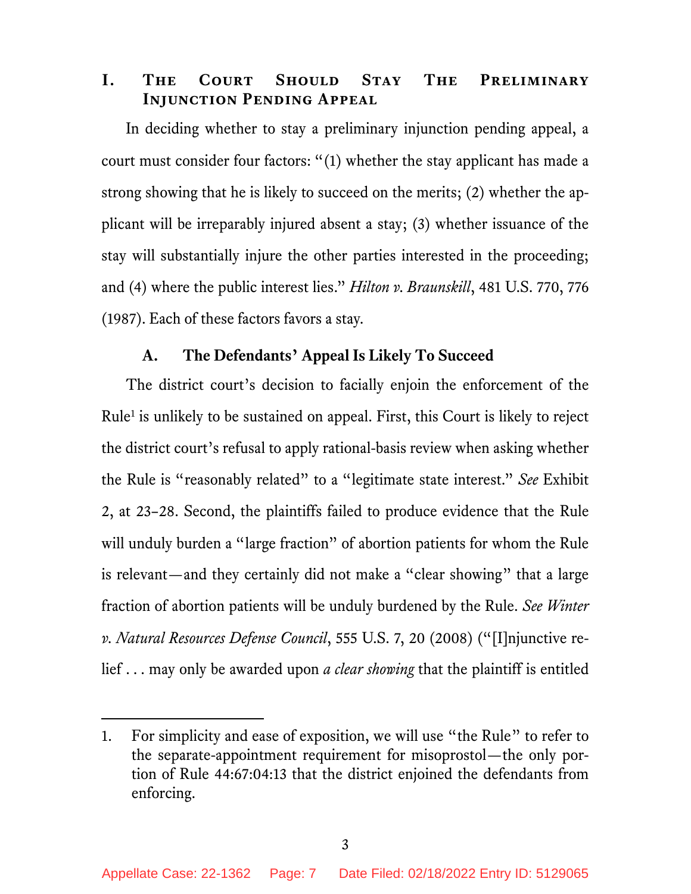## I. The Court Should Stay The Preliminary Injunction Pending Appeal

In deciding whether to stay a preliminary injunction pending appeal, a court must consider four factors: "(1) whether the stay applicant has made a strong showing that he is likely to succeed on the merits; (2) whether the applicant will be irreparably injured absent a stay; (3) whether issuance of the stay will substantially injure the other parties interested in the proceeding; and (4) where the public interest lies." *Hilton v. Braunskill*, 481 U.S. 770, 776 (1987). Each of these factors favors a stay.

### A. The Defendants' Appeal Is Likely To Succeed

The district court's decision to facially enjoin the enforcement of the Rule[1] is unlikely to be sustained on appeal. First, this Court is likely to reject the district court's refusal to apply rational-basis review when asking whether the Rule is "reasonably related" to a "legitimate state interest." *See* Exhibit 2, at 23–28. Second, the plaintiffs failed to produce evidence that the Rule will unduly burden a "large fraction" of abortion patients for whom the Rule is relevant—and they certainly did not make a "clear showing" that a large fraction of abortion patients will be unduly burdened by the Rule. *See Winter v. Natural Resources Defense Council*, 555 U.S. 7, 20 (2008) ("[I]njunctive relief . . . may only be awarded upon *a clear showing* that the plaintiff is entitled

---

1. For simplicity and ease of exposition, we will use "the Rule" to refer to the separate-appointment requirement for misoprostol—the only portion of Rule 44:67:04:13 that the district enjoined the defendants from enforcing.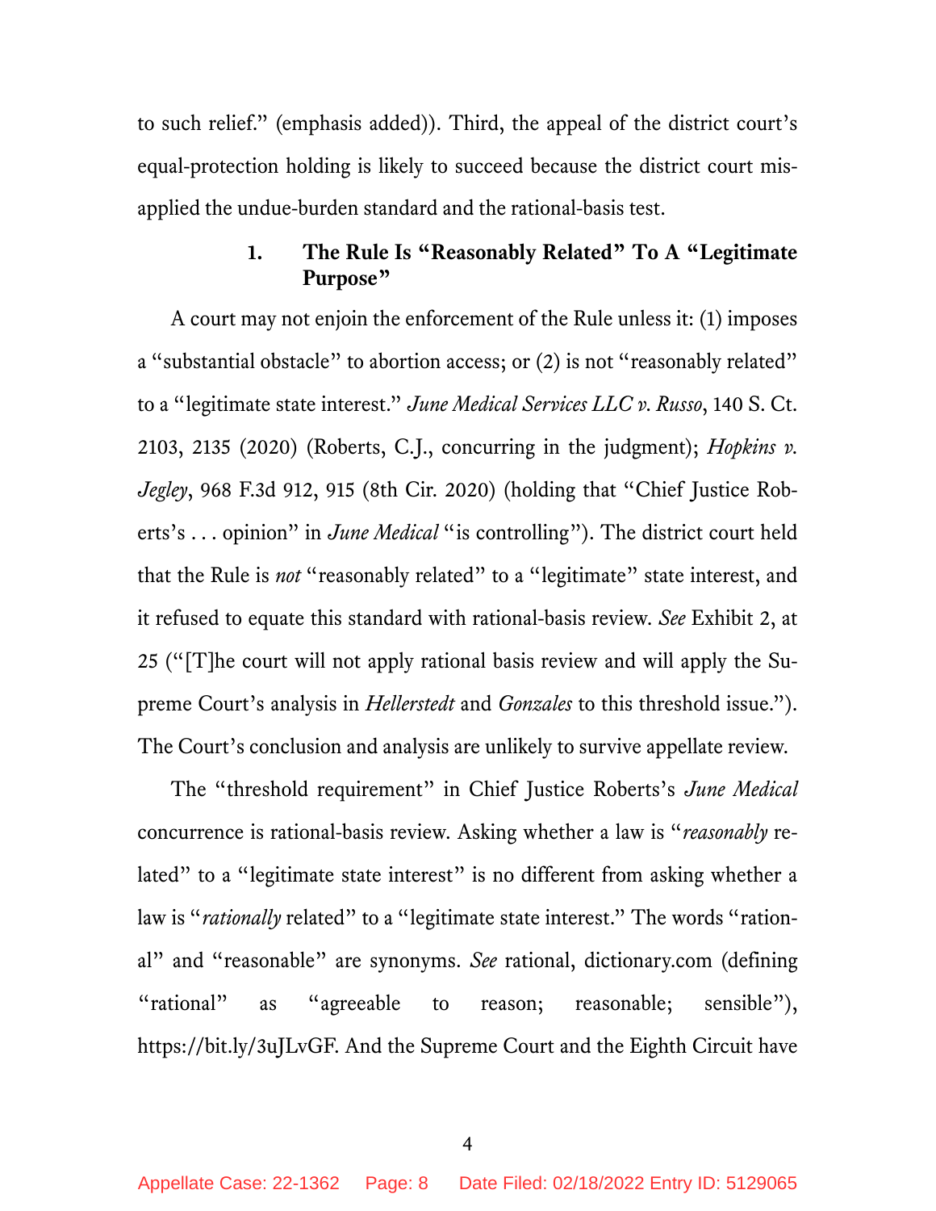to such relief." (emphasis added)). Third, the appeal of the district court's equal-protection holding is likely to succeed because the district court misapplied the undue-burden standard and the rational-basis test.

### 1. The Rule Is "Reasonably Related" To A "Legitimate Purpose"

A court may not enjoin the enforcement of the Rule unless it: (1) imposes a "substantial obstacle" to abortion access; or (2) is not "reasonably related" to a "legitimate state interest." *June Medical Services LLC v. Russo*, 140 S. Ct. 2103, 2135 (2020) (Roberts, C.J., concurring in the judgment); *Hopkins v. Jegley*, 968 F.3d 912, 915 (8th Cir. 2020) (holding that "Chief Justice Roberts's . . . opinion" in *June Medical* "is controlling"). The district court held that the Rule is *not* "reasonably related" to a "legitimate" state interest, and it refused to equate this standard with rational-basis review. *See* Exhibit 2, at 25 ("[T]he court will not apply rational basis review and will apply the Supreme Court's analysis in *Hellerstedt* and *Gonzales* to this threshold issue."). The Court's conclusion and analysis are unlikely to survive appellate review.

The "threshold requirement" in Chief Justice Roberts's *June Medical* concurrence is rational-basis review. Asking whether a law is "*reasonably* related" to a "legitimate state interest" is no different from asking whether a law is "*rationally* related" to a "legitimate state interest." The words "rational" and "reasonable" are synonyms. *See* rational, dictionary.com (defining "rational" as "agreeable to reason; reasonable; sensible"), https://bit.ly/3uJLvGF. And the Supreme Court and the Eighth Circuit have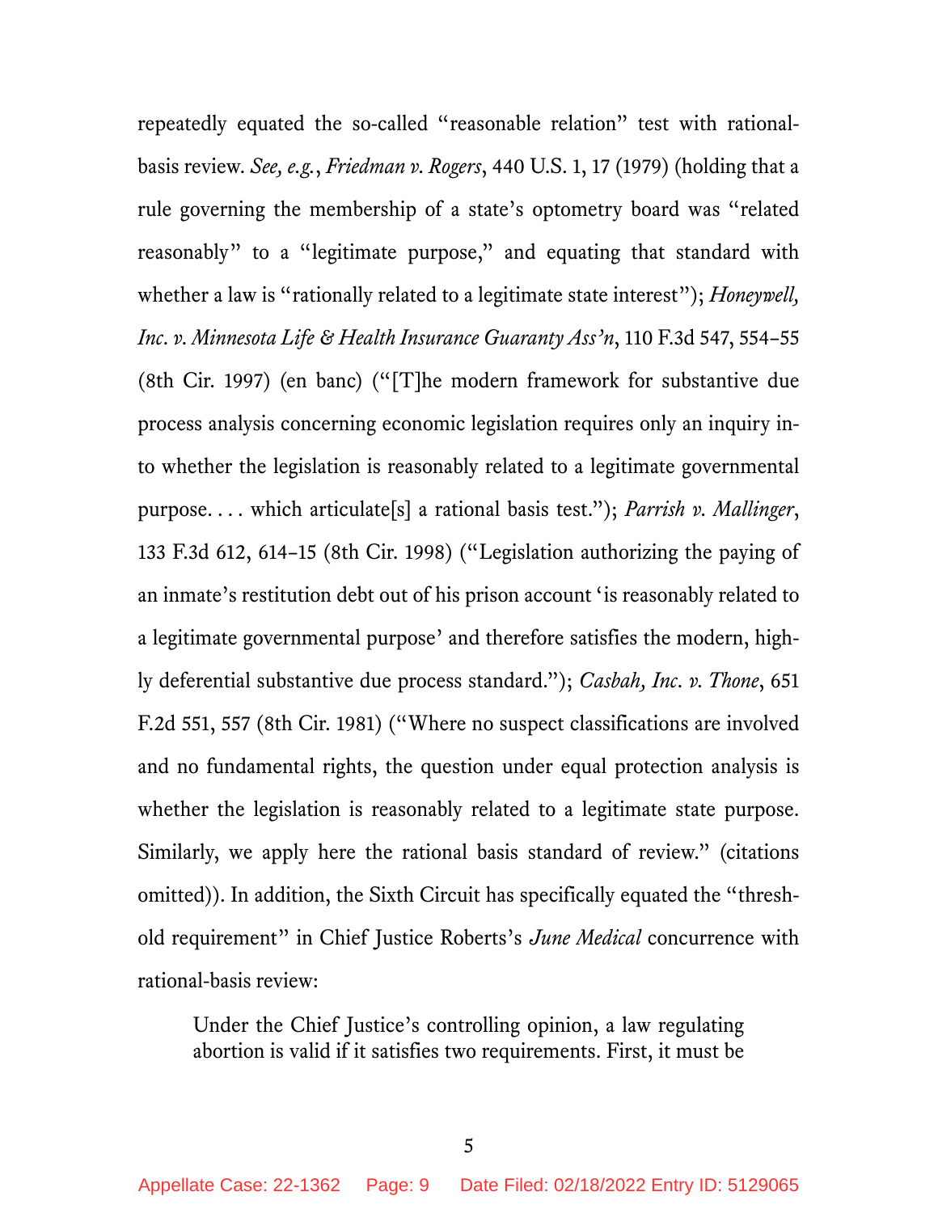repeatedly equated the so-called "reasonable relation" test with rational-basis review. *See, e.g.*, *Friedman v. Rogers*, 440 U.S. 1, 17 (1979) (holding that a rule governing the membership of a state's optometry board was "related reasonably" to a "legitimate purpose," and equating that standard with whether a law is "rationally related to a legitimate state interest"); *Honeywell, Inc. v. Minnesota Life & Health Insurance Guaranty Ass'n*, 110 F.3d 547, 554–55 (8th Cir. 1997) (en banc) ("[T]he modern framework for substantive due process analysis concerning economic legislation requires only an inquiry into whether the legislation is reasonably related to a legitimate governmental purpose. . . . which articulate[s] a rational basis test."); *Parrish v. Mallinger*, 133 F.3d 612, 614–15 (8th Cir. 1998) ("Legislation authorizing the paying of an inmate's restitution debt out of his prison account 'is reasonably related to a legitimate governmental purpose' and therefore satisfies the modern, highly deferential substantive due process standard."); *Casbah, Inc. v. Thone*, 651 F.2d 551, 557 (8th Cir. 1981) ("Where no suspect classifications are involved and no fundamental rights, the question under equal protection analysis is whether the legislation is reasonably related to a legitimate state purpose. Similarly, we apply here the rational basis standard of review." (citations omitted)). In addition, the Sixth Circuit has specifically equated the "threshold requirement" in Chief Justice Roberts's *June Medical* concurrence with rational-basis review:

> Under the Chief Justice's controlling opinion, a law regulating abortion is valid if it satisfies two requirements. First, it must be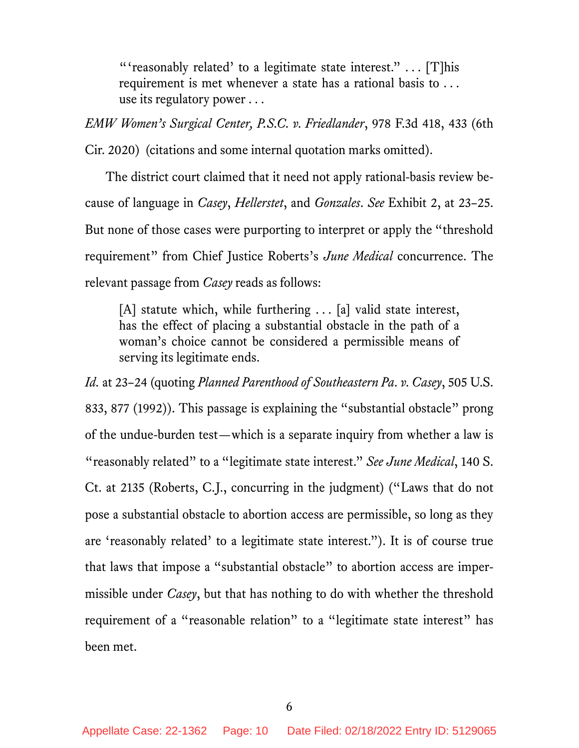> "'reasonably related' to a legitimate state interest." . . . [T]his requirement is met whenever a state has a rational basis to . . . use its regulatory power . . .

*EMW Women's Surgical Center, P.S.C. v. Friedlander*, 978 F.3d 418, 433 (6th Cir. 2020) (citations and some internal quotation marks omitted).

The district court claimed that it need not apply rational-basis review because of language in *Casey*, *Hellerstet*, and *Gonzales*. *See* Exhibit 2, at 23–25. But none of those cases were purporting to interpret or apply the "threshold requirement" from Chief Justice Roberts's *June Medical* concurrence. The relevant passage from *Casey* reads as follows:

> [A] statute which, while furthering . . . [a] valid state interest, has the effect of placing a substantial obstacle in the path of a woman's choice cannot be considered a permissible means of serving its legitimate ends.

*Id.* at 23–24 (quoting *Planned Parenthood of Southeastern Pa. v. Casey*, 505 U.S. 833, 877 (1992)). This passage is explaining the "substantial obstacle" prong of the undue-burden test—which is a separate inquiry from whether a law is "reasonably related" to a "legitimate state interest." *See June Medical*, 140 S. Ct. at 2135 (Roberts, C.J., concurring in the judgment) ("Laws that do not pose a substantial obstacle to abortion access are permissible, so long as they are 'reasonably related' to a legitimate state interest."). It is of course true that laws that impose a "substantial obstacle" to abortion access are impermissible under *Casey*, but that has nothing to do with whether the threshold requirement of a "reasonable relation" to a "legitimate state interest" has been met.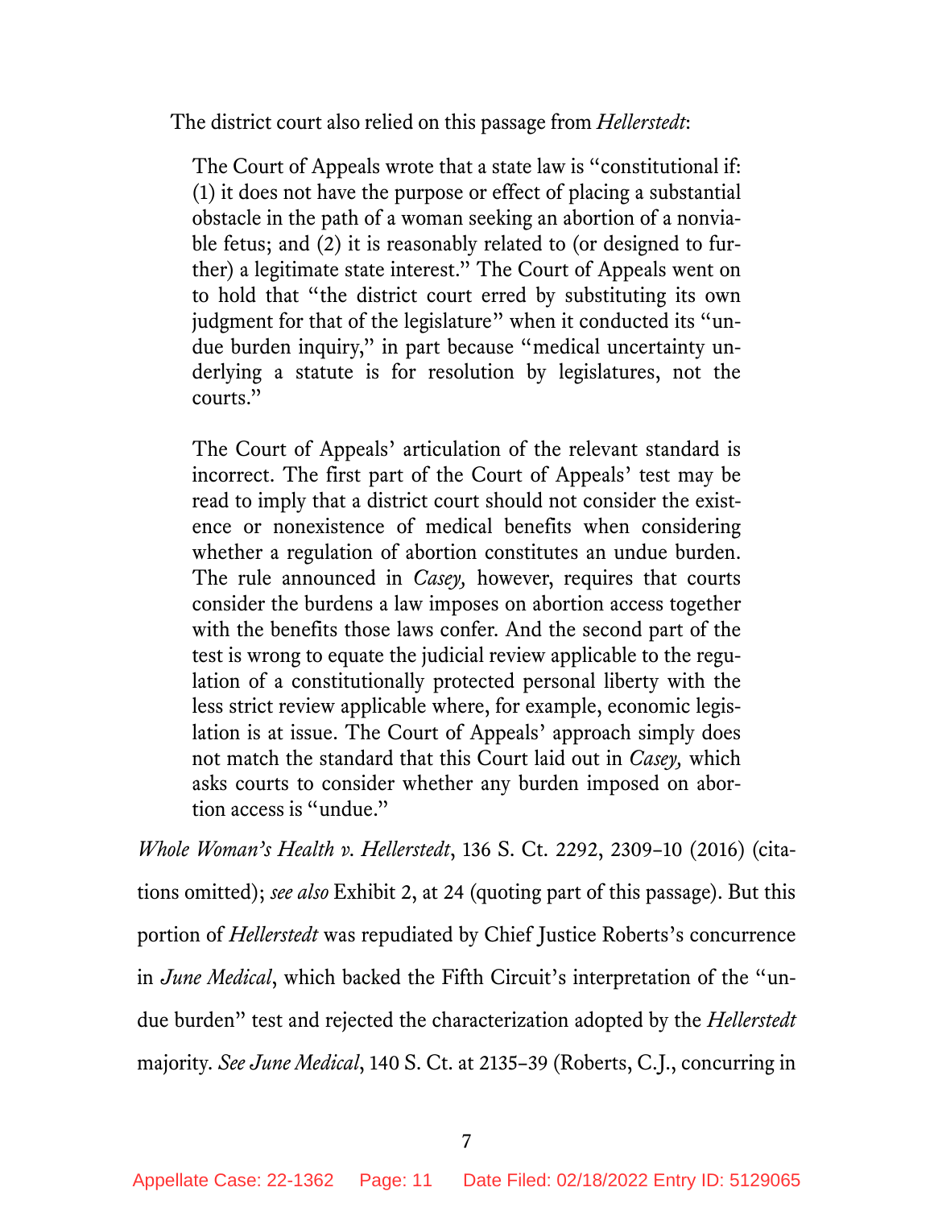The district court also relied on this passage from *Hellerstedt*:

> The Court of Appeals wrote that a state law is "constitutional if: (1) it does not have the purpose or effect of placing a substantial obstacle in the path of a woman seeking an abortion of a nonviable fetus; and (2) it is reasonably related to (or designed to further) a legitimate state interest." The Court of Appeals went on to hold that "the district court erred by substituting its own judgment for that of the legislature" when it conducted its "undue burden inquiry," in part because "medical uncertainty underlying a statute is for resolution by legislatures, not the courts."
>
> The Court of Appeals' articulation of the relevant standard is incorrect. The first part of the Court of Appeals' test may be read to imply that a district court should not consider the existence or nonexistence of medical benefits when considering whether a regulation of abortion constitutes an undue burden. The rule announced in *Casey,* however, requires that courts consider the burdens a law imposes on abortion access together with the benefits those laws confer. And the second part of the test is wrong to equate the judicial review applicable to the regulation of a constitutionally protected personal liberty with the less strict review applicable where, for example, economic legislation is at issue. The Court of Appeals' approach simply does not match the standard that this Court laid out in *Casey,* which asks courts to consider whether any burden imposed on abortion access is "undue."

*Whole Woman's Health v. Hellerstedt*, 136 S. Ct. 2292, 2309–10 (2016) (citations omitted); *see also* Exhibit 2, at 24 (quoting part of this passage). But this portion of *Hellerstedt* was repudiated by Chief Justice Roberts's concurrence in *June Medical*, which backed the Fifth Circuit's interpretation of the "undue burden" test and rejected the characterization adopted by the *Hellerstedt* majority. *See June Medical*, 140 S. Ct. at 2135–39 (Roberts, C.J., concurring in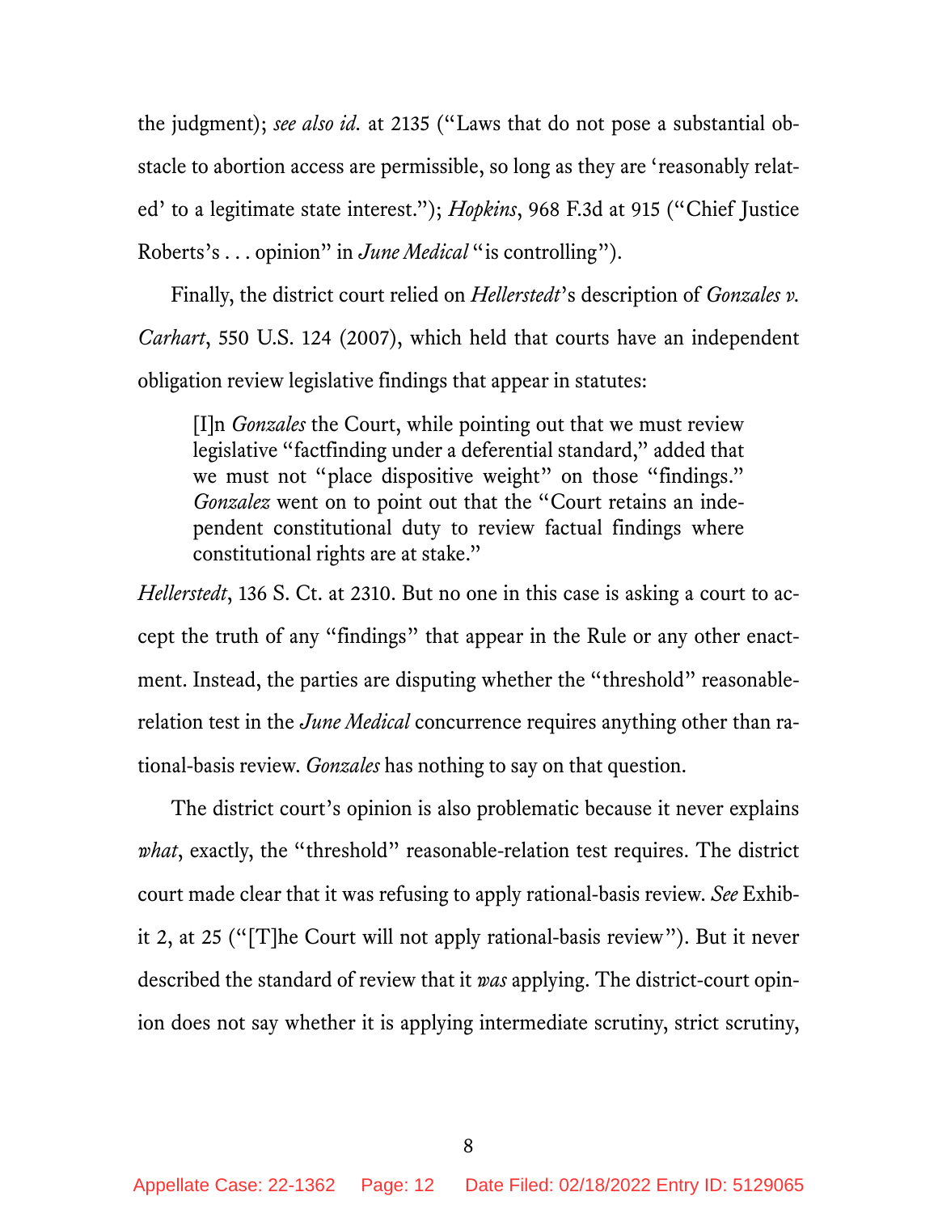the judgment); *see also id.* at 2135 ("Laws that do not pose a substantial obstacle to abortion access are permissible, so long as they are 'reasonably related' to a legitimate state interest."); *Hopkins*, 968 F.3d at 915 ("Chief Justice Roberts's . . . opinion" in *June Medical* "is controlling").

Finally, the district court relied on *Hellerstedt*'s description of *Gonzales v. Carhart*, 550 U.S. 124 (2007), which held that courts have an independent obligation review legislative findings that appear in statutes:

> [I]n *Gonzales* the Court, while pointing out that we must review legislative "factfinding under a deferential standard," added that we must not "place dispositive weight" on those "findings." *Gonzalez* went on to point out that the "Court retains an independent constitutional duty to review factual findings where constitutional rights are at stake."

*Hellerstedt*, 136 S. Ct. at 2310. But no one in this case is asking a court to accept the truth of any "findings" that appear in the Rule or any other enactment. Instead, the parties are disputing whether the "threshold" reasonable-relation test in the *June Medical* concurrence requires anything other than rational-basis review. *Gonzales* has nothing to say on that question.

The district court's opinion is also problematic because it never explains *what*, exactly, the "threshold" reasonable-relation test requires. The district court made clear that it was refusing to apply rational-basis review. *See* Exhibit 2, at 25 ("[T]he Court will not apply rational-basis review"). But it never described the standard of review that it *was* applying. The district-court opinion does not say whether it is applying intermediate scrutiny, strict scrutiny,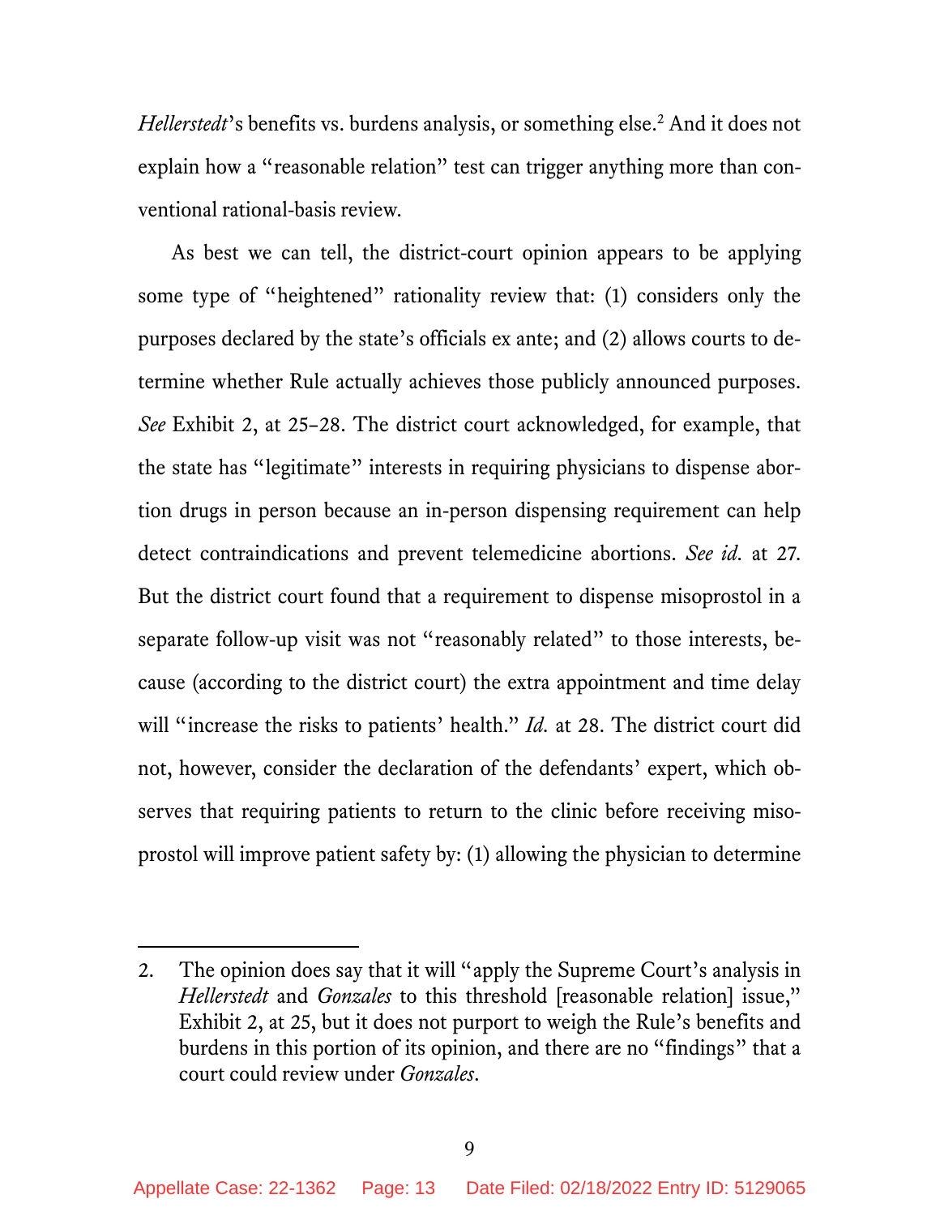*Hellerstedt*'s benefits vs. burdens analysis, or something else.[2] And it does not explain how a "reasonable relation" test can trigger anything more than conventional rational-basis review.

As best we can tell, the district-court opinion appears to be applying some type of "heightened" rationality review that: (1) considers only the purposes declared by the state's officials ex ante; and (2) allows courts to determine whether Rule actually achieves those publicly announced purposes. *See* Exhibit 2, at 25–28. The district court acknowledged, for example, that the state has "legitimate" interests in requiring physicians to dispense abortion drugs in person because an in-person dispensing requirement can help detect contraindications and prevent telemedicine abortions. *See id.* at 27. But the district court found that a requirement to dispense misoprostol in a separate follow-up visit was not "reasonably related" to those interests, because (according to the district court) the extra appointment and time delay will "increase the risks to patients' health." *Id.* at 28. The district court did not, however, consider the declaration of the defendants' expert, which observes that requiring patients to return to the clinic before receiving misoprostol will improve patient safety by: (1) allowing the physician to determine

---

2. The opinion does say that it will "apply the Supreme Court's analysis in *Hellerstedt* and *Gonzales* to this threshold [reasonable relation] issue," Exhibit 2, at 25, but it does not purport to weigh the Rule's benefits and burdens in this portion of its opinion, and there are no "findings" that a court could review under *Gonzales*.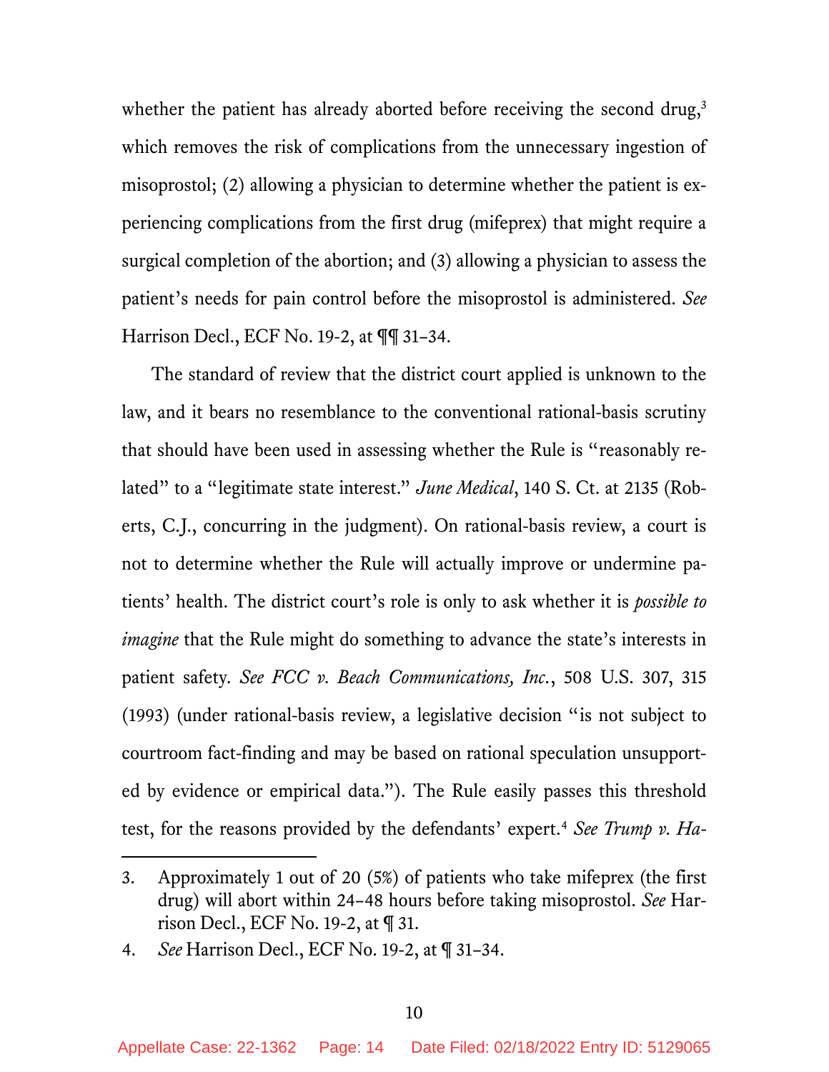whether the patient has already aborted before receiving the second drug,[3] which removes the risk of complications from the unnecessary ingestion of misoprostol; (2) allowing a physician to determine whether the patient is experiencing complications from the first drug (mifeprex) that might require a surgical completion of the abortion; and (3) allowing a physician to assess the patient's needs for pain control before the misoprostol is administered. *See* Harrison Decl., ECF No. 19-2, at ¶¶ 31–34.

The standard of review that the district court applied is unknown to the law, and it bears no resemblance to the conventional rational-basis scrutiny that should have been used in assessing whether the Rule is "reasonably related" to a "legitimate state interest." *June Medical*, 140 S. Ct. at 2135 (Roberts, C.J., concurring in the judgment). On rational-basis review, a court is not to determine whether the Rule will actually improve or undermine patients' health. The district court's role is only to ask whether it is *possible to imagine* that the Rule might do something to advance the state's interests in patient safety. *See FCC v. Beach Communications, Inc.*, 508 U.S. 307, 315 (1993) (under rational-basis review, a legislative decision "is not subject to courtroom fact-finding and may be based on rational speculation unsupported by evidence or empirical data."). The Rule easily passes this threshold test, for the reasons provided by the defendants' expert.[4] *See Trump v. Ha-*

---

3. Approximately 1 out of 20 (5%) of patients who take mifeprex (the first drug) will abort within 24–48 hours before taking misoprostol. *See* Harrison Decl., ECF No. 19-2, at ¶ 31.

4. *See* Harrison Decl., ECF No. 19-2, at ¶ 31–34.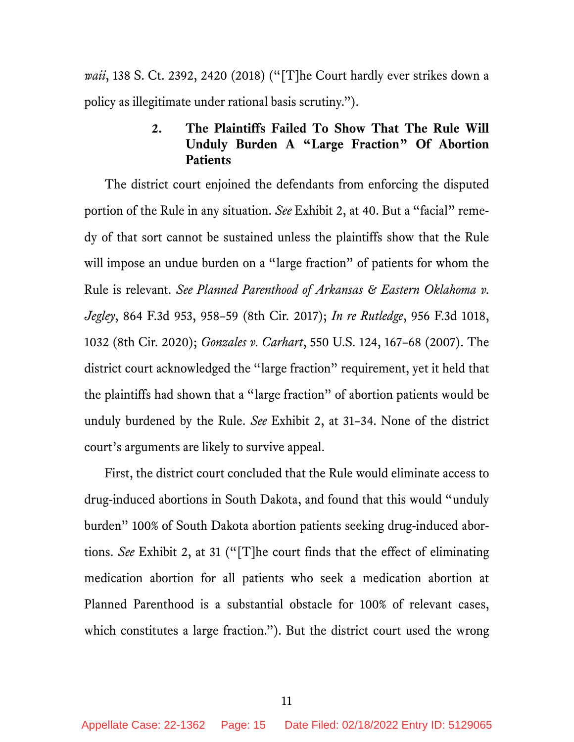*waii*, 138 S. Ct. 2392, 2420 (2018) ("[T]he Court hardly ever strikes down a policy as illegitimate under rational basis scrutiny.").

#### 2. The Plaintiffs Failed To Show That The Rule Will Unduly Burden A "Large Fraction" Of Abortion Patients

The district court enjoined the defendants from enforcing the disputed portion of the Rule in any situation. *See* Exhibit 2, at 40. But a "facial" remedy of that sort cannot be sustained unless the plaintiffs show that the Rule will impose an undue burden on a "large fraction" of patients for whom the Rule is relevant. *See Planned Parenthood of Arkansas & Eastern Oklahoma v. Jegley*, 864 F.3d 953, 958–59 (8th Cir. 2017); *In re Rutledge*, 956 F.3d 1018, 1032 (8th Cir. 2020); *Gonzales v. Carhart*, 550 U.S. 124, 167–68 (2007). The district court acknowledged the "large fraction" requirement, yet it held that the plaintiffs had shown that a "large fraction" of abortion patients would be unduly burdened by the Rule. *See* Exhibit 2, at 31–34. None of the district court's arguments are likely to survive appeal.

First, the district court concluded that the Rule would eliminate access to drug-induced abortions in South Dakota, and found that this would "unduly burden" 100% of South Dakota abortion patients seeking drug-induced abortions. *See* Exhibit 2, at 31 ("[T]he court finds that the effect of eliminating medication abortion for all patients who seek a medication abortion at Planned Parenthood is a substantial obstacle for 100% of relevant cases, which constitutes a large fraction."). But the district court used the wrong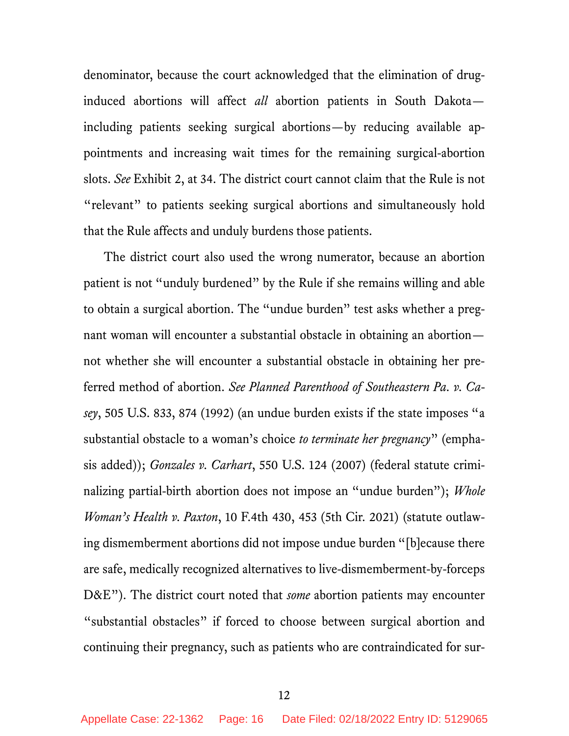denominator, because the court acknowledged that the elimination of drug-induced abortions will affect *all* abortion patients in South Dakota—including patients seeking surgical abortions—by reducing available appointments and increasing wait times for the remaining surgical-abortion slots. *See* Exhibit 2, at 34. The district court cannot claim that the Rule is not "relevant" to patients seeking surgical abortions and simultaneously hold that the Rule affects and unduly burdens those patients.

The district court also used the wrong numerator, because an abortion patient is not "unduly burdened" by the Rule if she remains willing and able to obtain a surgical abortion. The "undue burden" test asks whether a pregnant woman will encounter a substantial obstacle in obtaining an abortion—not whether she will encounter a substantial obstacle in obtaining her preferred method of abortion. *See Planned Parenthood of Southeastern Pa. v. Casey*, 505 U.S. 833, 874 (1992) (an undue burden exists if the state imposes "a substantial obstacle to a woman's choice *to terminate her pregnancy*" (emphasis added)); *Gonzales v. Carhart*, 550 U.S. 124 (2007) (federal statute criminalizing partial-birth abortion does not impose an "undue burden"); *Whole Woman's Health v. Paxton*, 10 F.4th 430, 453 (5th Cir. 2021) (statute outlawing dismemberment abortions did not impose undue burden "[b]ecause there are safe, medically recognized alternatives to live-dismemberment-by-forceps D&E"). The district court noted that *some* abortion patients may encounter "substantial obstacles" if forced to choose between surgical abortion and continuing their pregnancy, such as patients who are contraindicated for sur-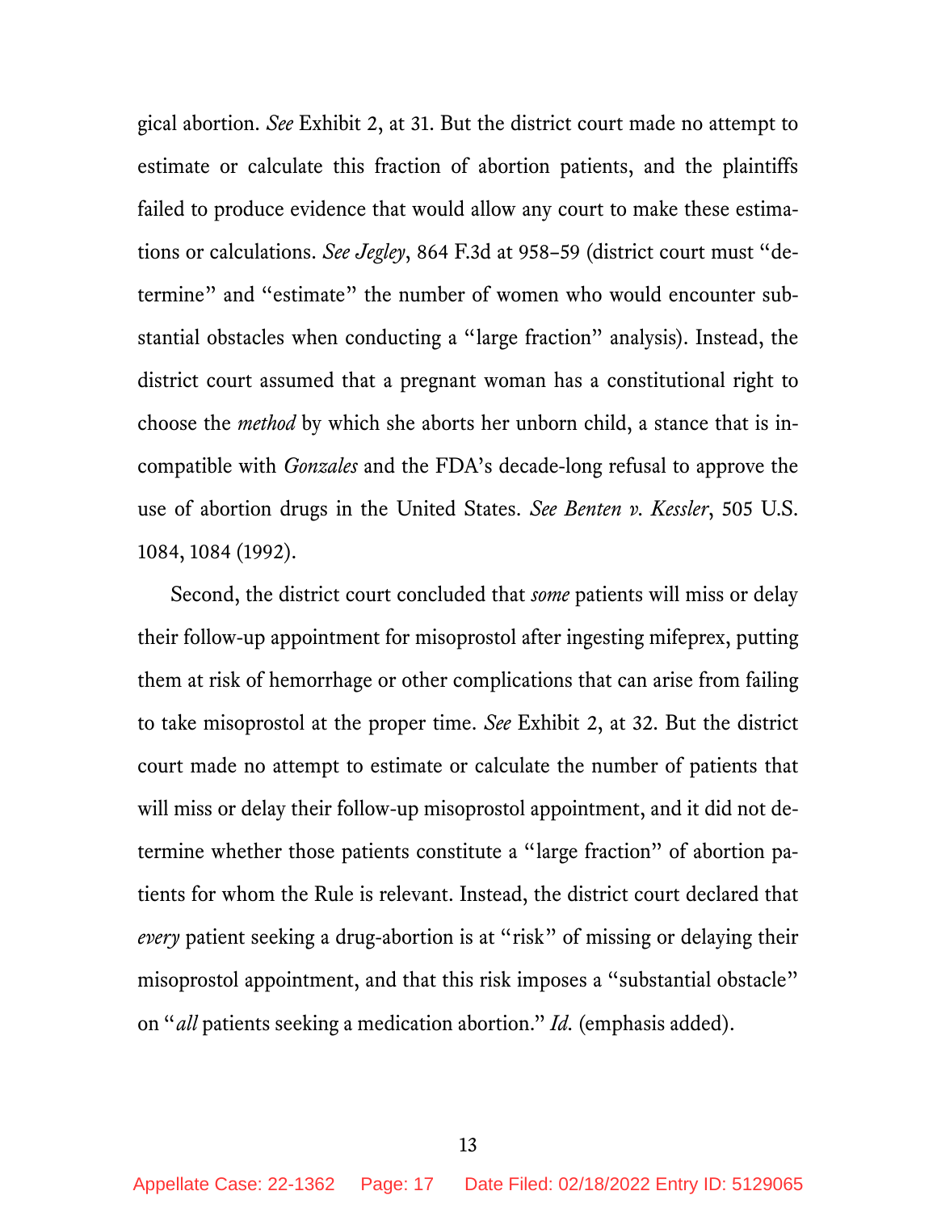gical abortion. *See* Exhibit 2, at 31. But the district court made no attempt to estimate or calculate this fraction of abortion patients, and the plaintiffs failed to produce evidence that would allow any court to make these estimations or calculations. *See Jegley*, 864 F.3d at 958–59 (district court must "determine" and "estimate" the number of women who would encounter substantial obstacles when conducting a "large fraction" analysis). Instead, the district court assumed that a pregnant woman has a constitutional right to choose the *method* by which she aborts her unborn child, a stance that is incompatible with *Gonzales* and the FDA's decade-long refusal to approve the use of abortion drugs in the United States. *See Benten v. Kessler*, 505 U.S. 1084, 1084 (1992).

Second, the district court concluded that *some* patients will miss or delay their follow-up appointment for misoprostol after ingesting mifeprex, putting them at risk of hemorrhage or other complications that can arise from failing to take misoprostol at the proper time. *See* Exhibit 2, at 32. But the district court made no attempt to estimate or calculate the number of patients that will miss or delay their follow-up misoprostol appointment, and it did not determine whether those patients constitute a "large fraction" of abortion patients for whom the Rule is relevant. Instead, the district court declared that *every* patient seeking a drug-abortion is at "risk" of missing or delaying their misoprostol appointment, and that this risk imposes a "substantial obstacle" on "*all* patients seeking a medication abortion." *Id.* (emphasis added).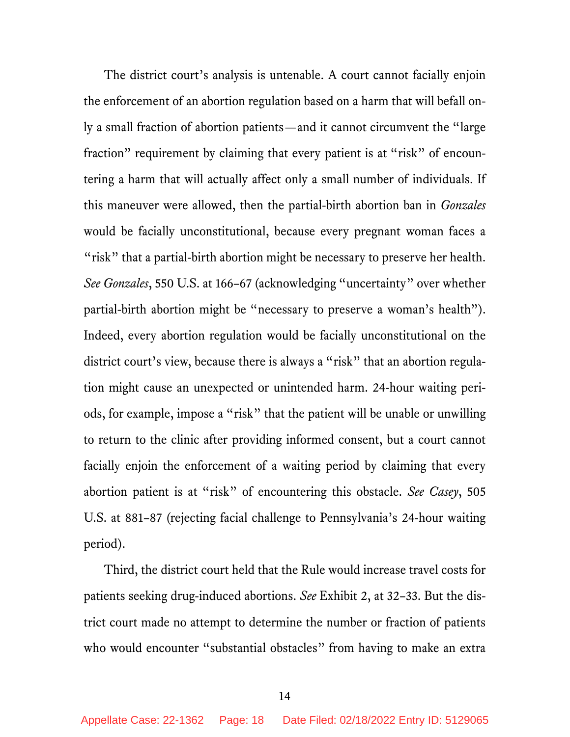The district court's analysis is untenable. A court cannot facially enjoin the enforcement of an abortion regulation based on a harm that will befall only a small fraction of abortion patients—and it cannot circumvent the "large fraction" requirement by claiming that every patient is at "risk" of encountering a harm that will actually affect only a small number of individuals. If this maneuver were allowed, then the partial-birth abortion ban in *Gonzales* would be facially unconstitutional, because every pregnant woman faces a "risk" that a partial-birth abortion might be necessary to preserve her health. *See Gonzales*, 550 U.S. at 166–67 (acknowledging "uncertainty" over whether partial-birth abortion might be "necessary to preserve a woman's health"). Indeed, every abortion regulation would be facially unconstitutional on the district court's view, because there is always a "risk" that an abortion regulation might cause an unexpected or unintended harm. 24-hour waiting periods, for example, impose a "risk" that the patient will be unable or unwilling to return to the clinic after providing informed consent, but a court cannot facially enjoin the enforcement of a waiting period by claiming that every abortion patient is at "risk" of encountering this obstacle. *See Casey*, 505 U.S. at 881–87 (rejecting facial challenge to Pennsylvania's 24-hour waiting period).

Third, the district court held that the Rule would increase travel costs for patients seeking drug-induced abortions. *See* Exhibit 2, at 32–33. But the district court made no attempt to determine the number or fraction of patients who would encounter "substantial obstacles" from having to make an extra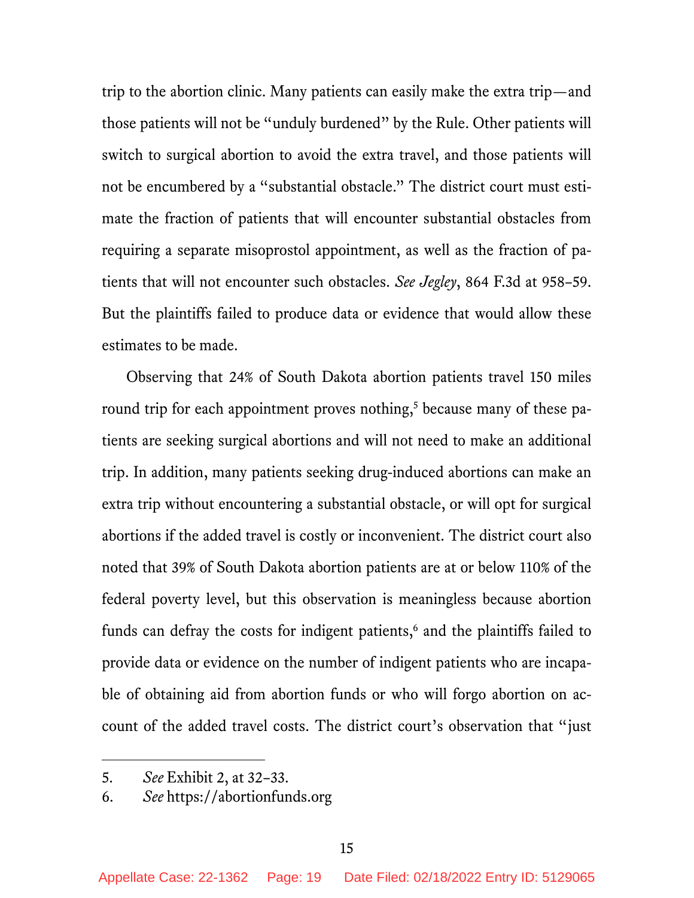trip to the abortion clinic. Many patients can easily make the extra trip—and those patients will not be "unduly burdened" by the Rule. Other patients will switch to surgical abortion to avoid the extra travel, and those patients will not be encumbered by a "substantial obstacle." The district court must estimate the fraction of patients that will encounter substantial obstacles from requiring a separate misoprostol appointment, as well as the fraction of patients that will not encounter such obstacles. *See Jegley*, 864 F.3d at 958–59. But the plaintiffs failed to produce data or evidence that would allow these estimates to be made.

Observing that 24% of South Dakota abortion patients travel 150 miles round trip for each appointment proves nothing,[5] because many of these patients are seeking surgical abortions and will not need to make an additional trip. In addition, many patients seeking drug-induced abortions can make an extra trip without encountering a substantial obstacle, or will opt for surgical abortions if the added travel is costly or inconvenient. The district court also noted that 39% of South Dakota abortion patients are at or below 110% of the federal poverty level, but this observation is meaningless because abortion funds can defray the costs for indigent patients,[6] and the plaintiffs failed to provide data or evidence on the number of indigent patients who are incapable of obtaining aid from abortion funds or who will forgo abortion on account of the added travel costs. The district court's observation that "just

---

5. *See* Exhibit 2, at 32–33.
6. *See* https://abortionfunds.org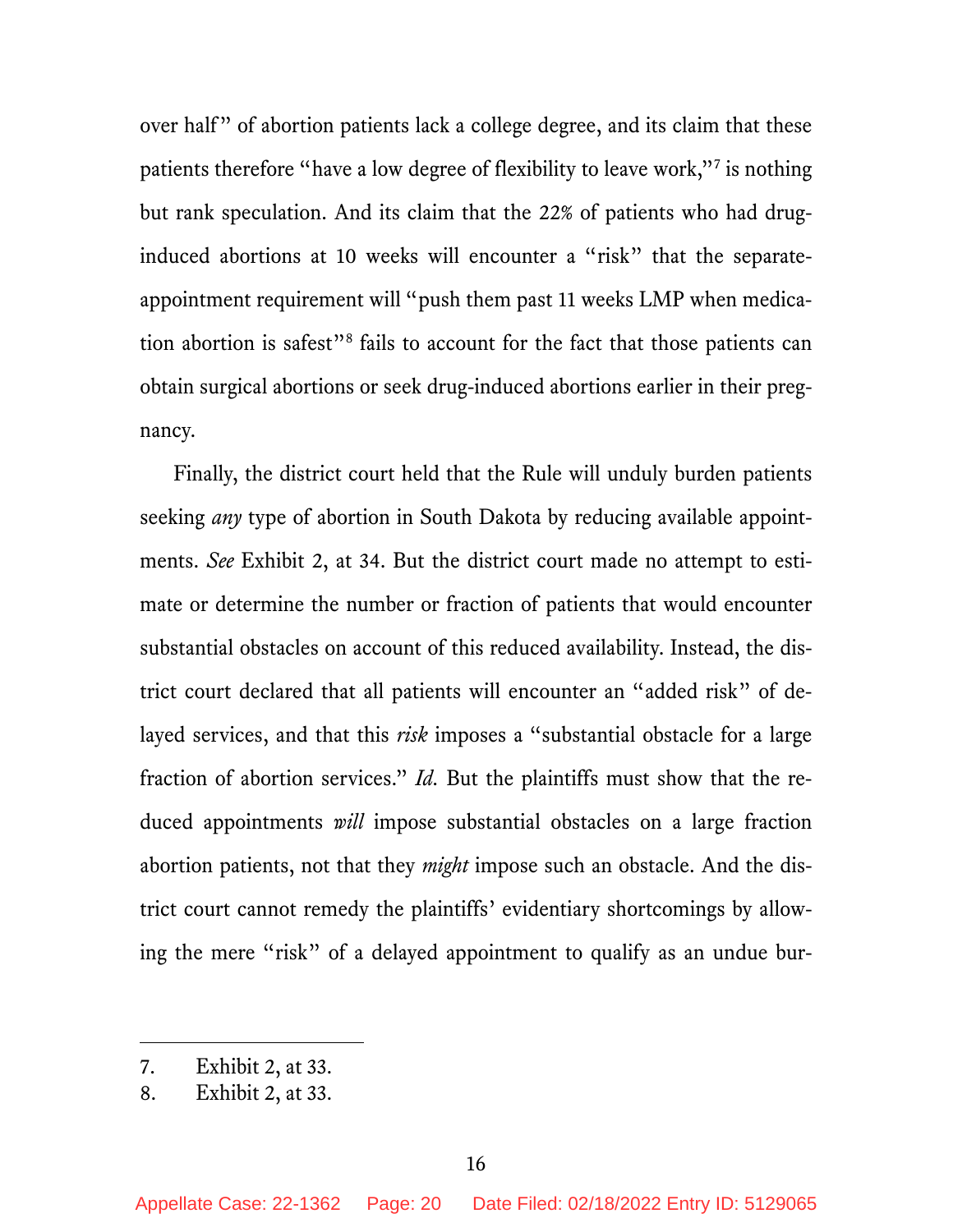over half" of abortion patients lack a college degree, and its claim that these patients therefore "have a low degree of flexibility to leave work,"[7] is nothing but rank speculation. And its claim that the 22% of patients who had drug-induced abortions at 10 weeks will encounter a "risk" that the separate-appointment requirement will "push them past 11 weeks LMP when medication abortion is safest"[8] fails to account for the fact that those patients can obtain surgical abortions or seek drug-induced abortions earlier in their pregnancy.

Finally, the district court held that the Rule will unduly burden patients seeking *any* type of abortion in South Dakota by reducing available appointments. *See* Exhibit 2, at 34. But the district court made no attempt to estimate or determine the number or fraction of patients that would encounter substantial obstacles on account of this reduced availability. Instead, the district court declared that all patients will encounter an "added risk" of delayed services, and that this *risk* imposes a "substantial obstacle for a large fraction of abortion services." *Id.* But the plaintiffs must show that the reduced appointments *will* impose substantial obstacles on a large fraction abortion patients, not that they *might* impose such an obstacle. And the district court cannot remedy the plaintiffs' evidentiary shortcomings by allowing the mere "risk" of a delayed appointment to qualify as an undue bur-

---

7. Exhibit 2, at 33.
8. Exhibit 2, at 33.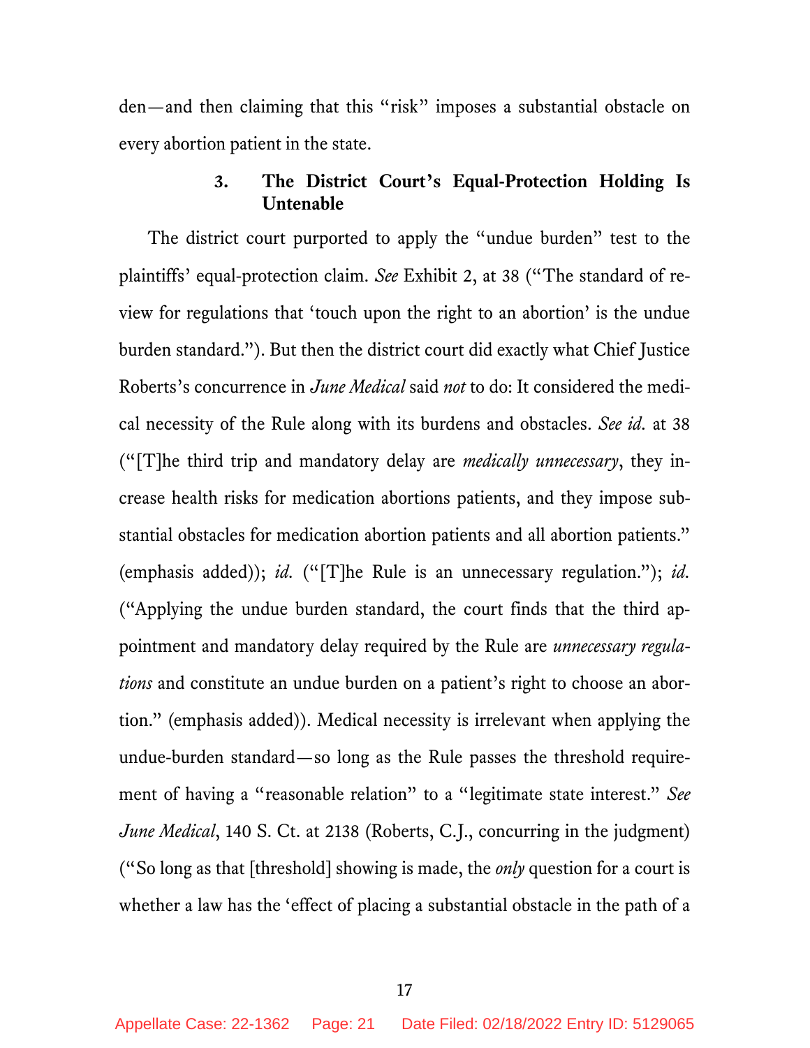den—and then claiming that this "risk" imposes a substantial obstacle on every abortion patient in the state.

### 3. The District Court's Equal-Protection Holding Is Untenable

The district court purported to apply the "undue burden" test to the plaintiffs' equal-protection claim. *See* Exhibit 2, at 38 ("The standard of review for regulations that 'touch upon the right to an abortion' is the undue burden standard."). But then the district court did exactly what Chief Justice Roberts's concurrence in *June Medical* said *not* to do: It considered the medical necessity of the Rule along with its burdens and obstacles. *See id.* at 38 ("[T]he third trip and mandatory delay are *medically unnecessary*, they increase health risks for medication abortions patients, and they impose substantial obstacles for medication abortion patients and all abortion patients." (emphasis added)); *id.* ("[T]he Rule is an unnecessary regulation."); *id.* ("Applying the undue burden standard, the court finds that the third appointment and mandatory delay required by the Rule are *unnecessary regulations* and constitute an undue burden on a patient's right to choose an abortion." (emphasis added)). Medical necessity is irrelevant when applying the undue-burden standard—so long as the Rule passes the threshold requirement of having a "reasonable relation" to a "legitimate state interest." *See June Medical*, 140 S. Ct. at 2138 (Roberts, C.J., concurring in the judgment) ("So long as that [threshold] showing is made, the *only* question for a court is whether a law has the 'effect of placing a substantial obstacle in the path of a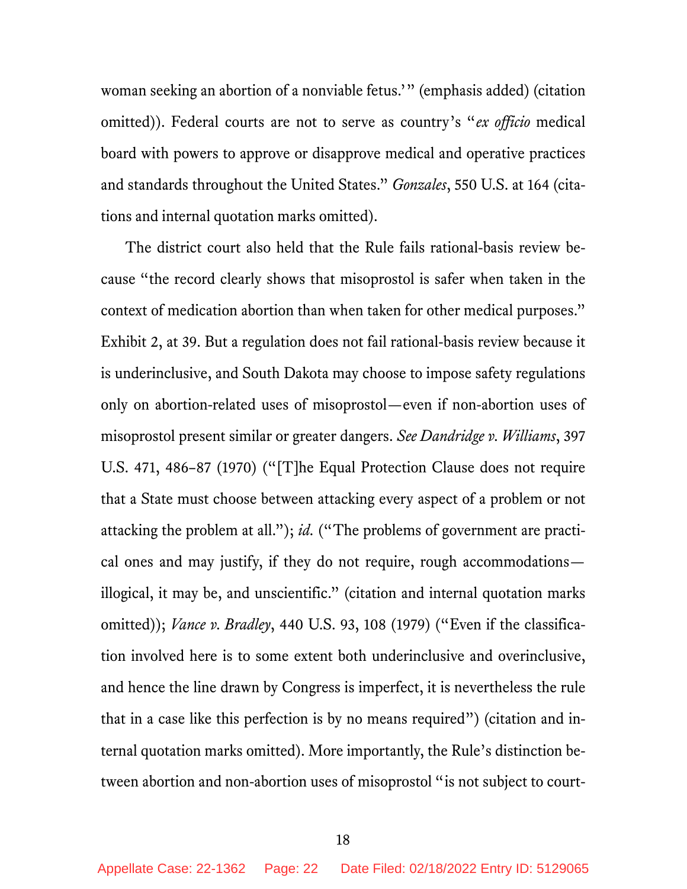woman seeking an abortion of a nonviable fetus.'" (emphasis added) (citation omitted)). Federal courts are not to serve as country's "*ex officio* medical board with powers to approve or disapprove medical and operative practices and standards throughout the United States." *Gonzales*, 550 U.S. at 164 (citations and internal quotation marks omitted).

The district court also held that the Rule fails rational-basis review because "the record clearly shows that misoprostol is safer when taken in the context of medication abortion than when taken for other medical purposes." Exhibit 2, at 39. But a regulation does not fail rational-basis review because it is underinclusive, and South Dakota may choose to impose safety regulations only on abortion-related uses of misoprostol—even if non-abortion uses of misoprostol present similar or greater dangers. *See Dandridge v. Williams*, 397 U.S. 471, 486–87 (1970) ("[T]he Equal Protection Clause does not require that a State must choose between attacking every aspect of a problem or not attacking the problem at all."); *id.* ("The problems of government are practical ones and may justify, if they do not require, rough accommodations—illogical, it may be, and unscientific." (citation and internal quotation marks omitted)); *Vance v. Bradley*, 440 U.S. 93, 108 (1979) ("Even if the classification involved here is to some extent both underinclusive and overinclusive, and hence the line drawn by Congress is imperfect, it is nevertheless the rule that in a case like this perfection is by no means required") (citation and internal quotation marks omitted). More importantly, the Rule's distinction between abortion and non-abortion uses of misoprostol "is not subject to court-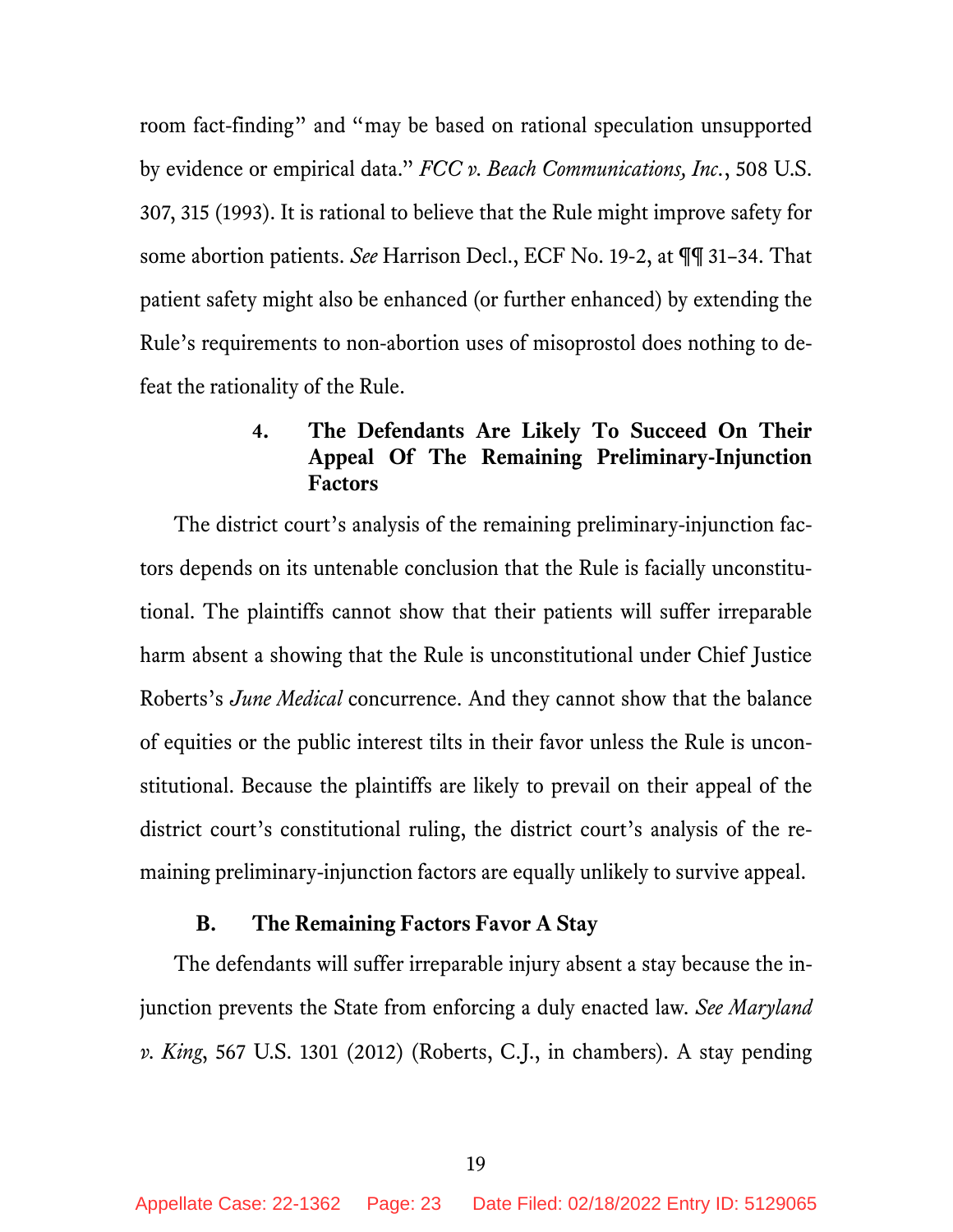room fact-finding" and "may be based on rational speculation unsupported by evidence or empirical data." *FCC v. Beach Communications, Inc.*, 508 U.S. 307, 315 (1993). It is rational to believe that the Rule might improve safety for some abortion patients. *See* Harrison Decl., ECF No. 19-2, at ¶¶ 31–34. That patient safety might also be enhanced (or further enhanced) by extending the Rule's requirements to non-abortion uses of misoprostol does nothing to defeat the rationality of the Rule.

#### 4. The Defendants Are Likely To Succeed On Their Appeal Of The Remaining Preliminary-Injunction Factors

The district court's analysis of the remaining preliminary-injunction factors depends on its untenable conclusion that the Rule is facially unconstitutional. The plaintiffs cannot show that their patients will suffer irreparable harm absent a showing that the Rule is unconstitutional under Chief Justice Roberts's *June Medical* concurrence. And they cannot show that the balance of equities or the public interest tilts in their favor unless the Rule is unconstitutional. Because the plaintiffs are likely to prevail on their appeal of the district court's constitutional ruling, the district court's analysis of the remaining preliminary-injunction factors are equally unlikely to survive appeal.

### B. The Remaining Factors Favor A Stay

The defendants will suffer irreparable injury absent a stay because the injunction prevents the State from enforcing a duly enacted law. *See Maryland v. King*, 567 U.S. 1301 (2012) (Roberts, C.J., in chambers). A stay pending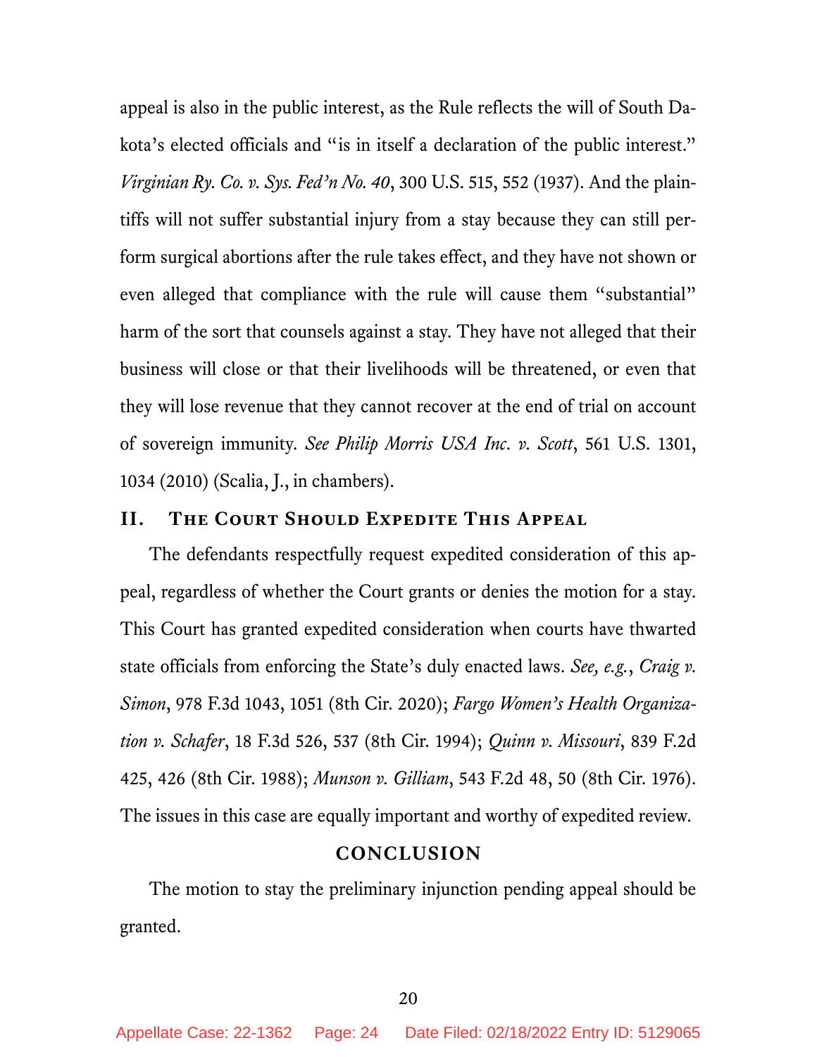appeal is also in the public interest, as the Rule reflects the will of South Dakota's elected officials and "is in itself a declaration of the public interest." *Virginian Ry. Co. v. Sys. Fed'n No. 40*, 300 U.S. 515, 552 (1937). And the plaintiffs will not suffer substantial injury from a stay because they can still perform surgical abortions after the rule takes effect, and they have not shown or even alleged that compliance with the rule will cause them "substantial" harm of the sort that counsels against a stay. They have not alleged that their business will close or that their livelihoods will be threatened, or even that they will lose revenue that they cannot recover at the end of trial on account of sovereign immunity. *See Philip Morris USA Inc. v. Scott*, 561 U.S. 1301, 1034 (2010) (Scalia, J., in chambers).

## II. The Court Should Expedite This Appeal

The defendants respectfully request expedited consideration of this appeal, regardless of whether the Court grants or denies the motion for a stay. This Court has granted expedited consideration when courts have thwarted state officials from enforcing the State's duly enacted laws. *See, e.g.*, *Craig v. Simon*, 978 F.3d 1043, 1051 (8th Cir. 2020); *Fargo Women's Health Organization v. Schafer*, 18 F.3d 526, 537 (8th Cir. 1994); *Quinn v. Missouri*, 839 F.2d 425, 426 (8th Cir. 1988); *Munson v. Gilliam*, 543 F.2d 48, 50 (8th Cir. 1976). The issues in this case are equally important and worthy of expedited review.

## CONCLUSION

The motion to stay the preliminary injunction pending appeal should be granted.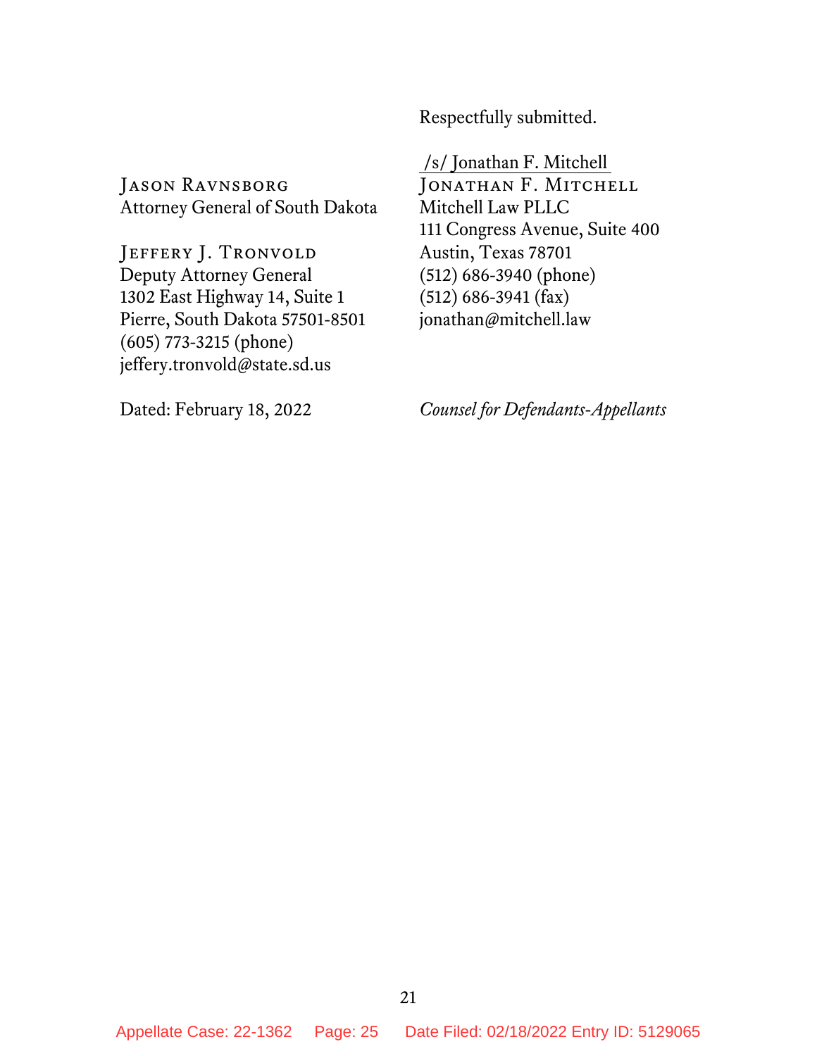Respectfully submitted.

/s/ Jonathan F. Mitchell
JONATHAN F. MITCHELL
Mitchell Law PLLC
111 Congress Avenue, Suite 400
Austin, Texas 78701
(512) 686-3940 (phone)
(512) 686-3941 (fax)
jonathan@mitchell.law

JASON RAVNSBORG
Attorney General of South Dakota

JEFFERY J. TRONVOLD
Deputy Attorney General
1302 East Highway 14, Suite 1
Pierre, South Dakota 57501-8501
(605) 773-3215 (phone)
jeffery.tronvold@state.sd.us

Dated: February 18, 2022

*Counsel for Defendants-Appellants*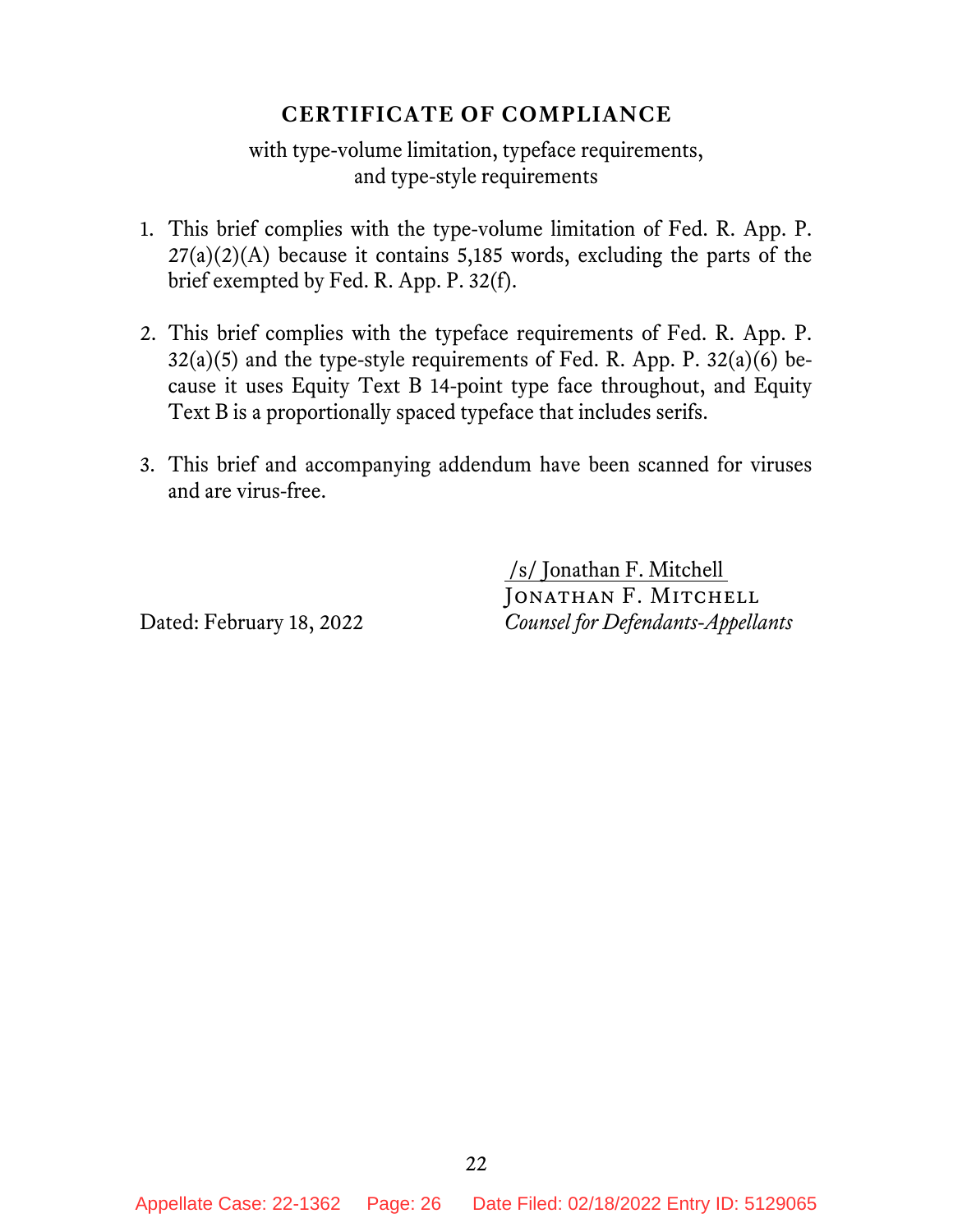## CERTIFICATE OF COMPLIANCE

with type-volume limitation, typeface requirements, and type-style requirements

1. This brief complies with the type-volume limitation of Fed. R. App. P. 27(a)(2)(A) because it contains 5,185 words, excluding the parts of the brief exempted by Fed. R. App. P. 32(f).

2. This brief complies with the typeface requirements of Fed. R. App. P. 32(a)(5) and the type-style requirements of Fed. R. App. P. 32(a)(6) because it uses Equity Text B 14-point type face throughout, and Equity Text B is a proportionally spaced typeface that includes serifs.

3. This brief and accompanying addendum have been scanned for viruses and are virus-free.

/s/ Jonathan F. Mitchell
JONATHAN F. MITCHELL
*Counsel for Defendants-Appellants*

Dated: February 18, 2022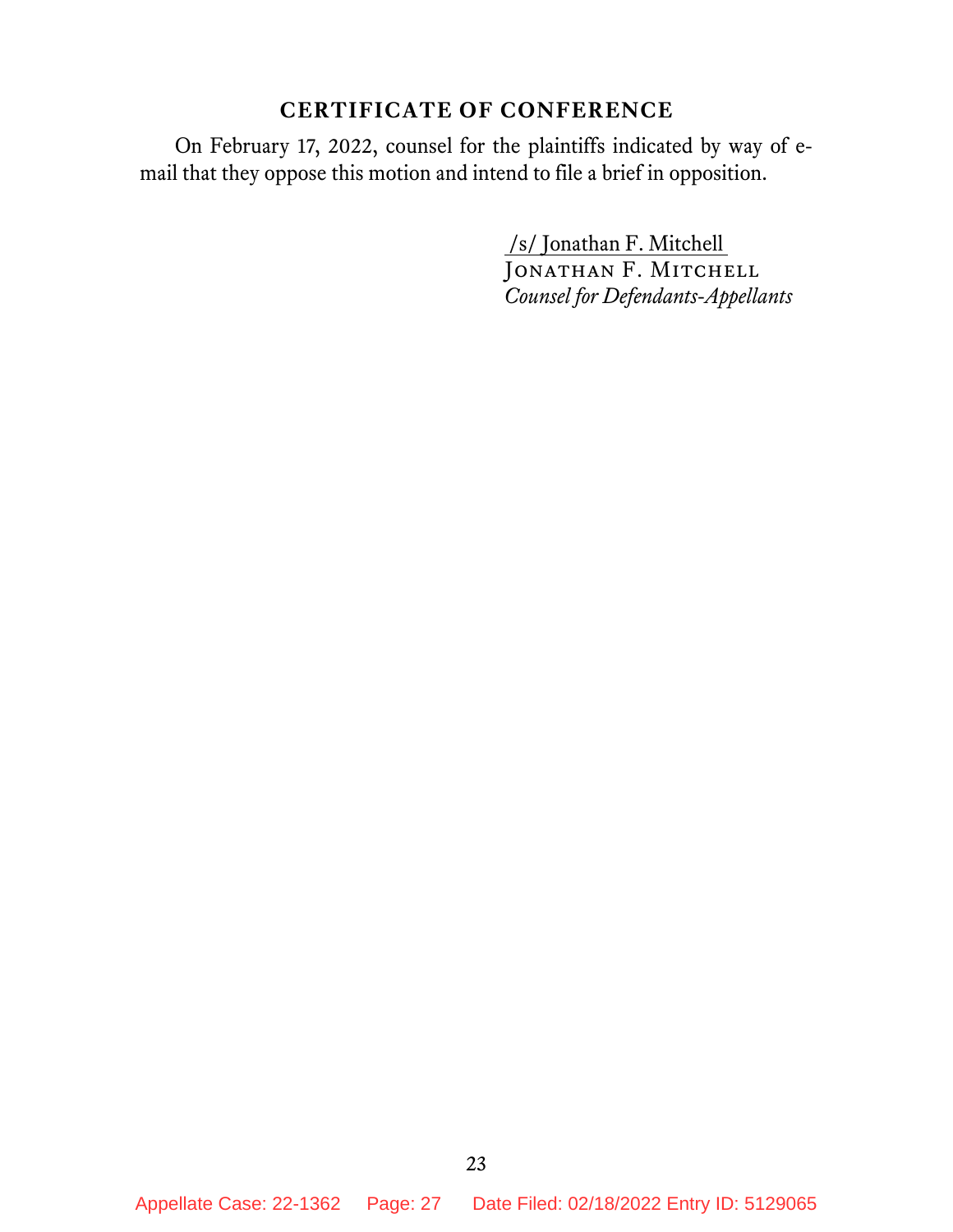## CERTIFICATE OF CONFERENCE

On February 17, 2022, counsel for the plaintiffs indicated by way of e-mail that they oppose this motion and intend to file a brief in opposition.

/s/ Jonathan F. Mitchell
JONATHAN F. MITCHELL
*Counsel for Defendants-Appellants*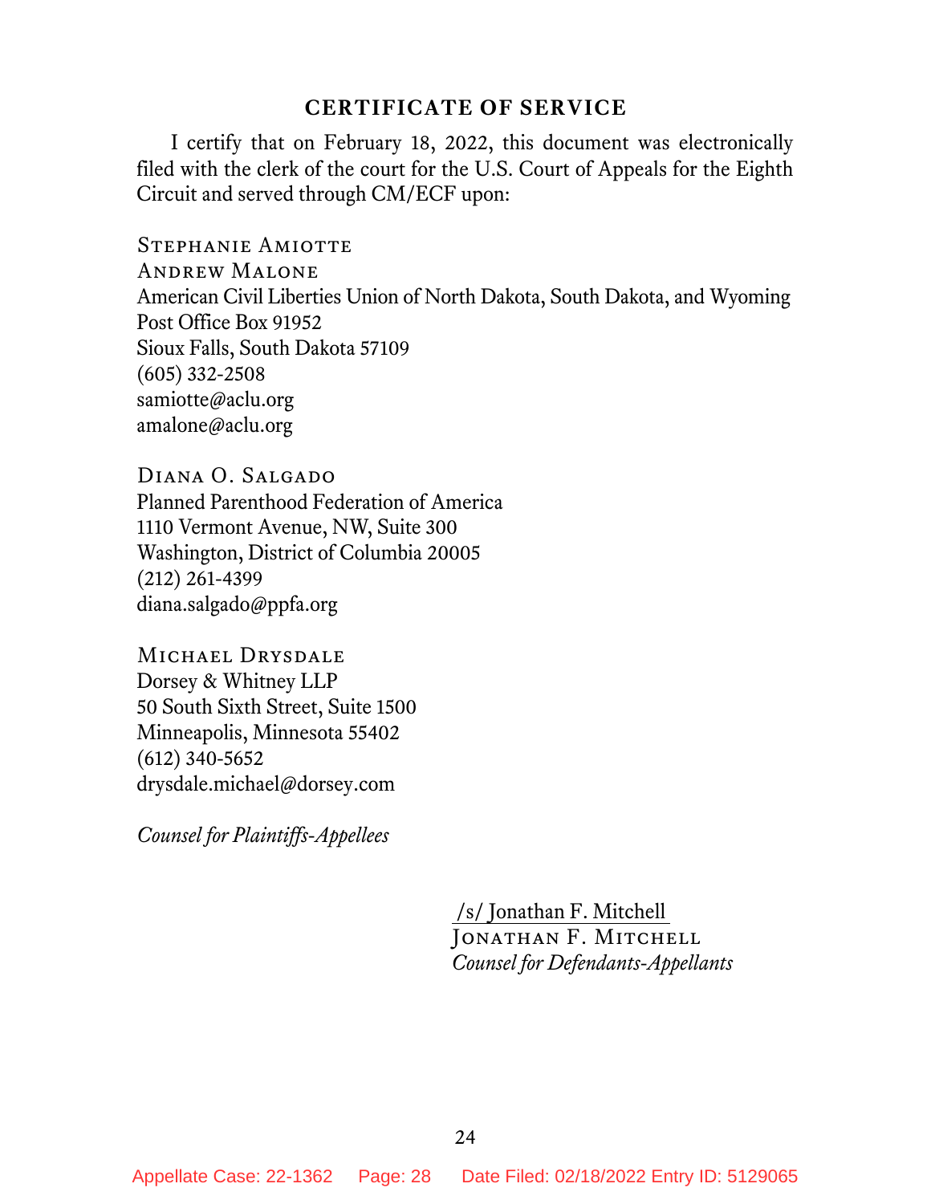## CERTIFICATE OF SERVICE

I certify that on February 18, 2022, this document was electronically filed with the clerk of the court for the U.S. Court of Appeals for the Eighth Circuit and served through CM/ECF upon:

STEPHANIE AMIOTTE
ANDREW MALONE
American Civil Liberties Union of North Dakota, South Dakota, and Wyoming
Post Office Box 91952
Sioux Falls, South Dakota 57109
(605) 332-2508
samiotte@aclu.org
amalone@aclu.org

DIANA O. SALGADO
Planned Parenthood Federation of America
1110 Vermont Avenue, NW, Suite 300
Washington, District of Columbia 20005
(212) 261-4399
diana.salgado@ppfa.org

MICHAEL DRYSDALE
Dorsey & Whitney LLP
50 South Sixth Street, Suite 1500
Minneapolis, Minnesota 55402
(612) 340-5652
drysdale.michael@dorsey.com

*Counsel for Plaintiffs-Appellees*

/s/ Jonathan F. Mitchell
JONATHAN F. MITCHELL
*Counsel for Defendants-Appellants*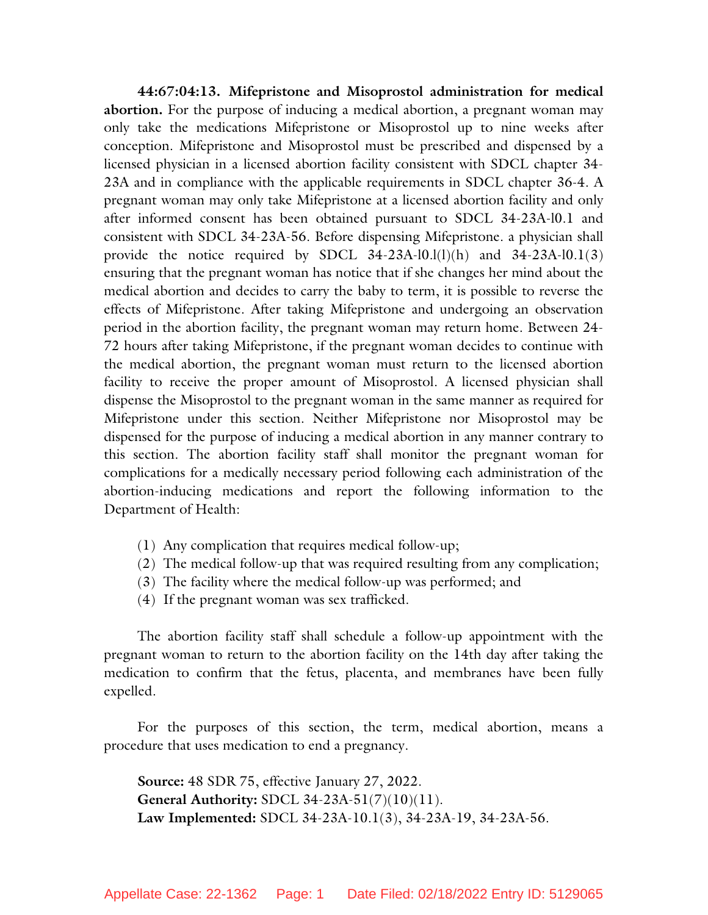**44:67:04:13. Mifepristone and Misoprostol administration for medical abortion.** For the purpose of inducing a medical abortion, a pregnant woman may only take the medications Mifepristone or Misoprostol up to nine weeks after conception. Mifepristone and Misoprostol must be prescribed and dispensed by a licensed physician in a licensed abortion facility consistent with SDCL chapter 34-23A and in compliance with the applicable requirements in SDCL chapter 36-4. A pregnant woman may only take Mifepristone at a licensed abortion facility and only after informed consent has been obtained pursuant to SDCL 34-23A-l0.1 and consistent with SDCL 34-23A-56. Before dispensing Mifepristone. a physician shall provide the notice required by SDCL 34-23A-l0.l(l)(h) and 34-23A-l0.1(3) ensuring that the pregnant woman has notice that if she changes her mind about the medical abortion and decides to carry the baby to term, it is possible to reverse the effects of Mifepristone. After taking Mifepristone and undergoing an observation period in the abortion facility, the pregnant woman may return home. Between 24-72 hours after taking Mifepristone, if the pregnant woman decides to continue with the medical abortion, the pregnant woman must return to the licensed abortion facility to receive the proper amount of Misoprostol. A licensed physician shall dispense the Misoprostol to the pregnant woman in the same manner as required for Mifepristone under this section. Neither Mifepristone nor Misoprostol may be dispensed for the purpose of inducing a medical abortion in any manner contrary to this section. The abortion facility staff shall monitor the pregnant woman for complications for a medically necessary period following each administration of the abortion-inducing medications and report the following information to the Department of Health:

(1) Any complication that requires medical follow-up;
(2) The medical follow-up that was required resulting from any complication;
(3) The facility where the medical follow-up was performed; and
(4) If the pregnant woman was sex trafficked.

The abortion facility staff shall schedule a follow-up appointment with the pregnant woman to return to the abortion facility on the 14th day after taking the medication to confirm that the fetus, placenta, and membranes have been fully expelled.

For the purposes of this section, the term, medical abortion, means a procedure that uses medication to end a pregnancy.

**Source:** 48 SDR 75, effective January 27, 2022.
**General Authority:** SDCL 34-23A-51(7)(10)(11).
**Law Implemented:** SDCL 34-23A-10.1(3), 34-23A-19, 34-23A-56.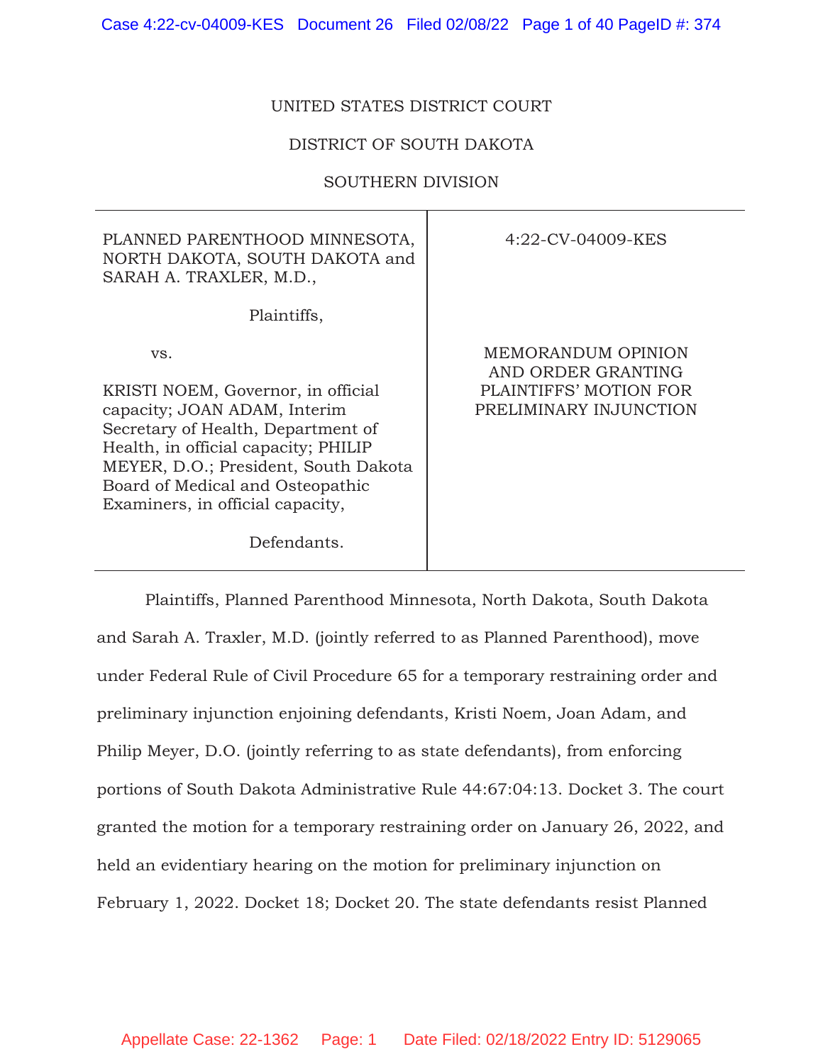UNITED STATES DISTRICT COURT

DISTRICT OF SOUTH DAKOTA

SOUTHERN DIVISION

| | |
|---|---|
| PLANNED PARENTHOOD MINNESOTA, NORTH DAKOTA, SOUTH DAKOTA and SARAH A. TRAXLER, M.D.,<br><br>Plaintiffs,<br><br>vs.<br><br>KRISTI NOEM, Governor, in official capacity; JOAN ADAM, Interim Secretary of Health, Department of Health, in official capacity; PHILIP MEYER, D.O.; President, South Dakota Board of Medical and Osteopathic Examiners, in official capacity,<br><br>Defendants. | 4:22-CV-04009-KES<br><br>MEMORANDUM OPINION AND ORDER GRANTING PLAINTIFFS' MOTION FOR PRELIMINARY INJUNCTION |

Plaintiffs, Planned Parenthood Minnesota, North Dakota, South Dakota and Sarah A. Traxler, M.D. (jointly referred to as Planned Parenthood), move under Federal Rule of Civil Procedure 65 for a temporary restraining order and preliminary injunction enjoining defendants, Kristi Noem, Joan Adam, and Philip Meyer, D.O. (jointly referring to as state defendants), from enforcing portions of South Dakota Administrative Rule 44:67:04:13. Docket 3. The court granted the motion for a temporary restraining order on January 26, 2022, and held an evidentiary hearing on the motion for preliminary injunction on February 1, 2022. Docket 18; Docket 20. The state defendants resist Planned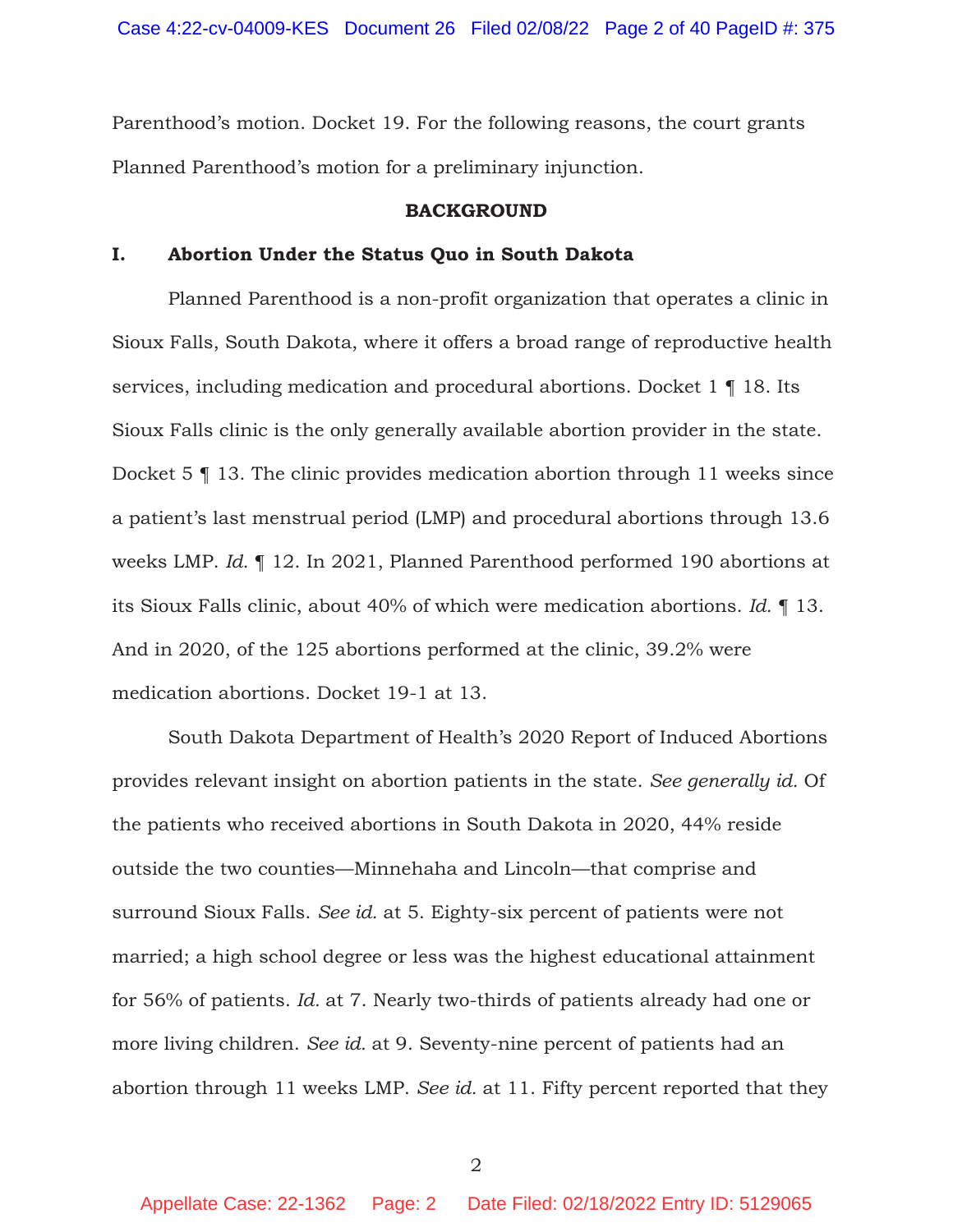Parenthood's motion. Docket 19. For the following reasons, the court grants Planned Parenthood's motion for a preliminary injunction.

## BACKGROUND

### I. Abortion Under the Status Quo in South Dakota

Planned Parenthood is a non-profit organization that operates a clinic in Sioux Falls, South Dakota, where it offers a broad range of reproductive health services, including medication and procedural abortions. Docket 1 ¶ 18. Its Sioux Falls clinic is the only generally available abortion provider in the state. Docket 5 ¶ 13. The clinic provides medication abortion through 11 weeks since a patient's last menstrual period (LMP) and procedural abortions through 13.6 weeks LMP. *Id.* ¶ 12. In 2021, Planned Parenthood performed 190 abortions at its Sioux Falls clinic, about 40% of which were medication abortions. *Id.* ¶ 13. And in 2020, of the 125 abortions performed at the clinic, 39.2% were medication abortions. Docket 19-1 at 13.

South Dakota Department of Health's 2020 Report of Induced Abortions provides relevant insight on abortion patients in the state. *See generally id.* Of the patients who received abortions in South Dakota in 2020, 44% reside outside the two counties—Minnehaha and Lincoln—that comprise and surround Sioux Falls. *See id.* at 5. Eighty-six percent of patients were not married; a high school degree or less was the highest educational attainment for 56% of patients. *Id.* at 7. Nearly two-thirds of patients already had one or more living children. *See id.* at 9. Seventy-nine percent of patients had an abortion through 11 weeks LMP. *See id.* at 11. Fifty percent reported that they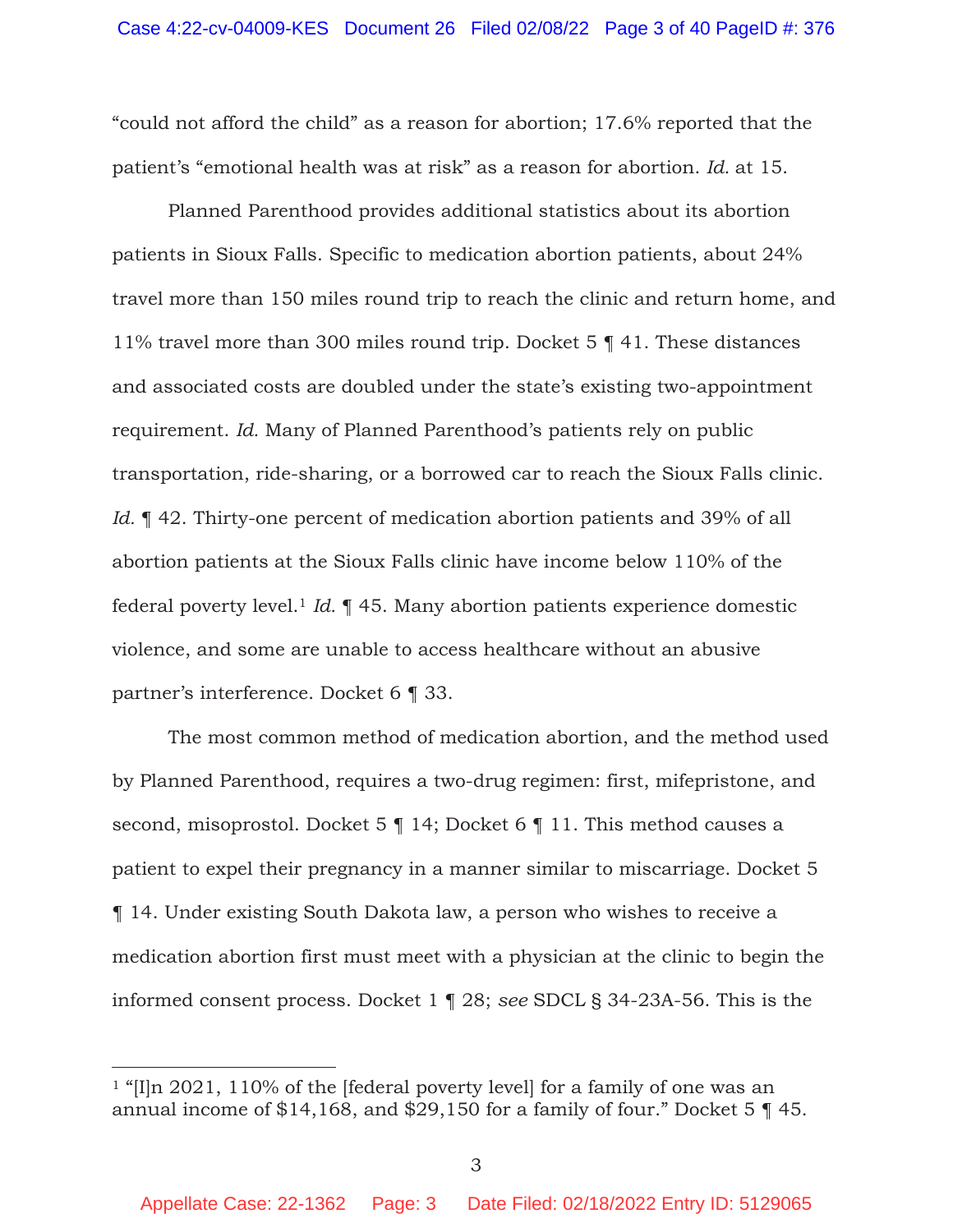"could not afford the child" as a reason for abortion; 17.6% reported that the patient's "emotional health was at risk" as a reason for abortion. *Id.* at 15.

Planned Parenthood provides additional statistics about its abortion patients in Sioux Falls. Specific to medication abortion patients, about 24% travel more than 150 miles round trip to reach the clinic and return home, and 11% travel more than 300 miles round trip. Docket 5 ¶ 41. These distances and associated costs are doubled under the state's existing two-appointment requirement. *Id.* Many of Planned Parenthood's patients rely on public transportation, ride-sharing, or a borrowed car to reach the Sioux Falls clinic. *Id.* ¶ 42. Thirty-one percent of medication abortion patients and 39% of all abortion patients at the Sioux Falls clinic have income below 110% of the federal poverty level.[1] *Id.* ¶ 45. Many abortion patients experience domestic violence, and some are unable to access healthcare without an abusive partner's interference. Docket 6 ¶ 33.

The most common method of medication abortion, and the method used by Planned Parenthood, requires a two-drug regimen: first, mifepristone, and second, misoprostol. Docket 5 ¶ 14; Docket 6 ¶ 11. This method causes a patient to expel their pregnancy in a manner similar to miscarriage. Docket 5 ¶ 14. Under existing South Dakota law, a person who wishes to receive a medication abortion first must meet with a physician at the clinic to begin the informed consent process. Docket 1 ¶ 28; *see* SDCL § 34-23A-56. This is the

---

[1] "[I]n 2021, 110% of the [federal poverty level] for a family of one was an annual income of $14,168, and $29,150 for a family of four." Docket 5 ¶ 45.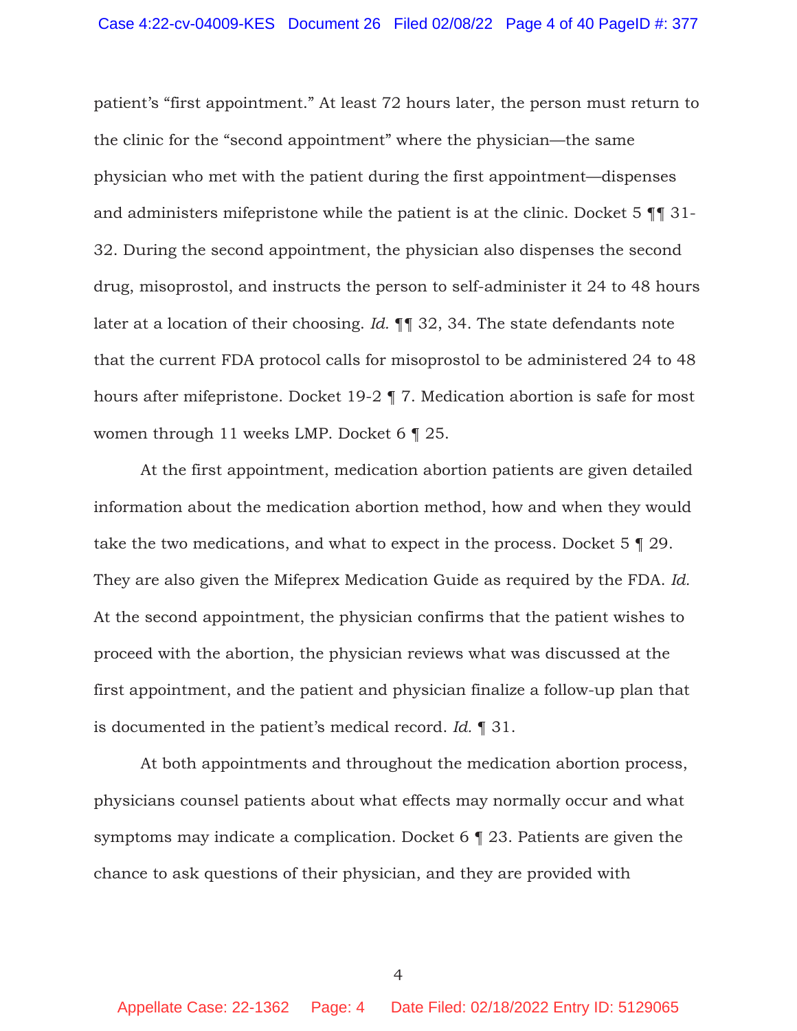patient's "first appointment." At least 72 hours later, the person must return to the clinic for the "second appointment" where the physician—the same physician who met with the patient during the first appointment—dispenses and administers mifepristone while the patient is at the clinic. Docket 5 ¶¶ 31-32. During the second appointment, the physician also dispenses the second drug, misoprostol, and instructs the person to self-administer it 24 to 48 hours later at a location of their choosing. *Id.* ¶¶ 32, 34. The state defendants note that the current FDA protocol calls for misoprostol to be administered 24 to 48 hours after mifepristone. Docket 19-2 ¶ 7. Medication abortion is safe for most women through 11 weeks LMP. Docket 6 ¶ 25.

At the first appointment, medication abortion patients are given detailed information about the medication abortion method, how and when they would take the two medications, and what to expect in the process. Docket 5 ¶ 29. They are also given the Mifeprex Medication Guide as required by the FDA. *Id.* At the second appointment, the physician confirms that the patient wishes to proceed with the abortion, the physician reviews what was discussed at the first appointment, and the patient and physician finalize a follow-up plan that is documented in the patient's medical record. *Id.* ¶ 31.

At both appointments and throughout the medication abortion process, physicians counsel patients about what effects may normally occur and what symptoms may indicate a complication. Docket 6 ¶ 23. Patients are given the chance to ask questions of their physician, and they are provided with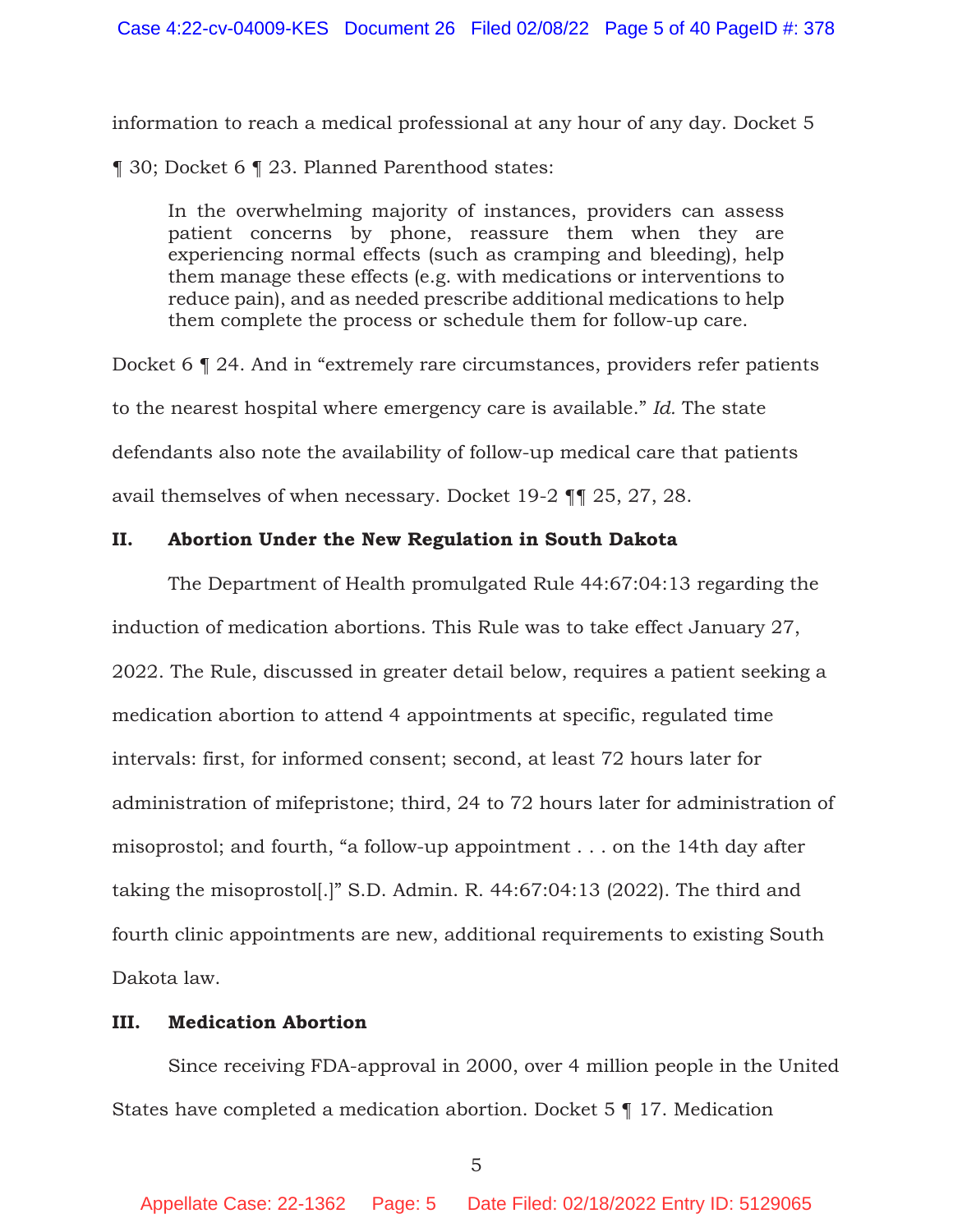information to reach a medical professional at any hour of any day. Docket 5 ¶ 30; Docket 6 ¶ 23. Planned Parenthood states:

> In the overwhelming majority of instances, providers can assess patient concerns by phone, reassure them when they are experiencing normal effects (such as cramping and bleeding), help them manage these effects (e.g. with medications or interventions to reduce pain), and as needed prescribe additional medications to help them complete the process or schedule them for follow-up care.

Docket 6 ¶ 24. And in "extremely rare circumstances, providers refer patients to the nearest hospital where emergency care is available." *Id.* The state defendants also note the availability of follow-up medical care that patients avail themselves of when necessary. Docket 19-2 ¶¶ 25, 27, 28.

## II. Abortion Under the New Regulation in South Dakota

The Department of Health promulgated Rule 44:67:04:13 regarding the induction of medication abortions. This Rule was to take effect January 27, 2022. The Rule, discussed in greater detail below, requires a patient seeking a medication abortion to attend 4 appointments at specific, regulated time intervals: first, for informed consent; second, at least 72 hours later for administration of mifepristone; third, 24 to 72 hours later for administration of misoprostol; and fourth, "a follow-up appointment . . . on the 14th day after taking the misoprostol[.]" S.D. Admin. R. 44:67:04:13 (2022). The third and fourth clinic appointments are new, additional requirements to existing South Dakota law.

## III. Medication Abortion

Since receiving FDA-approval in 2000, over 4 million people in the United States have completed a medication abortion. Docket 5 ¶ 17. Medication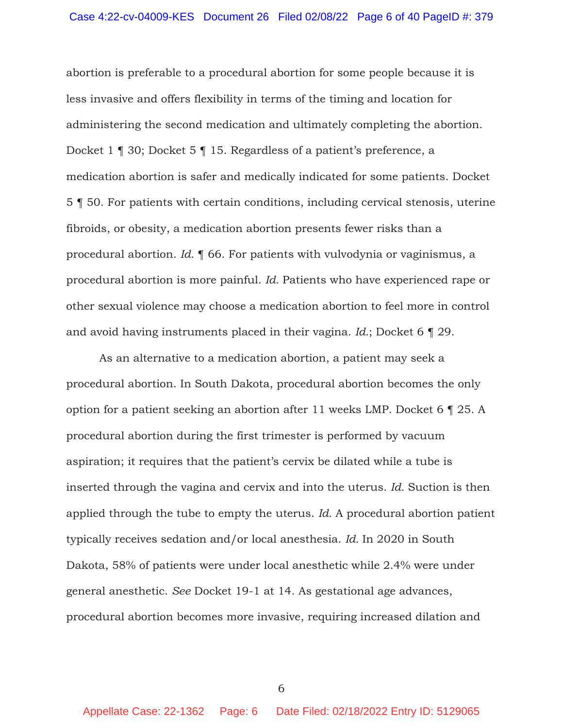abortion is preferable to a procedural abortion for some people because it is less invasive and offers flexibility in terms of the timing and location for administering the second medication and ultimately completing the abortion. Docket 1 ¶ 30; Docket 5 ¶ 15. Regardless of a patient's preference, a medication abortion is safer and medically indicated for some patients. Docket 5 ¶ 50. For patients with certain conditions, including cervical stenosis, uterine fibroids, or obesity, a medication abortion presents fewer risks than a procedural abortion. *Id.* ¶ 66. For patients with vulvodynia or vaginismus, a procedural abortion is more painful. *Id.* Patients who have experienced rape or other sexual violence may choose a medication abortion to feel more in control and avoid having instruments placed in their vagina. *Id.*; Docket 6 ¶ 29.

As an alternative to a medication abortion, a patient may seek a procedural abortion. In South Dakota, procedural abortion becomes the only option for a patient seeking an abortion after 11 weeks LMP. Docket 6 ¶ 25. A procedural abortion during the first trimester is performed by vacuum aspiration; it requires that the patient's cervix be dilated while a tube is inserted through the vagina and cervix and into the uterus. *Id.* Suction is then applied through the tube to empty the uterus. *Id.* A procedural abortion patient typically receives sedation and/or local anesthesia. *Id.* In 2020 in South Dakota, 58% of patients were under local anesthetic while 2.4% were under general anesthetic. *See* Docket 19-1 at 14. As gestational age advances, procedural abortion becomes more invasive, requiring increased dilation and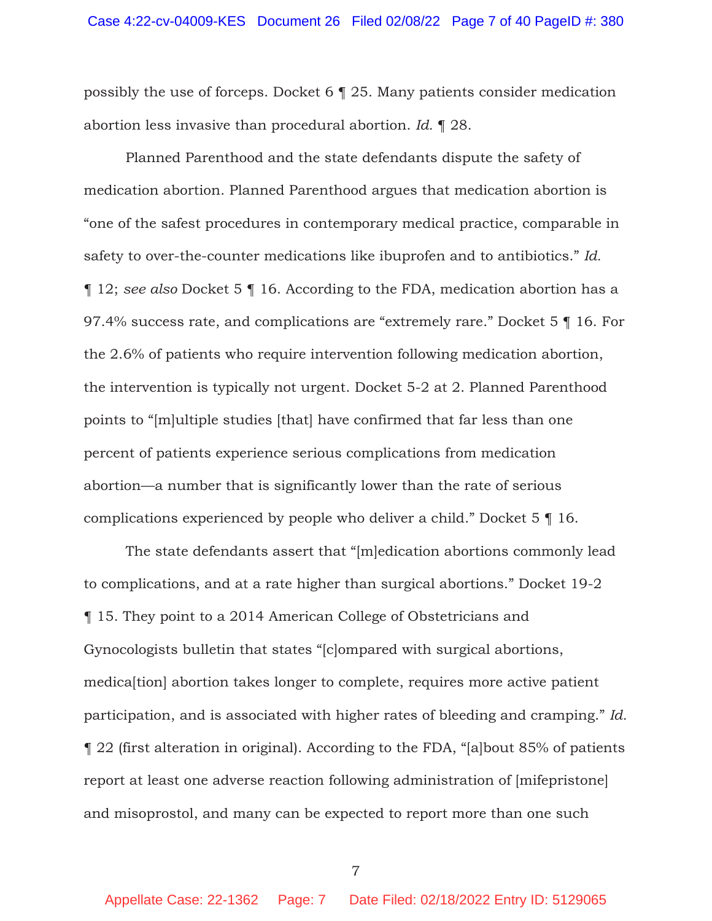possibly the use of forceps. Docket 6 ¶ 25. Many patients consider medication abortion less invasive than procedural abortion. *Id.* ¶ 28.

Planned Parenthood and the state defendants dispute the safety of medication abortion. Planned Parenthood argues that medication abortion is "one of the safest procedures in contemporary medical practice, comparable in safety to over-the-counter medications like ibuprofen and to antibiotics." *Id.* ¶ 12; *see also* Docket 5 ¶ 16. According to the FDA, medication abortion has a 97.4% success rate, and complications are "extremely rare." Docket 5 ¶ 16. For the 2.6% of patients who require intervention following medication abortion, the intervention is typically not urgent. Docket 5-2 at 2. Planned Parenthood points to "[m]ultiple studies [that] have confirmed that far less than one percent of patients experience serious complications from medication abortion—a number that is significantly lower than the rate of serious complications experienced by people who deliver a child." Docket 5 ¶ 16.

The state defendants assert that "[m]edication abortions commonly lead to complications, and at a rate higher than surgical abortions." Docket 19-2 ¶ 15. They point to a 2014 American College of Obstetricians and Gynocologists bulletin that states "[c]ompared with surgical abortions, medica[tion] abortion takes longer to complete, requires more active patient participation, and is associated with higher rates of bleeding and cramping." *Id.* ¶ 22 (first alteration in original). According to the FDA, "[a]bout 85% of patients report at least one adverse reaction following administration of [mifepristone] and misoprostol, and many can be expected to report more than one such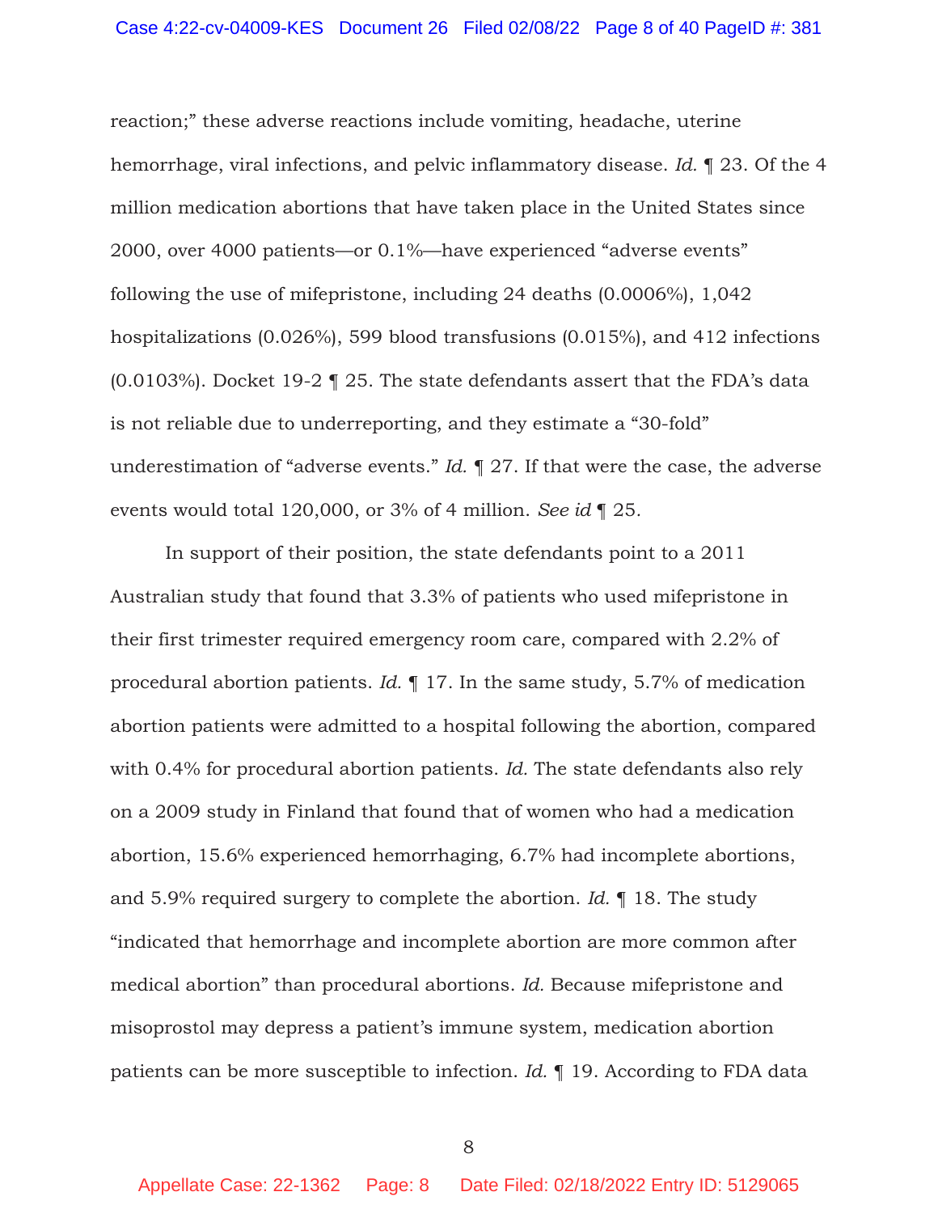reaction;" these adverse reactions include vomiting, headache, uterine hemorrhage, viral infections, and pelvic inflammatory disease. *Id.* ¶ 23. Of the 4 million medication abortions that have taken place in the United States since 2000, over 4000 patients—or 0.1%—have experienced "adverse events" following the use of mifepristone, including 24 deaths (0.0006%), 1,042 hospitalizations (0.026%), 599 blood transfusions (0.015%), and 412 infections (0.0103%). Docket 19-2 ¶ 25. The state defendants assert that the FDA's data is not reliable due to underreporting, and they estimate a "30-fold" underestimation of "adverse events." *Id.* ¶ 27. If that were the case, the adverse events would total 120,000, or 3% of 4 million. *See id* ¶ 25.

In support of their position, the state defendants point to a 2011 Australian study that found that 3.3% of patients who used mifepristone in their first trimester required emergency room care, compared with 2.2% of procedural abortion patients. *Id.* ¶ 17. In the same study, 5.7% of medication abortion patients were admitted to a hospital following the abortion, compared with 0.4% for procedural abortion patients. *Id.* The state defendants also rely on a 2009 study in Finland that found that of women who had a medication abortion, 15.6% experienced hemorrhaging, 6.7% had incomplete abortions, and 5.9% required surgery to complete the abortion. *Id.* ¶ 18. The study "indicated that hemorrhage and incomplete abortion are more common after medical abortion" than procedural abortions. *Id.* Because mifepristone and misoprostol may depress a patient's immune system, medication abortion patients can be more susceptible to infection. *Id.* ¶ 19. According to FDA data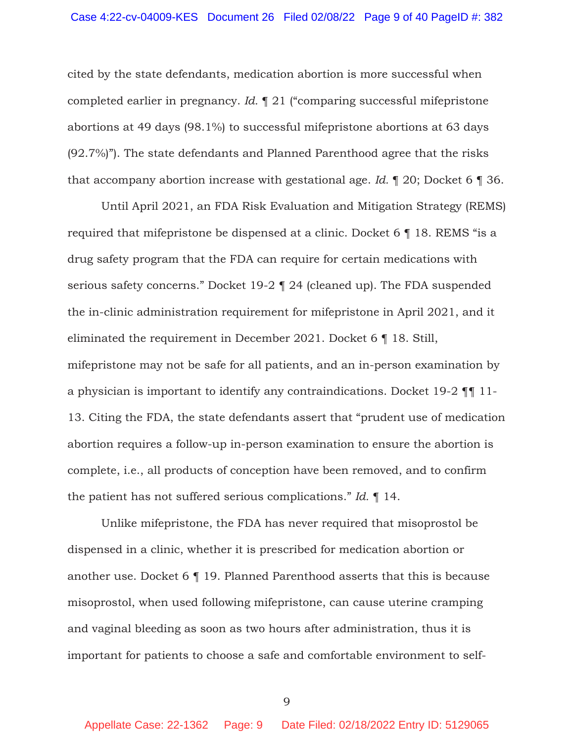cited by the state defendants, medication abortion is more successful when completed earlier in pregnancy. *Id.* ¶ 21 ("comparing successful mifepristone abortions at 49 days (98.1%) to successful mifepristone abortions at 63 days (92.7%)"). The state defendants and Planned Parenthood agree that the risks that accompany abortion increase with gestational age. *Id.* ¶ 20; Docket 6 ¶ 36.

Until April 2021, an FDA Risk Evaluation and Mitigation Strategy (REMS) required that mifepristone be dispensed at a clinic. Docket 6 ¶ 18. REMS "is a drug safety program that the FDA can require for certain medications with serious safety concerns." Docket 19-2 ¶ 24 (cleaned up). The FDA suspended the in-clinic administration requirement for mifepristone in April 2021, and it eliminated the requirement in December 2021. Docket 6 ¶ 18. Still, mifepristone may not be safe for all patients, and an in-person examination by a physician is important to identify any contraindications. Docket 19-2 ¶¶ 11-13. Citing the FDA, the state defendants assert that "prudent use of medication abortion requires a follow-up in-person examination to ensure the abortion is complete, i.e., all products of conception have been removed, and to confirm the patient has not suffered serious complications." *Id.* ¶ 14.

Unlike mifepristone, the FDA has never required that misoprostol be dispensed in a clinic, whether it is prescribed for medication abortion or another use. Docket 6 ¶ 19. Planned Parenthood asserts that this is because misoprostol, when used following mifepristone, can cause uterine cramping and vaginal bleeding as soon as two hours after administration, thus it is important for patients to choose a safe and comfortable environment to self-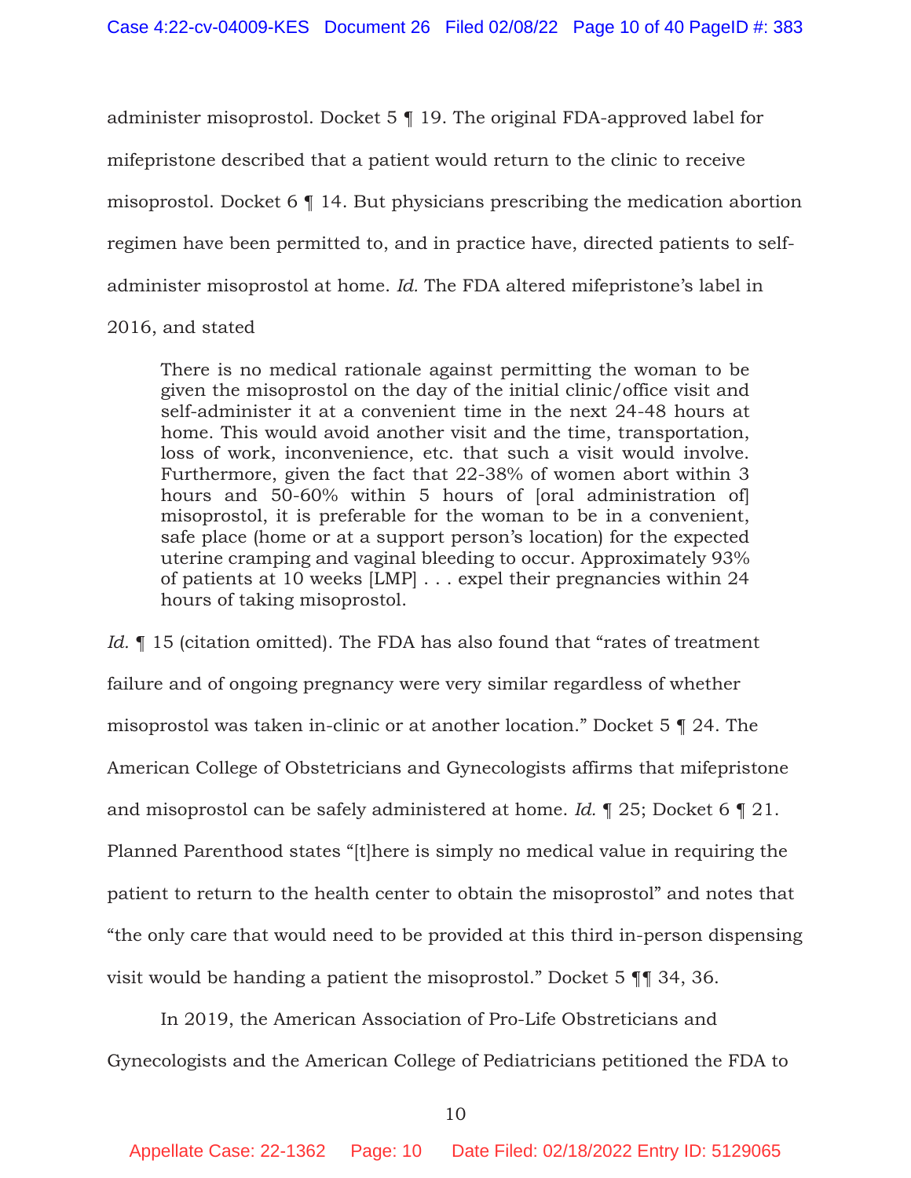administer misoprostol. Docket 5 ¶ 19. The original FDA-approved label for mifepristone described that a patient would return to the clinic to receive misoprostol. Docket 6 ¶ 14. But physicians prescribing the medication abortion regimen have been permitted to, and in practice have, directed patients to self-administer misoprostol at home. *Id.* The FDA altered mifepristone's label in 2016, and stated

> There is no medical rationale against permitting the woman to be given the misoprostol on the day of the initial clinic/office visit and self-administer it at a convenient time in the next 24-48 hours at home. This would avoid another visit and the time, transportation, loss of work, inconvenience, etc. that such a visit would involve. Furthermore, given the fact that 22-38% of women abort within 3 hours and 50-60% within 5 hours of [oral administration of] misoprostol, it is preferable for the woman to be in a convenient, safe place (home or at a support person's location) for the expected uterine cramping and vaginal bleeding to occur. Approximately 93% of patients at 10 weeks [LMP] . . . expel their pregnancies within 24 hours of taking misoprostol.

*Id.* ¶ 15 (citation omitted). The FDA has also found that "rates of treatment failure and of ongoing pregnancy were very similar regardless of whether misoprostol was taken in-clinic or at another location." Docket 5 ¶ 24. The American College of Obstetricians and Gynecologists affirms that mifepristone and misoprostol can be safely administered at home. *Id.* ¶ 25; Docket 6 ¶ 21. Planned Parenthood states "[t]here is simply no medical value in requiring the patient to return to the health center to obtain the misoprostol" and notes that "the only care that would need to be provided at this third in-person dispensing visit would be handing a patient the misoprostol." Docket 5 ¶¶ 34, 36.

In 2019, the American Association of Pro-Life Obstreticians and Gynecologists and the American College of Pediatricians petitioned the FDA to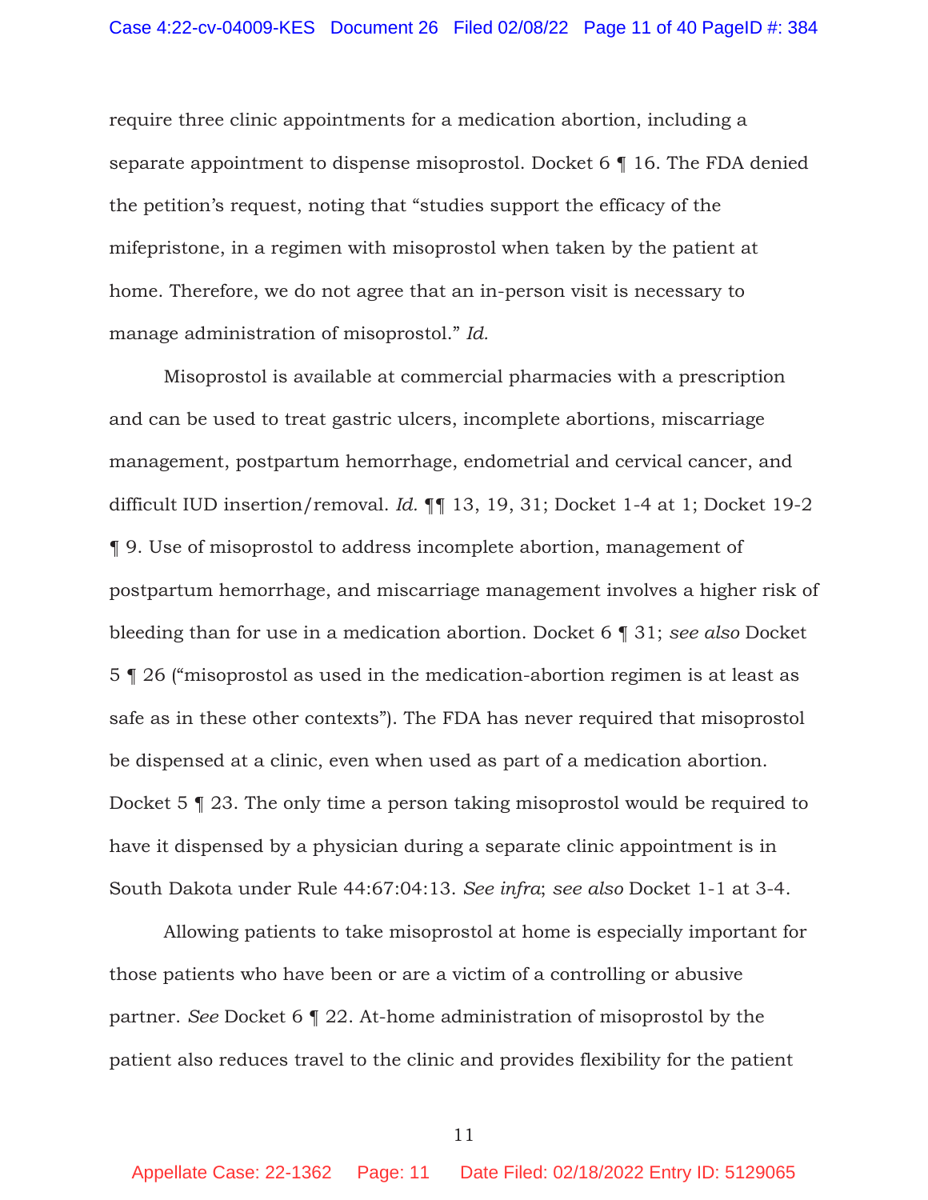require three clinic appointments for a medication abortion, including a separate appointment to dispense misoprostol. Docket 6 ¶ 16. The FDA denied the petition's request, noting that "studies support the efficacy of the mifepristone, in a regimen with misoprostol when taken by the patient at home. Therefore, we do not agree that an in-person visit is necessary to manage administration of misoprostol." *Id.*

Misoprostol is available at commercial pharmacies with a prescription and can be used to treat gastric ulcers, incomplete abortions, miscarriage management, postpartum hemorrhage, endometrial and cervical cancer, and difficult IUD insertion/removal. *Id.* ¶¶ 13, 19, 31; Docket 1-4 at 1; Docket 19-2 ¶ 9. Use of misoprostol to address incomplete abortion, management of postpartum hemorrhage, and miscarriage management involves a higher risk of bleeding than for use in a medication abortion. Docket 6 ¶ 31; *see also* Docket 5 ¶ 26 ("misoprostol as used in the medication-abortion regimen is at least as safe as in these other contexts"). The FDA has never required that misoprostol be dispensed at a clinic, even when used as part of a medication abortion. Docket 5 ¶ 23. The only time a person taking misoprostol would be required to have it dispensed by a physician during a separate clinic appointment is in South Dakota under Rule 44:67:04:13. *See infra*; *see also* Docket 1-1 at 3-4.

Allowing patients to take misoprostol at home is especially important for those patients who have been or are a victim of a controlling or abusive partner. *See* Docket 6 ¶ 22. At-home administration of misoprostol by the patient also reduces travel to the clinic and provides flexibility for the patient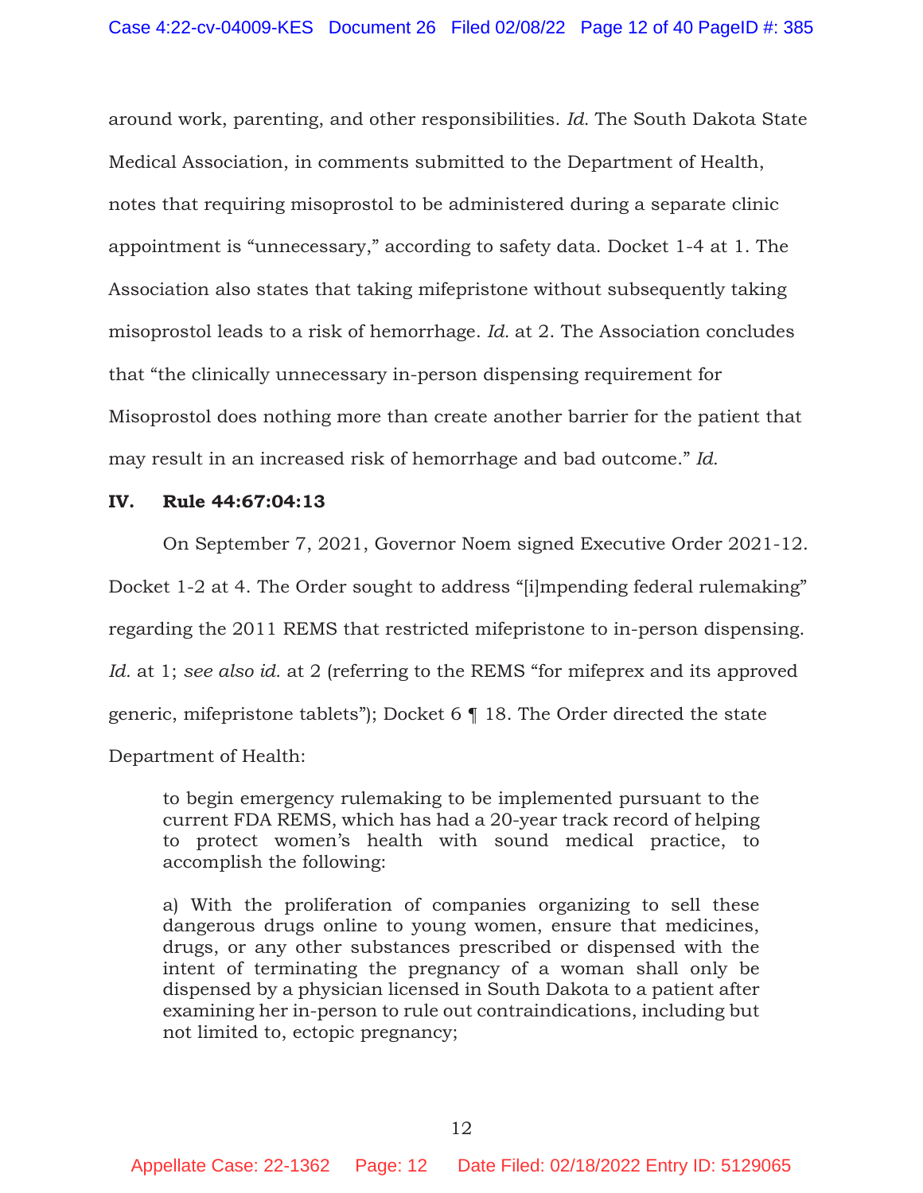around work, parenting, and other responsibilities. *Id.* The South Dakota State Medical Association, in comments submitted to the Department of Health, notes that requiring misoprostol to be administered during a separate clinic appointment is "unnecessary," according to safety data. Docket 1-4 at 1. The Association also states that taking mifepristone without subsequently taking misoprostol leads to a risk of hemorrhage. *Id.* at 2. The Association concludes that "the clinically unnecessary in-person dispensing requirement for Misoprostol does nothing more than create another barrier for the patient that may result in an increased risk of hemorrhage and bad outcome." *Id.*

## IV. Rule 44:67:04:13

On September 7, 2021, Governor Noem signed Executive Order 2021-12. Docket 1-2 at 4. The Order sought to address "[i]mpending federal rulemaking" regarding the 2011 REMS that restricted mifepristone to in-person dispensing. *Id.* at 1; *see also id.* at 2 (referring to the REMS "for mifeprex and its approved generic, mifepristone tablets"); Docket 6 ¶ 18. The Order directed the state Department of Health:

> to begin emergency rulemaking to be implemented pursuant to the current FDA REMS, which has had a 20-year track record of helping to protect women's health with sound medical practice, to accomplish the following:
>
> a) With the proliferation of companies organizing to sell these dangerous drugs online to young women, ensure that medicines, drugs, or any other substances prescribed or dispensed with the intent of terminating the pregnancy of a woman shall only be dispensed by a physician licensed in South Dakota to a patient after examining her in-person to rule out contraindications, including but not limited to, ectopic pregnancy;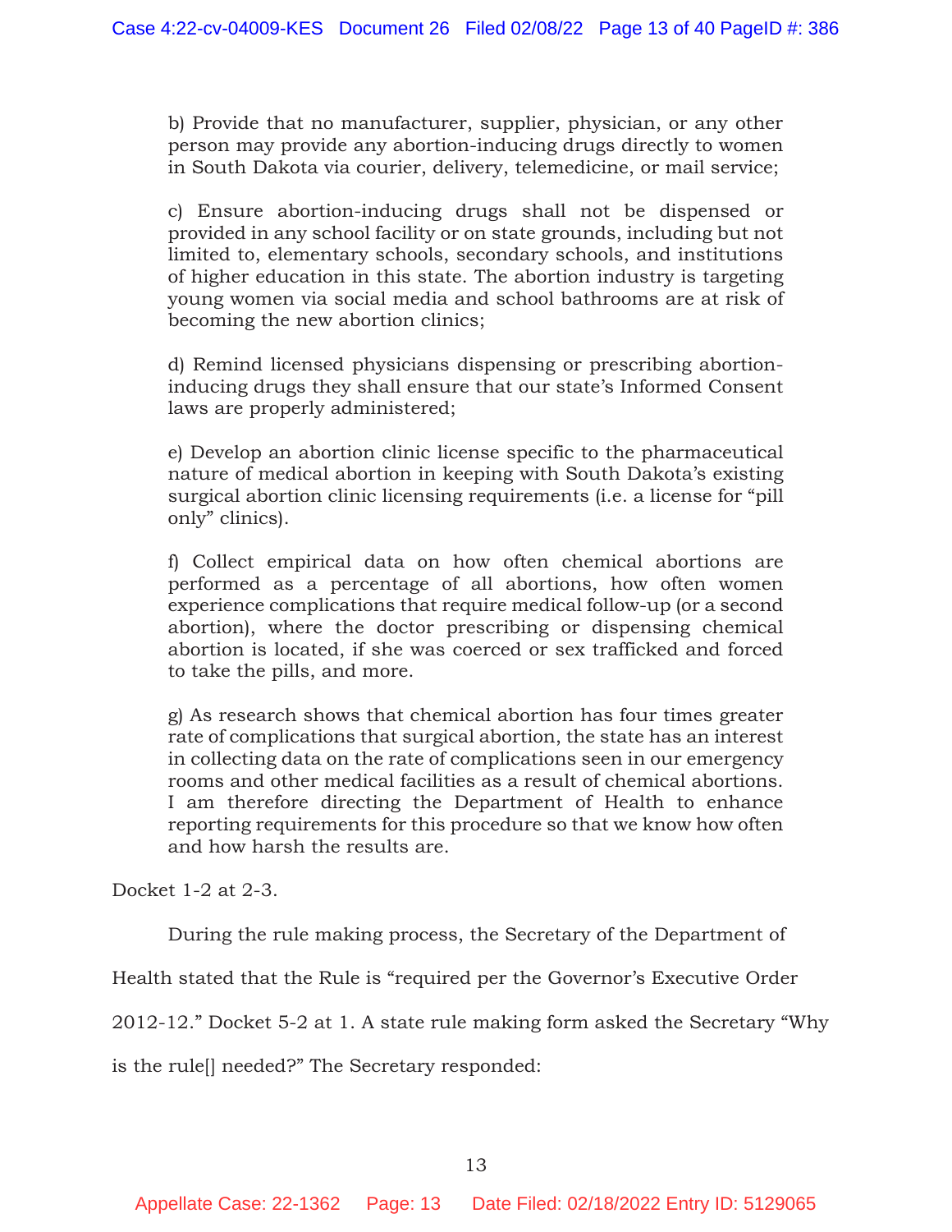b) Provide that no manufacturer, supplier, physician, or any other person may provide any abortion-inducing drugs directly to women in South Dakota via courier, delivery, telemedicine, or mail service;

c) Ensure abortion-inducing drugs shall not be dispensed or provided in any school facility or on state grounds, including but not limited to, elementary schools, secondary schools, and institutions of higher education in this state. The abortion industry is targeting young women via social media and school bathrooms are at risk of becoming the new abortion clinics;

d) Remind licensed physicians dispensing or prescribing abortion-inducing drugs they shall ensure that our state's Informed Consent laws are properly administered;

e) Develop an abortion clinic license specific to the pharmaceutical nature of medical abortion in keeping with South Dakota's existing surgical abortion clinic licensing requirements (i.e. a license for "pill only" clinics).

f) Collect empirical data on how often chemical abortions are performed as a percentage of all abortions, how often women experience complications that require medical follow-up (or a second abortion), where the doctor prescribing or dispensing chemical abortion is located, if she was coerced or sex trafficked and forced to take the pills, and more.

g) As research shows that chemical abortion has four times greater rate of complications that surgical abortion, the state has an interest in collecting data on the rate of complications seen in our emergency rooms and other medical facilities as a result of chemical abortions. I am therefore directing the Department of Health to enhance reporting requirements for this procedure so that we know how often and how harsh the results are.

Docket 1-2 at 2-3.

During the rule making process, the Secretary of the Department of Health stated that the Rule is "required per the Governor's Executive Order 2012-12." Docket 5-2 at 1. A state rule making form asked the Secretary "Why is the rule[] needed?" The Secretary responded: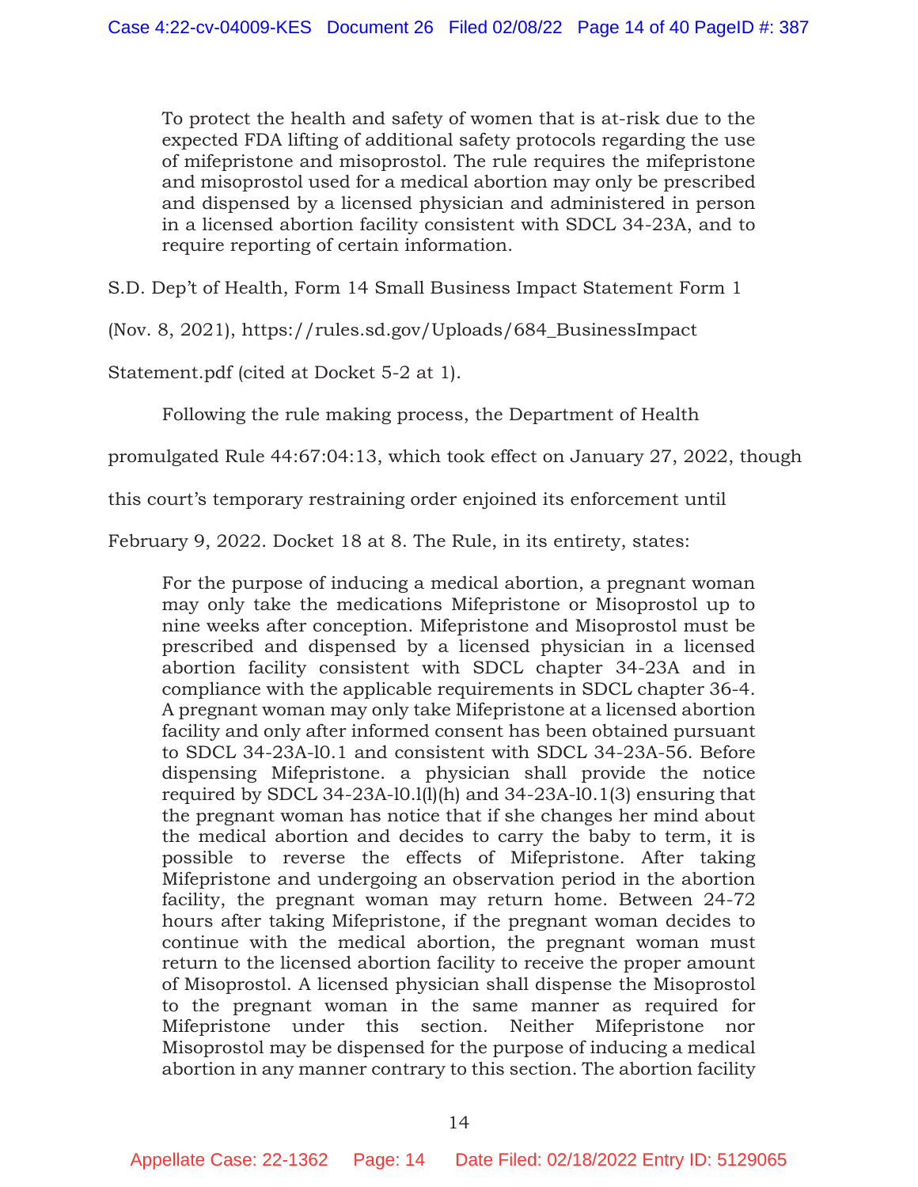> To protect the health and safety of women that is at-risk due to the expected FDA lifting of additional safety protocols regarding the use of mifepristone and misoprostol. The rule requires the mifepristone and misoprostol used for a medical abortion may only be prescribed and dispensed by a licensed physician and administered in person in a licensed abortion facility consistent with SDCL 34-23A, and to require reporting of certain information.

S.D. Dep't of Health, Form 14 Small Business Impact Statement Form 1 (Nov. 8, 2021), https://rules.sd.gov/Uploads/684_BusinessImpactStatement.pdf (cited at Docket 5-2 at 1).

Following the rule making process, the Department of Health promulgated Rule 44:67:04:13, which took effect on January 27, 2022, though this court's temporary restraining order enjoined its enforcement until February 9, 2022. Docket 18 at 8. The Rule, in its entirety, states:

> For the purpose of inducing a medical abortion, a pregnant woman may only take the medications Mifepristone or Misoprostol up to nine weeks after conception. Mifepristone and Misoprostol must be prescribed and dispensed by a licensed physician in a licensed abortion facility consistent with SDCL chapter 34-23A and in compliance with the applicable requirements in SDCL chapter 36-4. A pregnant woman may only take Mifepristone at a licensed abortion facility and only after informed consent has been obtained pursuant to SDCL 34-23A-10.1 and consistent with SDCL 34-23A-56. Before dispensing Mifepristone. a physician shall provide the notice required by SDCL 34-23A-10.1(1)(h) and 34-23A-10.1(3) ensuring that the pregnant woman has notice that if she changes her mind about the medical abortion and decides to carry the baby to term, it is possible to reverse the effects of Mifepristone. After taking Mifepristone and undergoing an observation period in the abortion facility, the pregnant woman may return home. Between 24-72 hours after taking Mifepristone, if the pregnant woman decides to continue with the medical abortion, the pregnant woman must return to the licensed abortion facility to receive the proper amount of Misoprostol. A licensed physician shall dispense the Misoprostol to the pregnant woman in the same manner as required for Mifepristone under this section. Neither Mifepristone nor Misoprostol may be dispensed for the purpose of inducing a medical abortion in any manner contrary to this section. The abortion facility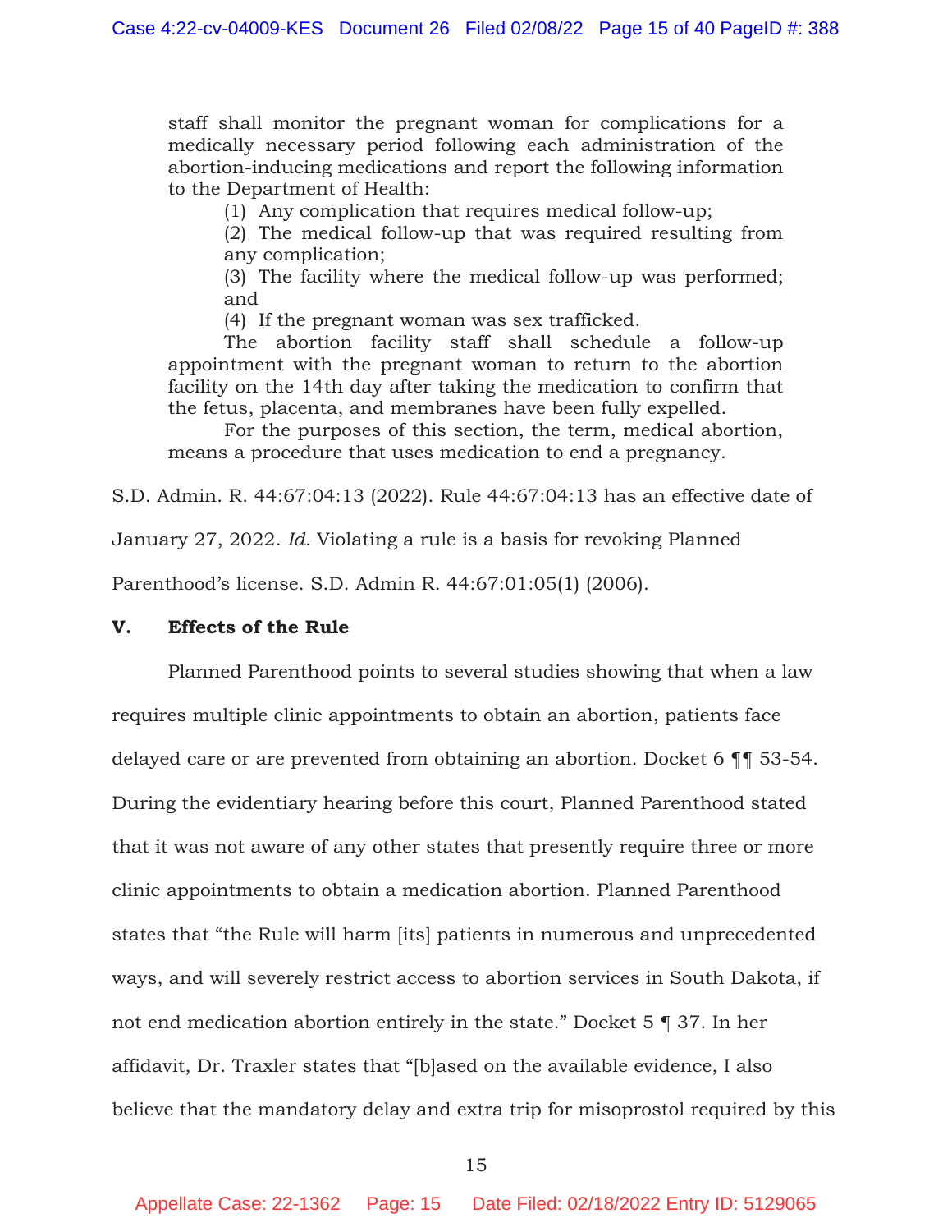staff shall monitor the pregnant woman for complications for a medically necessary period following each administration of the abortion-inducing medications and report the following information to the Department of Health:

(1) Any complication that requires medical follow-up;
(2) The medical follow-up that was required resulting from any complication;
(3) The facility where the medical follow-up was performed; and
(4) If the pregnant woman was sex trafficked.

The abortion facility staff shall schedule a follow-up appointment with the pregnant woman to return to the abortion facility on the 14th day after taking the medication to confirm that the fetus, placenta, and membranes have been fully expelled.

For the purposes of this section, the term, medical abortion, means a procedure that uses medication to end a pregnancy.

S.D. Admin. R. 44:67:04:13 (2022). Rule 44:67:04:13 has an effective date of January 27, 2022. *Id.* Violating a rule is a basis for revoking Planned Parenthood's license. S.D. Admin R. 44:67:01:05(1) (2006).

## V. Effects of the Rule

Planned Parenthood points to several studies showing that when a law requires multiple clinic appointments to obtain an abortion, patients face delayed care or are prevented from obtaining an abortion. Docket 6 ¶¶ 53-54. During the evidentiary hearing before this court, Planned Parenthood stated that it was not aware of any other states that presently require three or more clinic appointments to obtain a medication abortion. Planned Parenthood states that "the Rule will harm [its] patients in numerous and unprecedented ways, and will severely restrict access to abortion services in South Dakota, if not end medication abortion entirely in the state." Docket 5 ¶ 37. In her affidavit, Dr. Traxler states that "[b]ased on the available evidence, I also believe that the mandatory delay and extra trip for misoprostol required by this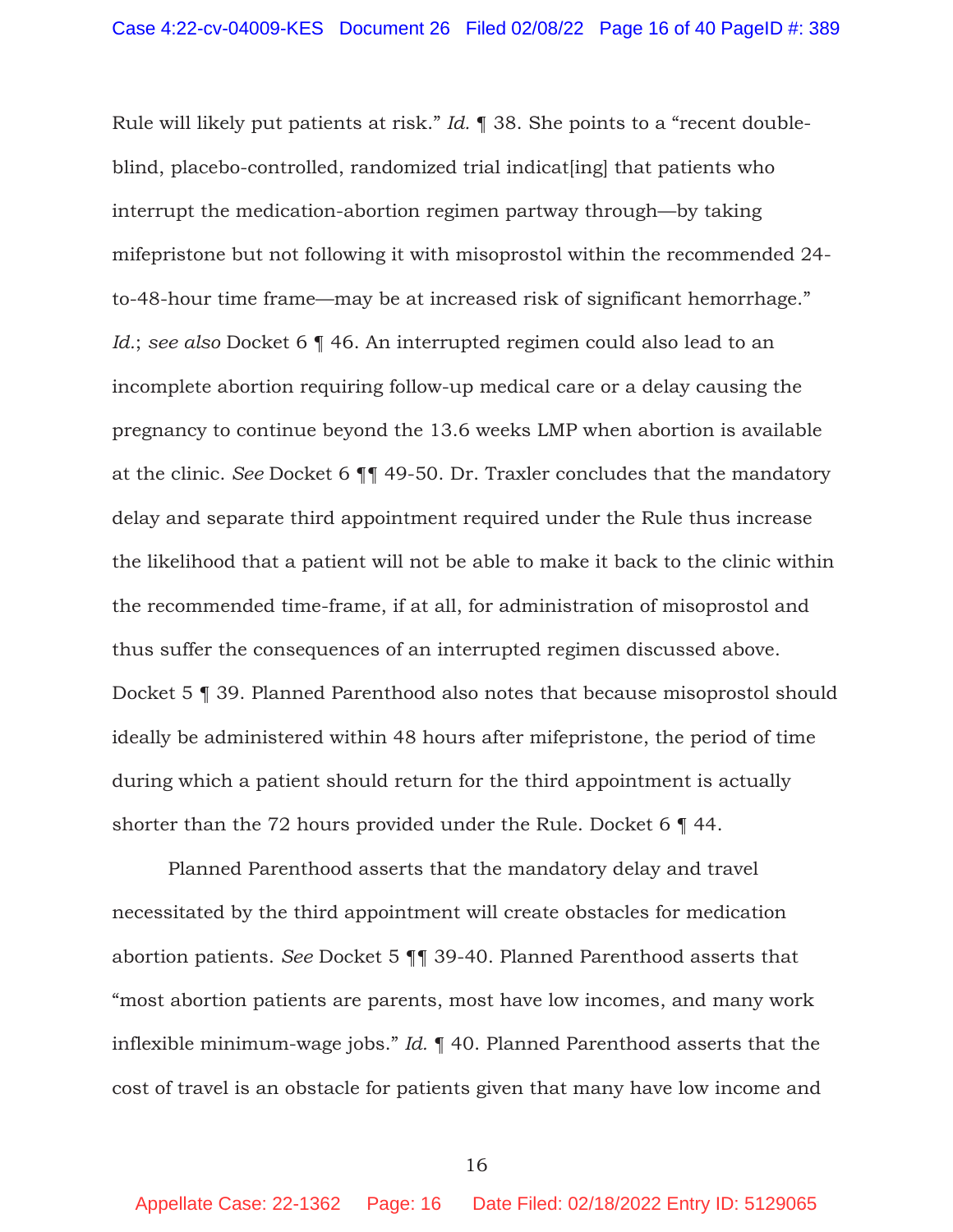Rule will likely put patients at risk." *Id.* ¶ 38. She points to a "recent double-blind, placebo-controlled, randomized trial indicat[ing] that patients who interrupt the medication-abortion regimen partway through—by taking mifepristone but not following it with misoprostol within the recommended 24-to-48-hour time frame—may be at increased risk of significant hemorrhage." *Id.*; *see also* Docket 6 ¶ 46. An interrupted regimen could also lead to an incomplete abortion requiring follow-up medical care or a delay causing the pregnancy to continue beyond the 13.6 weeks LMP when abortion is available at the clinic. *See* Docket 6 ¶¶ 49-50. Dr. Traxler concludes that the mandatory delay and separate third appointment required under the Rule thus increase the likelihood that a patient will not be able to make it back to the clinic within the recommended time-frame, if at all, for administration of misoprostol and thus suffer the consequences of an interrupted regimen discussed above. Docket 5 ¶ 39. Planned Parenthood also notes that because misoprostol should ideally be administered within 48 hours after mifepristone, the period of time during which a patient should return for the third appointment is actually shorter than the 72 hours provided under the Rule. Docket 6 ¶ 44.

Planned Parenthood asserts that the mandatory delay and travel necessitated by the third appointment will create obstacles for medication abortion patients. *See* Docket 5 ¶¶ 39-40. Planned Parenthood asserts that "most abortion patients are parents, most have low incomes, and many work inflexible minimum-wage jobs." *Id.* ¶ 40. Planned Parenthood asserts that the cost of travel is an obstacle for patients given that many have low income and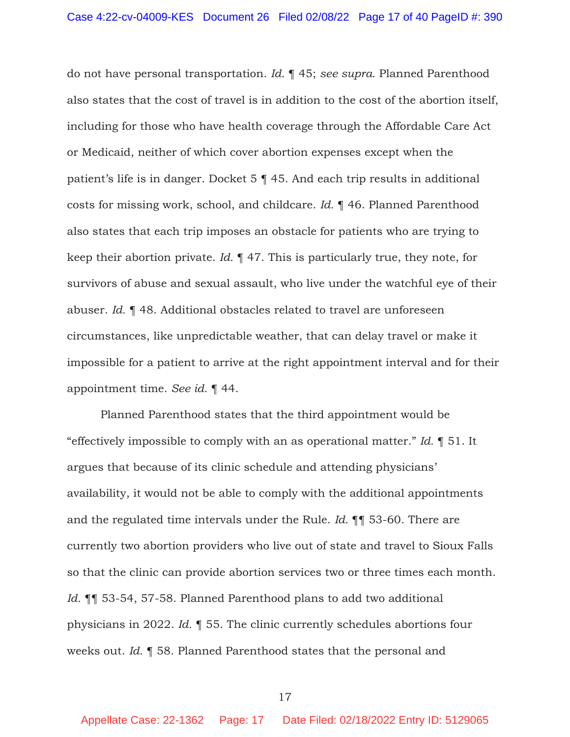do not have personal transportation. *Id.* ¶ 45; *see supra*. Planned Parenthood also states that the cost of travel is in addition to the cost of the abortion itself, including for those who have health coverage through the Affordable Care Act or Medicaid, neither of which cover abortion expenses except when the patient's life is in danger. Docket 5 ¶ 45. And each trip results in additional costs for missing work, school, and childcare. *Id.* ¶ 46. Planned Parenthood also states that each trip imposes an obstacle for patients who are trying to keep their abortion private. *Id.* ¶ 47. This is particularly true, they note, for survivors of abuse and sexual assault, who live under the watchful eye of their abuser. *Id.* ¶ 48. Additional obstacles related to travel are unforeseen circumstances, like unpredictable weather, that can delay travel or make it impossible for a patient to arrive at the right appointment interval and for their appointment time. *See id.* ¶ 44.

Planned Parenthood states that the third appointment would be "effectively impossible to comply with an as operational matter." *Id.* ¶ 51. It argues that because of its clinic schedule and attending physicians' availability, it would not be able to comply with the additional appointments and the regulated time intervals under the Rule. *Id.* ¶¶ 53-60. There are currently two abortion providers who live out of state and travel to Sioux Falls so that the clinic can provide abortion services two or three times each month. *Id.* ¶¶ 53-54, 57-58. Planned Parenthood plans to add two additional physicians in 2022. *Id.* ¶ 55. The clinic currently schedules abortions four weeks out. *Id.* ¶ 58. Planned Parenthood states that the personal and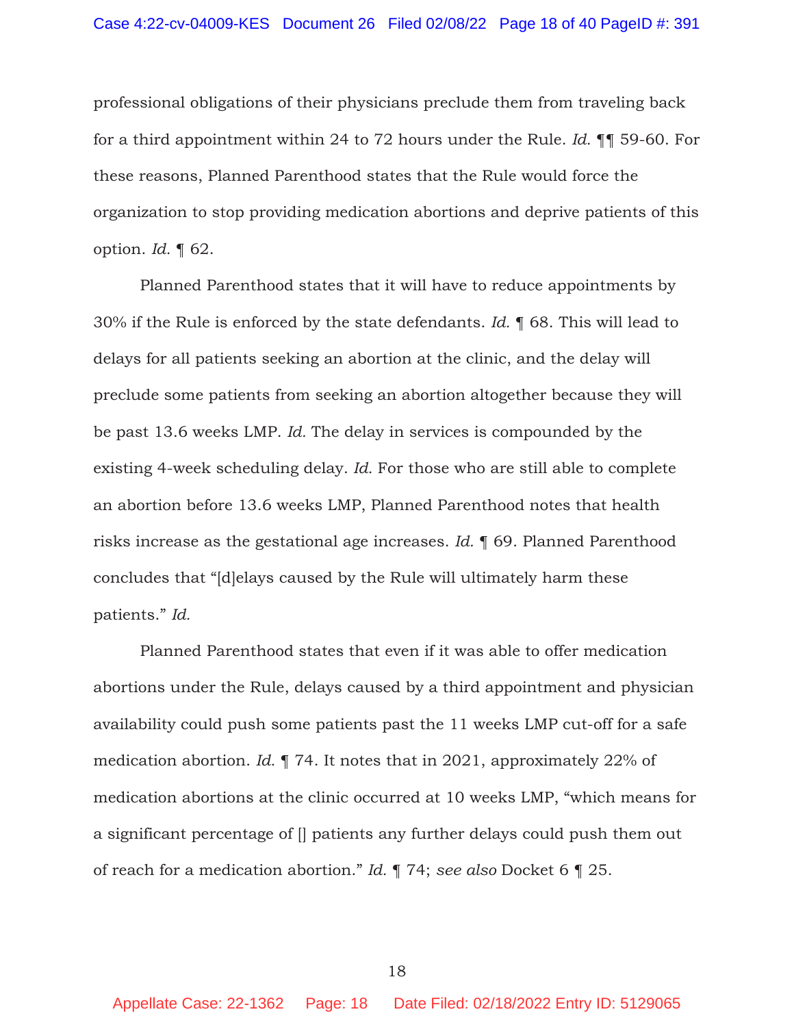professional obligations of their physicians preclude them from traveling back for a third appointment within 24 to 72 hours under the Rule. *Id.* ¶¶ 59-60. For these reasons, Planned Parenthood states that the Rule would force the organization to stop providing medication abortions and deprive patients of this option. *Id.* ¶ 62.

Planned Parenthood states that it will have to reduce appointments by 30% if the Rule is enforced by the state defendants. *Id.* ¶ 68. This will lead to delays for all patients seeking an abortion at the clinic, and the delay will preclude some patients from seeking an abortion altogether because they will be past 13.6 weeks LMP. *Id.* The delay in services is compounded by the existing 4-week scheduling delay. *Id.* For those who are still able to complete an abortion before 13.6 weeks LMP, Planned Parenthood notes that health risks increase as the gestational age increases. *Id.* ¶ 69. Planned Parenthood concludes that "[d]elays caused by the Rule will ultimately harm these patients." *Id.*

Planned Parenthood states that even if it was able to offer medication abortions under the Rule, delays caused by a third appointment and physician availability could push some patients past the 11 weeks LMP cut-off for a safe medication abortion. *Id.* ¶ 74. It notes that in 2021, approximately 22% of medication abortions at the clinic occurred at 10 weeks LMP, "which means for a significant percentage of [] patients any further delays could push them out of reach for a medication abortion." *Id.* ¶ 74; *see also* Docket 6 ¶ 25.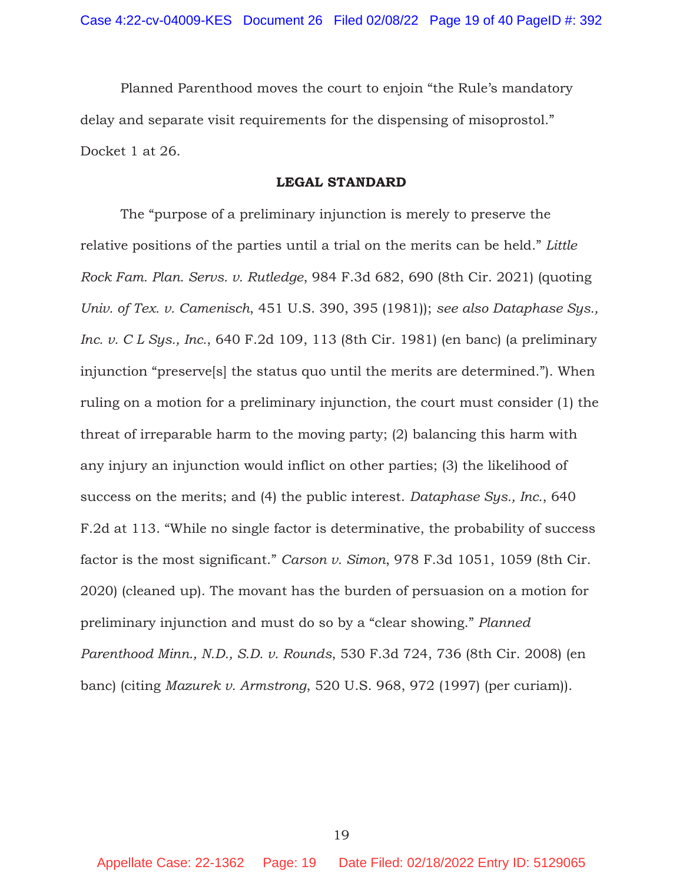Planned Parenthood moves the court to enjoin "the Rule's mandatory delay and separate visit requirements for the dispensing of misoprostol." Docket 1 at 26.

## LEGAL STANDARD

The "purpose of a preliminary injunction is merely to preserve the relative positions of the parties until a trial on the merits can be held." *Little Rock Fam. Plan. Servs. v. Rutledge*, 984 F.3d 682, 690 (8th Cir. 2021) (quoting *Univ. of Tex. v. Camenisch*, 451 U.S. 390, 395 (1981)); *see also Dataphase Sys., Inc. v. C L Sys., Inc.*, 640 F.2d 109, 113 (8th Cir. 1981) (en banc) (a preliminary injunction "preserve[s] the status quo until the merits are determined."). When ruling on a motion for a preliminary injunction, the court must consider (1) the threat of irreparable harm to the moving party; (2) balancing this harm with any injury an injunction would inflict on other parties; (3) the likelihood of success on the merits; and (4) the public interest. *Dataphase Sys., Inc.*, 640 F.2d at 113. "While no single factor is determinative, the probability of success factor is the most significant." *Carson v. Simon*, 978 F.3d 1051, 1059 (8th Cir. 2020) (cleaned up). The movant has the burden of persuasion on a motion for preliminary injunction and must do so by a "clear showing." *Planned Parenthood Minn., N.D., S.D. v. Rounds*, 530 F.3d 724, 736 (8th Cir. 2008) (en banc) (citing *Mazurek v. Armstrong*, 520 U.S. 968, 972 (1997) (per curiam)).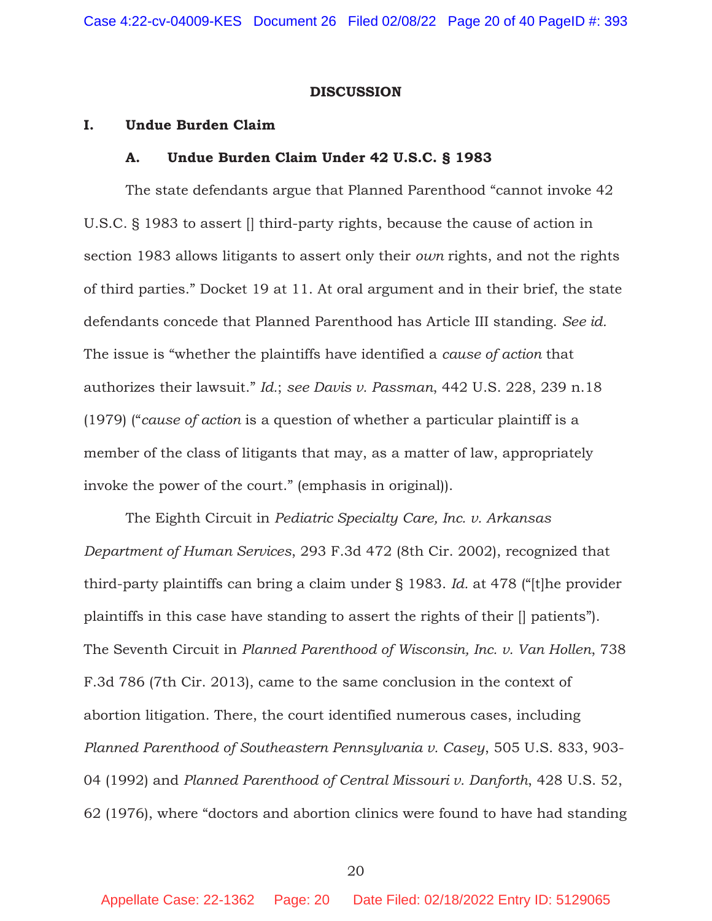## DISCUSSION

### I. Undue Burden Claim

#### A. Undue Burden Claim Under 42 U.S.C. § 1983

The state defendants argue that Planned Parenthood "cannot invoke 42 U.S.C. § 1983 to assert [] third-party rights, because the cause of action in section 1983 allows litigants to assert only their *own* rights, and not the rights of third parties." Docket 19 at 11. At oral argument and in their brief, the state defendants concede that Planned Parenthood has Article III standing. *See id.* The issue is "whether the plaintiffs have identified a *cause of action* that authorizes their lawsuit." *Id.*; *see Davis v. Passman*, 442 U.S. 228, 239 n.18 (1979) ("*cause of action* is a question of whether a particular plaintiff is a member of the class of litigants that may, as a matter of law, appropriately invoke the power of the court." (emphasis in original)).

The Eighth Circuit in *Pediatric Specialty Care, Inc. v. Arkansas Department of Human Services*, 293 F.3d 472 (8th Cir. 2002), recognized that third-party plaintiffs can bring a claim under § 1983. *Id.* at 478 ("[t]he provider plaintiffs in this case have standing to assert the rights of their [] patients"). The Seventh Circuit in *Planned Parenthood of Wisconsin, Inc. v. Van Hollen*, 738 F.3d 786 (7th Cir. 2013), came to the same conclusion in the context of abortion litigation. There, the court identified numerous cases, including *Planned Parenthood of Southeastern Pennsylvania v. Casey*, 505 U.S. 833, 903-04 (1992) and *Planned Parenthood of Central Missouri v. Danforth*, 428 U.S. 52, 62 (1976), where "doctors and abortion clinics were found to have had standing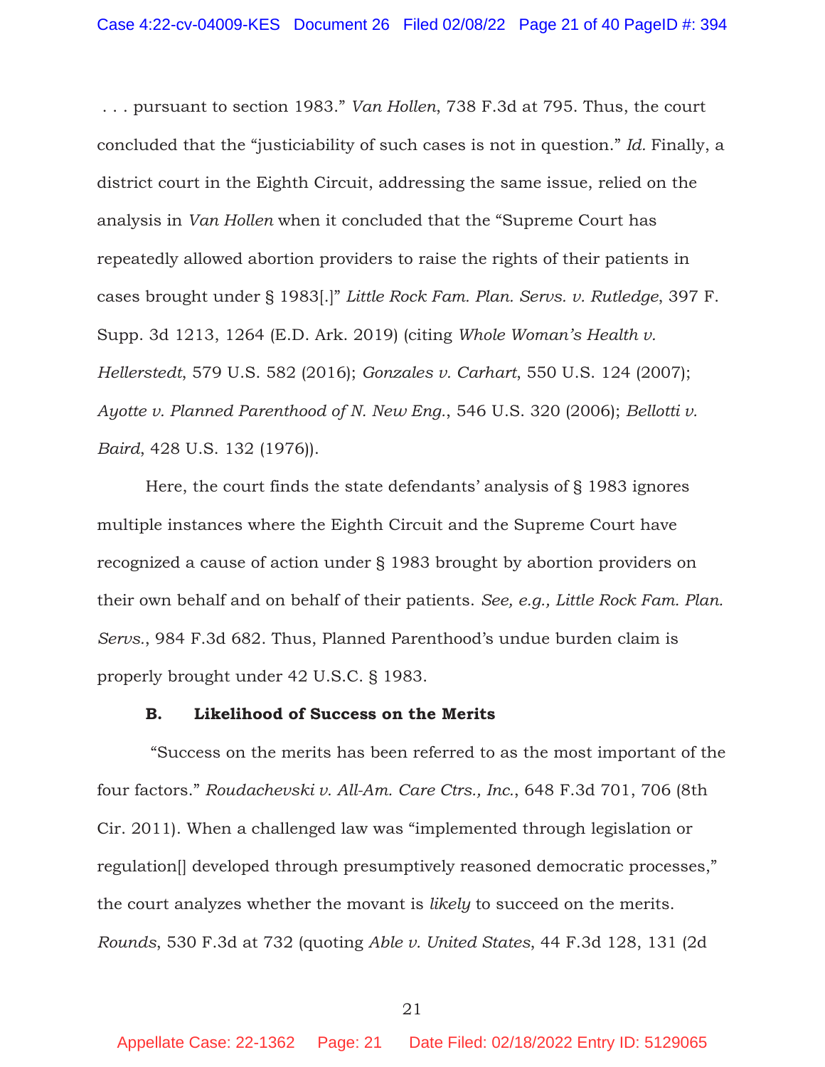. . . pursuant to section 1983." *Van Hollen*, 738 F.3d at 795. Thus, the court concluded that the "justiciability of such cases is not in question." *Id.* Finally, a district court in the Eighth Circuit, addressing the same issue, relied on the analysis in *Van Hollen* when it concluded that the "Supreme Court has repeatedly allowed abortion providers to raise the rights of their patients in cases brought under § 1983[.]" *Little Rock Fam. Plan. Servs. v. Rutledge*, 397 F. Supp. 3d 1213, 1264 (E.D. Ark. 2019) (citing *Whole Woman's Health v. Hellerstedt*, 579 U.S. 582 (2016); *Gonzales v. Carhart*, 550 U.S. 124 (2007); *Ayotte v. Planned Parenthood of N. New Eng.*, 546 U.S. 320 (2006); *Bellotti v. Baird*, 428 U.S. 132 (1976)).

Here, the court finds the state defendants' analysis of § 1983 ignores multiple instances where the Eighth Circuit and the Supreme Court have recognized a cause of action under § 1983 brought by abortion providers on their own behalf and on behalf of their patients. *See, e.g., Little Rock Fam. Plan. Servs.*, 984 F.3d 682. Thus, Planned Parenthood's undue burden claim is properly brought under 42 U.S.C. § 1983.

**B. Likelihood of Success on the Merits**

"Success on the merits has been referred to as the most important of the four factors." *Roudachevski v. All-Am. Care Ctrs., Inc.*, 648 F.3d 701, 706 (8th Cir. 2011). When a challenged law was "implemented through legislation or regulation[] developed through presumptively reasoned democratic processes," the court analyzes whether the movant is *likely* to succeed on the merits. *Rounds*, 530 F.3d at 732 (quoting *Able v. United States*, 44 F.3d 128, 131 (2d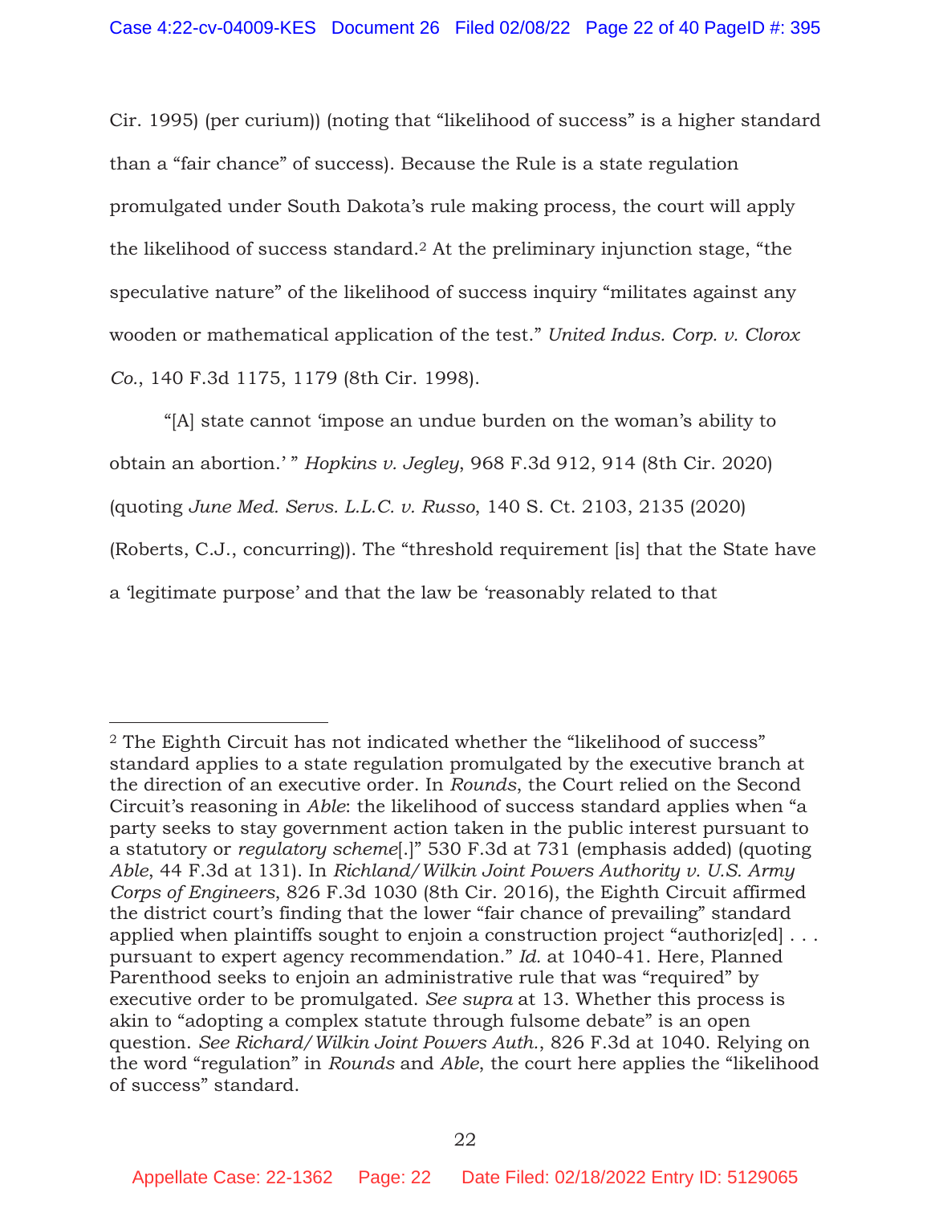Cir. 1995) (per curium)) (noting that "likelihood of success" is a higher standard than a "fair chance" of success). Because the Rule is a state regulation promulgated under South Dakota's rule making process, the court will apply the likelihood of success standard.[2] At the preliminary injunction stage, "the speculative nature" of the likelihood of success inquiry "militates against any wooden or mathematical application of the test." *United Indus. Corp. v. Clorox Co.*, 140 F.3d 1175, 1179 (8th Cir. 1998).

"[A] state cannot 'impose an undue burden on the woman's ability to obtain an abortion.' " *Hopkins v. Jegley*, 968 F.3d 912, 914 (8th Cir. 2020) (quoting *June Med. Servs. L.L.C. v. Russo*, 140 S. Ct. 2103, 2135 (2020) (Roberts, C.J., concurring)). The "threshold requirement [is] that the State have a 'legitimate purpose' and that the law be 'reasonably related to that

---

[2] The Eighth Circuit has not indicated whether the "likelihood of success" standard applies to a state regulation promulgated by the executive branch at the direction of an executive order. In *Rounds*, the Court relied on the Second Circuit's reasoning in *Able*: the likelihood of success standard applies when "a party seeks to stay government action taken in the public interest pursuant to a statutory or *regulatory scheme*[.]" 530 F.3d at 731 (emphasis added) (quoting *Able*, 44 F.3d at 131). In *Richland/Wilkin Joint Powers Authority v. U.S. Army Corps of Engineers*, 826 F.3d 1030 (8th Cir. 2016), the Eighth Circuit affirmed the district court's finding that the lower "fair chance of prevailing" standard applied when plaintiffs sought to enjoin a construction project "authoriz[ed] . . . pursuant to expert agency recommendation." *Id.* at 1040-41. Here, Planned Parenthood seeks to enjoin an administrative rule that was "required" by executive order to be promulgated. *See supra* at 13. Whether this process is akin to "adopting a complex statute through fulsome debate" is an open question. *See Richard/Wilkin Joint Powers Auth.*, 826 F.3d at 1040. Relying on the word "regulation" in *Rounds* and *Able*, the court here applies the "likelihood of success" standard.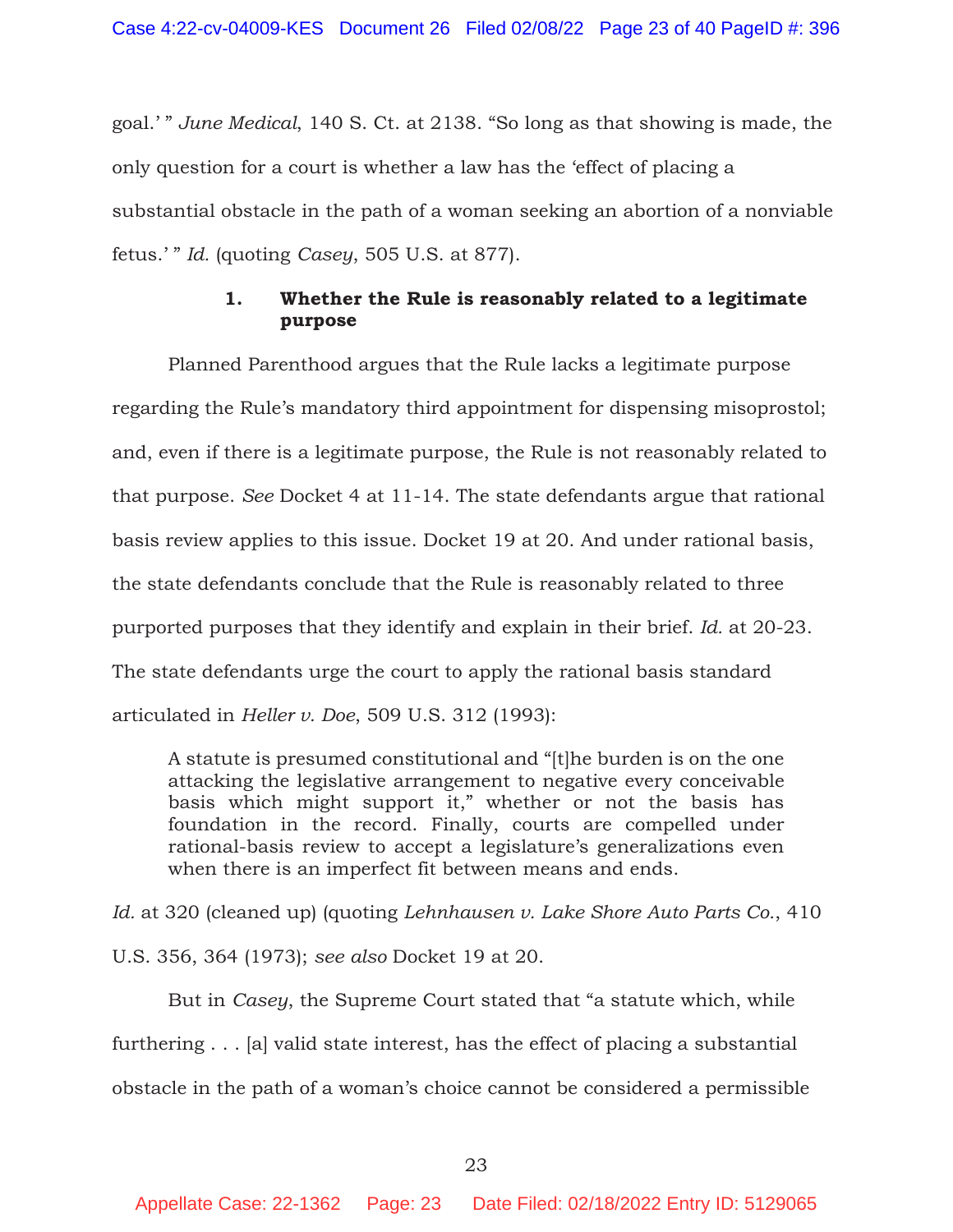goal.' " *June Medical*, 140 S. Ct. at 2138. "So long as that showing is made, the only question for a court is whether a law has the 'effect of placing a substantial obstacle in the path of a woman seeking an abortion of a nonviable fetus.' " *Id.* (quoting *Casey*, 505 U.S. at 877).

### 1. Whether the Rule is reasonably related to a legitimate purpose

Planned Parenthood argues that the Rule lacks a legitimate purpose regarding the Rule's mandatory third appointment for dispensing misoprostol; and, even if there is a legitimate purpose, the Rule is not reasonably related to that purpose. *See* Docket 4 at 11-14. The state defendants argue that rational basis review applies to this issue. Docket 19 at 20. And under rational basis, the state defendants conclude that the Rule is reasonably related to three purported purposes that they identify and explain in their brief. *Id.* at 20-23. The state defendants urge the court to apply the rational basis standard articulated in *Heller v. Doe*, 509 U.S. 312 (1993):

> A statute is presumed constitutional and "[t]he burden is on the one attacking the legislative arrangement to negative every conceivable basis which might support it," whether or not the basis has foundation in the record. Finally, courts are compelled under rational-basis review to accept a legislature's generalizations even when there is an imperfect fit between means and ends.

*Id.* at 320 (cleaned up) (quoting *Lehnhausen v. Lake Shore Auto Parts Co.*, 410 U.S. 356, 364 (1973); *see also* Docket 19 at 20.

But in *Casey*, the Supreme Court stated that "a statute which, while furthering . . . [a] valid state interest, has the effect of placing a substantial obstacle in the path of a woman's choice cannot be considered a permissible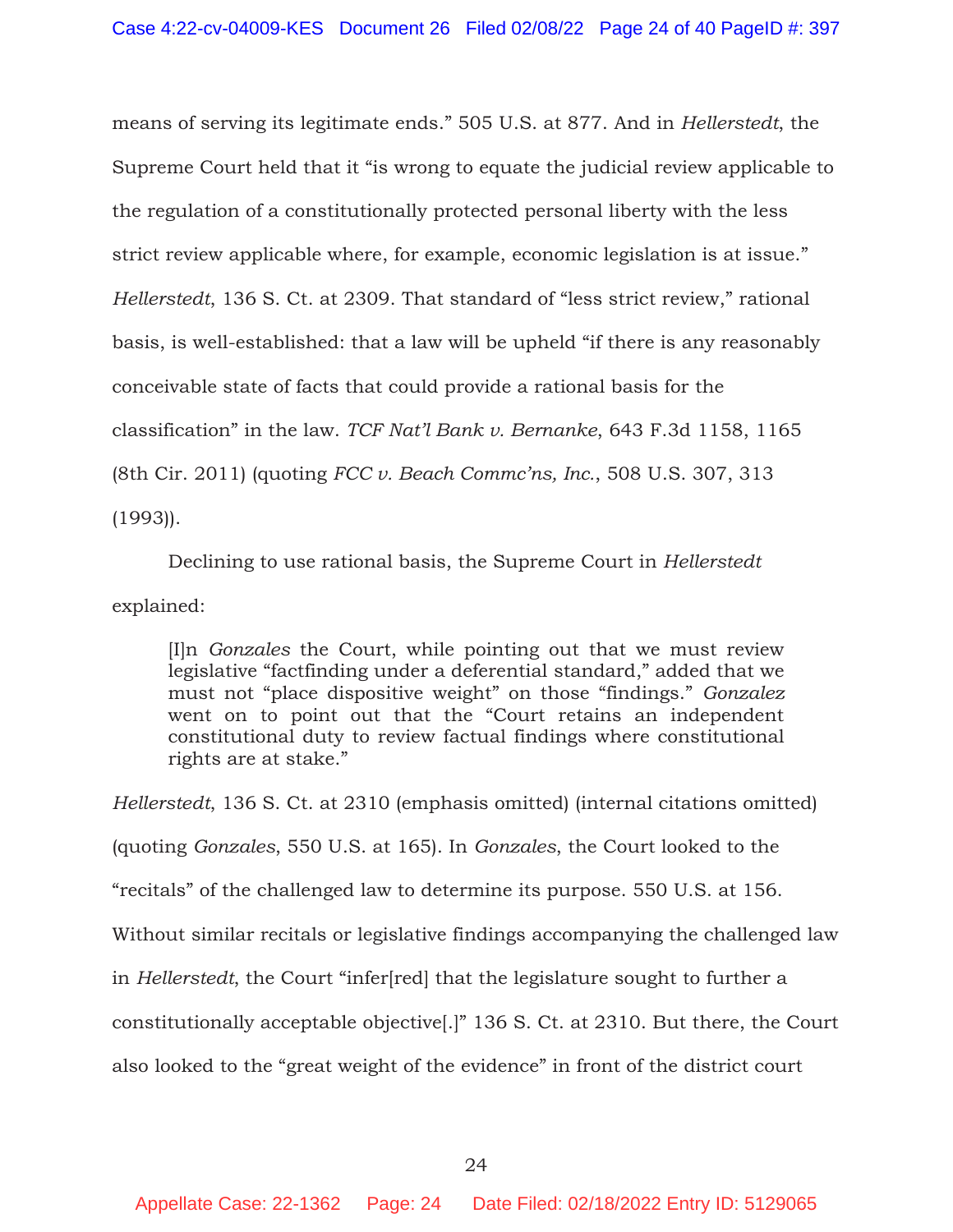means of serving its legitimate ends." 505 U.S. at 877. And in *Hellerstedt*, the Supreme Court held that it "is wrong to equate the judicial review applicable to the regulation of a constitutionally protected personal liberty with the less strict review applicable where, for example, economic legislation is at issue." *Hellerstedt*, 136 S. Ct. at 2309. That standard of "less strict review," rational basis, is well-established: that a law will be upheld "if there is any reasonably conceivable state of facts that could provide a rational basis for the classification" in the law. *TCF Nat'l Bank v. Bernanke*, 643 F.3d 1158, 1165 (8th Cir. 2011) (quoting *FCC v. Beach Commc'ns, Inc.*, 508 U.S. 307, 313 (1993)).

Declining to use rational basis, the Supreme Court in *Hellerstedt* explained:

> [I]n *Gonzales* the Court, while pointing out that we must review legislative "factfinding under a deferential standard," added that we must not "place dispositive weight" on those "findings." *Gonzalez* went on to point out that the "Court retains an independent constitutional duty to review factual findings where constitutional rights are at stake."

*Hellerstedt*, 136 S. Ct. at 2310 (emphasis omitted) (internal citations omitted) (quoting *Gonzales*, 550 U.S. at 165). In *Gonzales*, the Court looked to the "recitals" of the challenged law to determine its purpose. 550 U.S. at 156. Without similar recitals or legislative findings accompanying the challenged law in *Hellerstedt*, the Court "infer[red] that the legislature sought to further a constitutionally acceptable objective[.]" 136 S. Ct. at 2310. But there, the Court also looked to the "great weight of the evidence" in front of the district court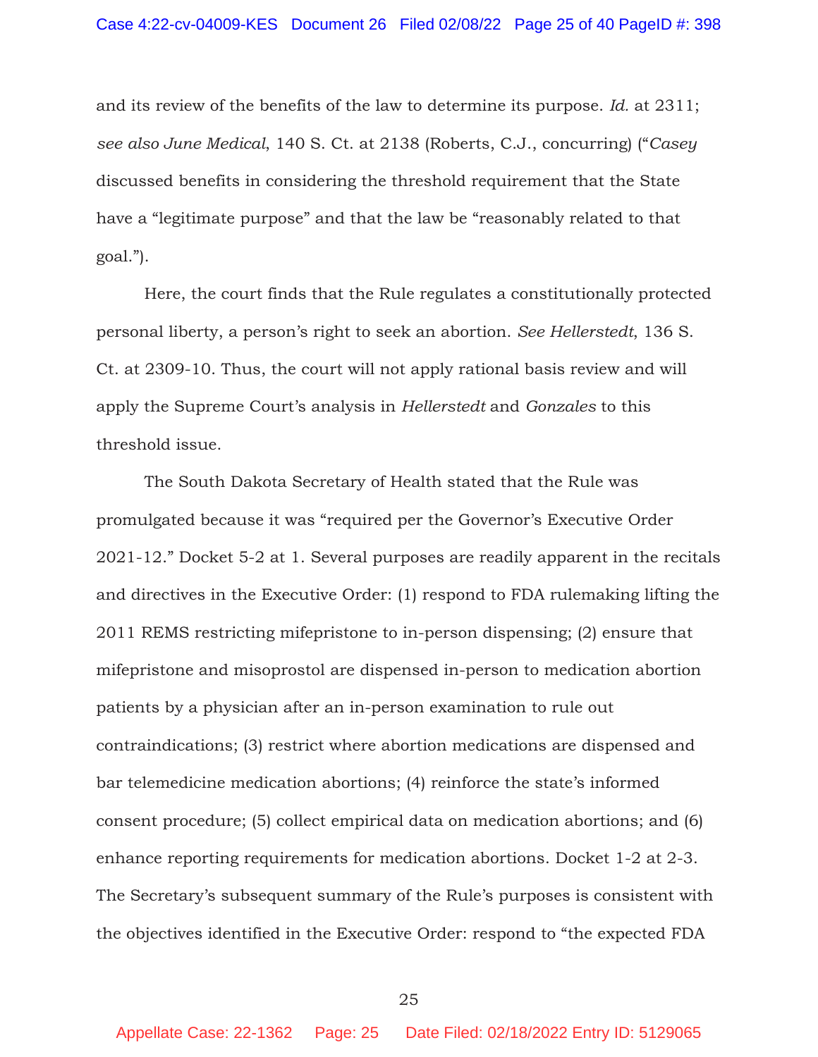and its review of the benefits of the law to determine its purpose. *Id.* at 2311; *see also June Medical*, 140 S. Ct. at 2138 (Roberts, C.J., concurring) ("*Casey* discussed benefits in considering the threshold requirement that the State have a "legitimate purpose" and that the law be "reasonably related to that goal.").

Here, the court finds that the Rule regulates a constitutionally protected personal liberty, a person's right to seek an abortion. *See Hellerstedt*, 136 S. Ct. at 2309-10. Thus, the court will not apply rational basis review and will apply the Supreme Court's analysis in *Hellerstedt* and *Gonzales* to this threshold issue.

The South Dakota Secretary of Health stated that the Rule was promulgated because it was "required per the Governor's Executive Order 2021-12." Docket 5-2 at 1. Several purposes are readily apparent in the recitals and directives in the Executive Order: (1) respond to FDA rulemaking lifting the 2011 REMS restricting mifepristone to in-person dispensing; (2) ensure that mifepristone and misoprostol are dispensed in-person to medication abortion patients by a physician after an in-person examination to rule out contraindications; (3) restrict where abortion medications are dispensed and bar telemedicine medication abortions; (4) reinforce the state's informed consent procedure; (5) collect empirical data on medication abortions; and (6) enhance reporting requirements for medication abortions. Docket 1-2 at 2-3. The Secretary's subsequent summary of the Rule's purposes is consistent with the objectives identified in the Executive Order: respond to "the expected FDA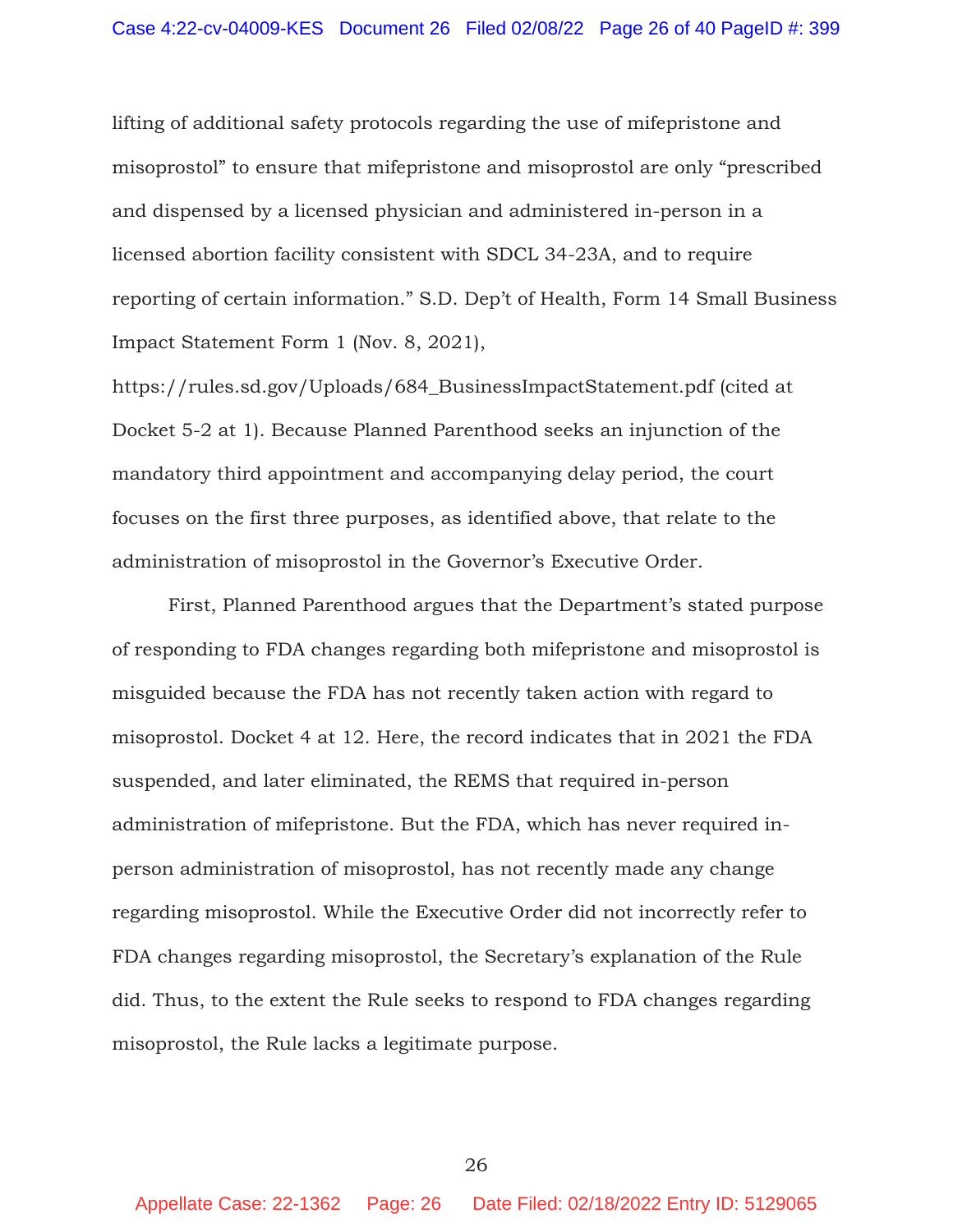lifting of additional safety protocols regarding the use of mifepristone and misoprostol" to ensure that mifepristone and misoprostol are only "prescribed and dispensed by a licensed physician and administered in-person in a licensed abortion facility consistent with SDCL 34-23A, and to require reporting of certain information." S.D. Dep't of Health, Form 14 Small Business Impact Statement Form 1 (Nov. 8, 2021), https://rules.sd.gov/Uploads/684_BusinessImpactStatement.pdf (cited at Docket 5-2 at 1). Because Planned Parenthood seeks an injunction of the mandatory third appointment and accompanying delay period, the court focuses on the first three purposes, as identified above, that relate to the administration of misoprostol in the Governor's Executive Order.

First, Planned Parenthood argues that the Department's stated purpose of responding to FDA changes regarding both mifepristone and misoprostol is misguided because the FDA has not recently taken action with regard to misoprostol. Docket 4 at 12. Here, the record indicates that in 2021 the FDA suspended, and later eliminated, the REMS that required in-person administration of mifepristone. But the FDA, which has never required in-person administration of misoprostol, has not recently made any change regarding misoprostol. While the Executive Order did not incorrectly refer to FDA changes regarding misoprostol, the Secretary's explanation of the Rule did. Thus, to the extent the Rule seeks to respond to FDA changes regarding misoprostol, the Rule lacks a legitimate purpose.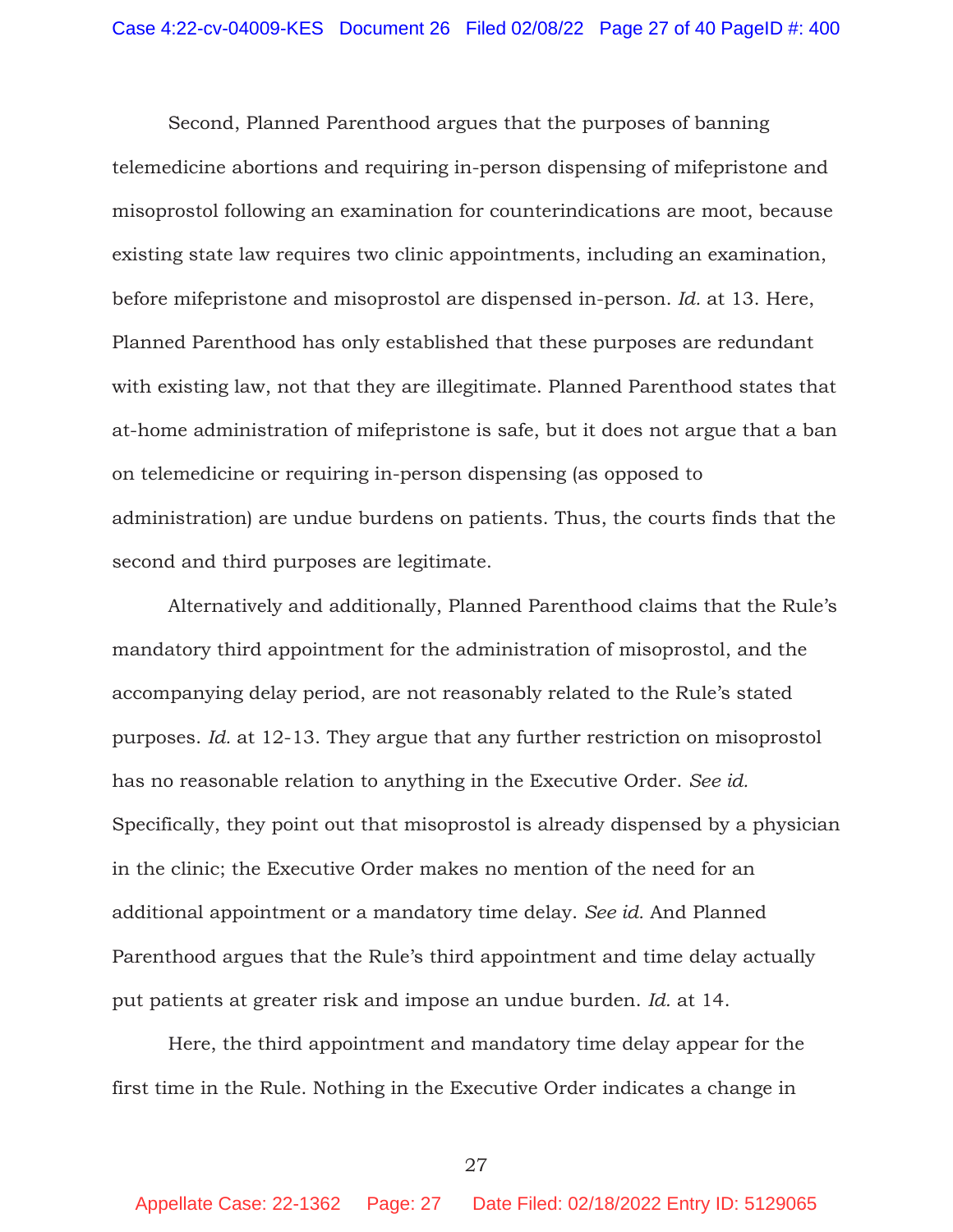Second, Planned Parenthood argues that the purposes of banning telemedicine abortions and requiring in-person dispensing of mifepristone and misoprostol following an examination for counterindications are moot, because existing state law requires two clinic appointments, including an examination, before mifepristone and misoprostol are dispensed in-person. *Id.* at 13. Here, Planned Parenthood has only established that these purposes are redundant with existing law, not that they are illegitimate. Planned Parenthood states that at-home administration of mifepristone is safe, but it does not argue that a ban on telemedicine or requiring in-person dispensing (as opposed to administration) are undue burdens on patients. Thus, the courts finds that the second and third purposes are legitimate.

Alternatively and additionally, Planned Parenthood claims that the Rule's mandatory third appointment for the administration of misoprostol, and the accompanying delay period, are not reasonably related to the Rule's stated purposes. *Id.* at 12-13. They argue that any further restriction on misoprostol has no reasonable relation to anything in the Executive Order. *See id.* Specifically, they point out that misoprostol is already dispensed by a physician in the clinic; the Executive Order makes no mention of the need for an additional appointment or a mandatory time delay. *See id.* And Planned Parenthood argues that the Rule's third appointment and time delay actually put patients at greater risk and impose an undue burden. *Id.* at 14.

Here, the third appointment and mandatory time delay appear for the first time in the Rule. Nothing in the Executive Order indicates a change in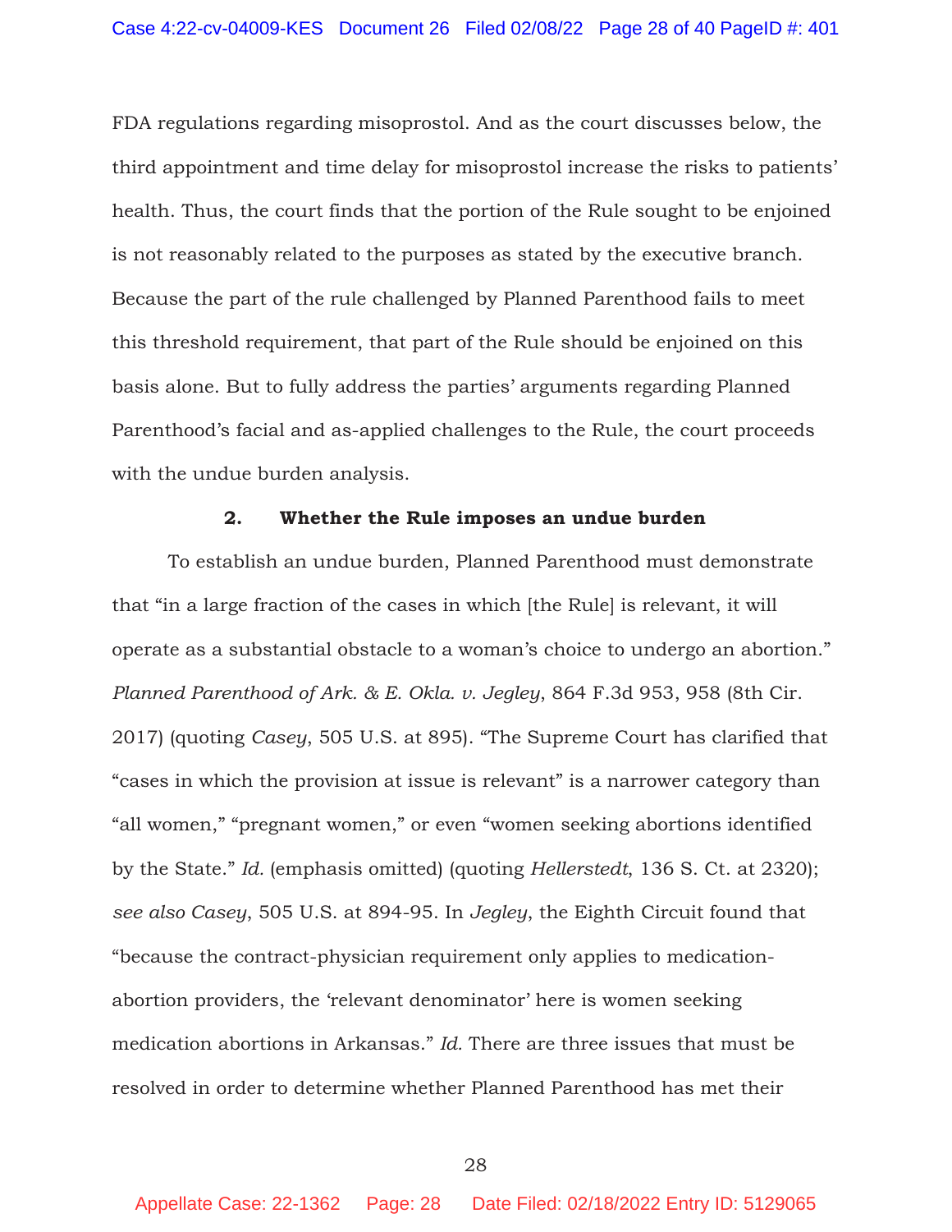FDA regulations regarding misoprostol. And as the court discusses below, the third appointment and time delay for misoprostol increase the risks to patients' health. Thus, the court finds that the portion of the Rule sought to be enjoined is not reasonably related to the purposes as stated by the executive branch. Because the part of the rule challenged by Planned Parenthood fails to meet this threshold requirement, that part of the Rule should be enjoined on this basis alone. But to fully address the parties' arguments regarding Planned Parenthood's facial and as-applied challenges to the Rule, the court proceeds with the undue burden analysis.

#### 2. Whether the Rule imposes an undue burden

To establish an undue burden, Planned Parenthood must demonstrate that "in a large fraction of the cases in which [the Rule] is relevant, it will operate as a substantial obstacle to a woman's choice to undergo an abortion." *Planned Parenthood of Ark. & E. Okla. v. Jegley*, 864 F.3d 953, 958 (8th Cir. 2017) (quoting *Casey*, 505 U.S. at 895). "The Supreme Court has clarified that "cases in which the provision at issue is relevant" is a narrower category than "all women," "pregnant women," or even "women seeking abortions identified by the State." *Id.* (emphasis omitted) (quoting *Hellerstedt*, 136 S. Ct. at 2320); *see also Casey*, 505 U.S. at 894-95. In *Jegley*, the Eighth Circuit found that "because the contract-physician requirement only applies to medication-abortion providers, the 'relevant denominator' here is women seeking medication abortions in Arkansas." *Id.* There are three issues that must be resolved in order to determine whether Planned Parenthood has met their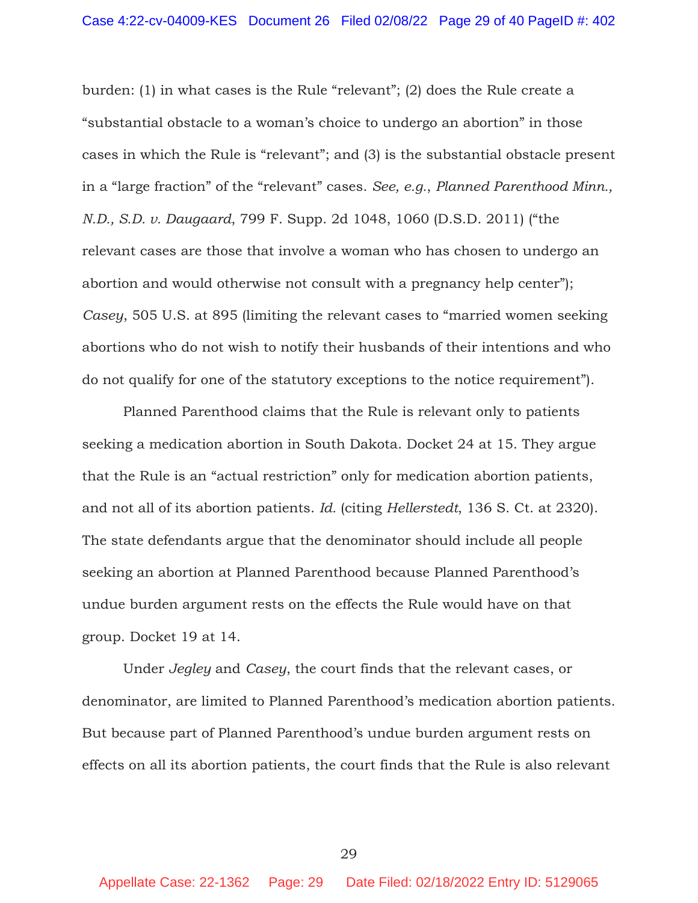burden: (1) in what cases is the Rule "relevant"; (2) does the Rule create a "substantial obstacle to a woman's choice to undergo an abortion" in those cases in which the Rule is "relevant"; and (3) is the substantial obstacle present in a "large fraction" of the "relevant" cases. *See, e.g.*, *Planned Parenthood Minn., N.D., S.D. v. Daugaard*, 799 F. Supp. 2d 1048, 1060 (D.S.D. 2011) ("the relevant cases are those that involve a woman who has chosen to undergo an abortion and would otherwise not consult with a pregnancy help center"); *Casey*, 505 U.S. at 895 (limiting the relevant cases to "married women seeking abortions who do not wish to notify their husbands of their intentions and who do not qualify for one of the statutory exceptions to the notice requirement").

Planned Parenthood claims that the Rule is relevant only to patients seeking a medication abortion in South Dakota. Docket 24 at 15. They argue that the Rule is an "actual restriction" only for medication abortion patients, and not all of its abortion patients. *Id.* (citing *Hellerstedt*, 136 S. Ct. at 2320). The state defendants argue that the denominator should include all people seeking an abortion at Planned Parenthood because Planned Parenthood's undue burden argument rests on the effects the Rule would have on that group. Docket 19 at 14.

Under *Jegley* and *Casey*, the court finds that the relevant cases, or denominator, are limited to Planned Parenthood's medication abortion patients. But because part of Planned Parenthood's undue burden argument rests on effects on all its abortion patients, the court finds that the Rule is also relevant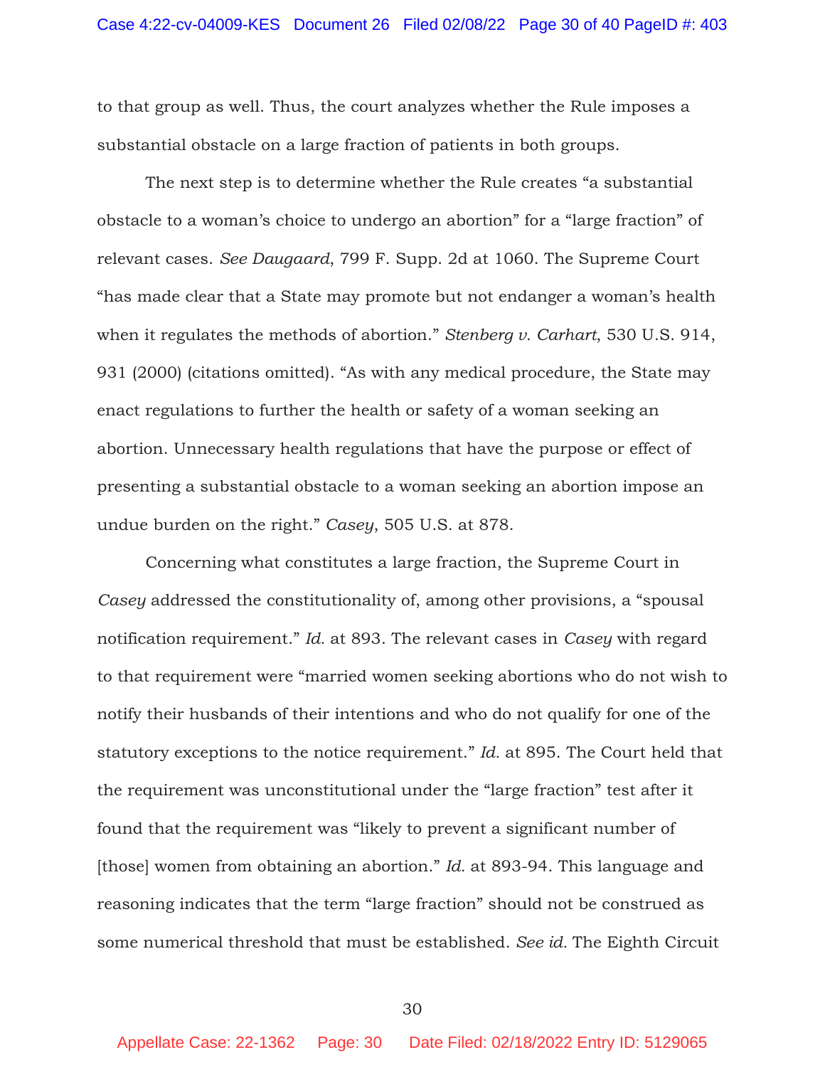to that group as well. Thus, the court analyzes whether the Rule imposes a substantial obstacle on a large fraction of patients in both groups.

The next step is to determine whether the Rule creates "a substantial obstacle to a woman's choice to undergo an abortion" for a "large fraction" of relevant cases. *See Daugaard*, 799 F. Supp. 2d at 1060. The Supreme Court "has made clear that a State may promote but not endanger a woman's health when it regulates the methods of abortion." *Stenberg v. Carhart*, 530 U.S. 914, 931 (2000) (citations omitted). "As with any medical procedure, the State may enact regulations to further the health or safety of a woman seeking an abortion. Unnecessary health regulations that have the purpose or effect of presenting a substantial obstacle to a woman seeking an abortion impose an undue burden on the right." *Casey*, 505 U.S. at 878.

Concerning what constitutes a large fraction, the Supreme Court in *Casey* addressed the constitutionality of, among other provisions, a "spousal notification requirement." *Id.* at 893. The relevant cases in *Casey* with regard to that requirement were "married women seeking abortions who do not wish to notify their husbands of their intentions and who do not qualify for one of the statutory exceptions to the notice requirement." *Id.* at 895. The Court held that the requirement was unconstitutional under the "large fraction" test after it found that the requirement was "likely to prevent a significant number of [those] women from obtaining an abortion." *Id.* at 893-94. This language and reasoning indicates that the term "large fraction" should not be construed as some numerical threshold that must be established. *See id.* The Eighth Circuit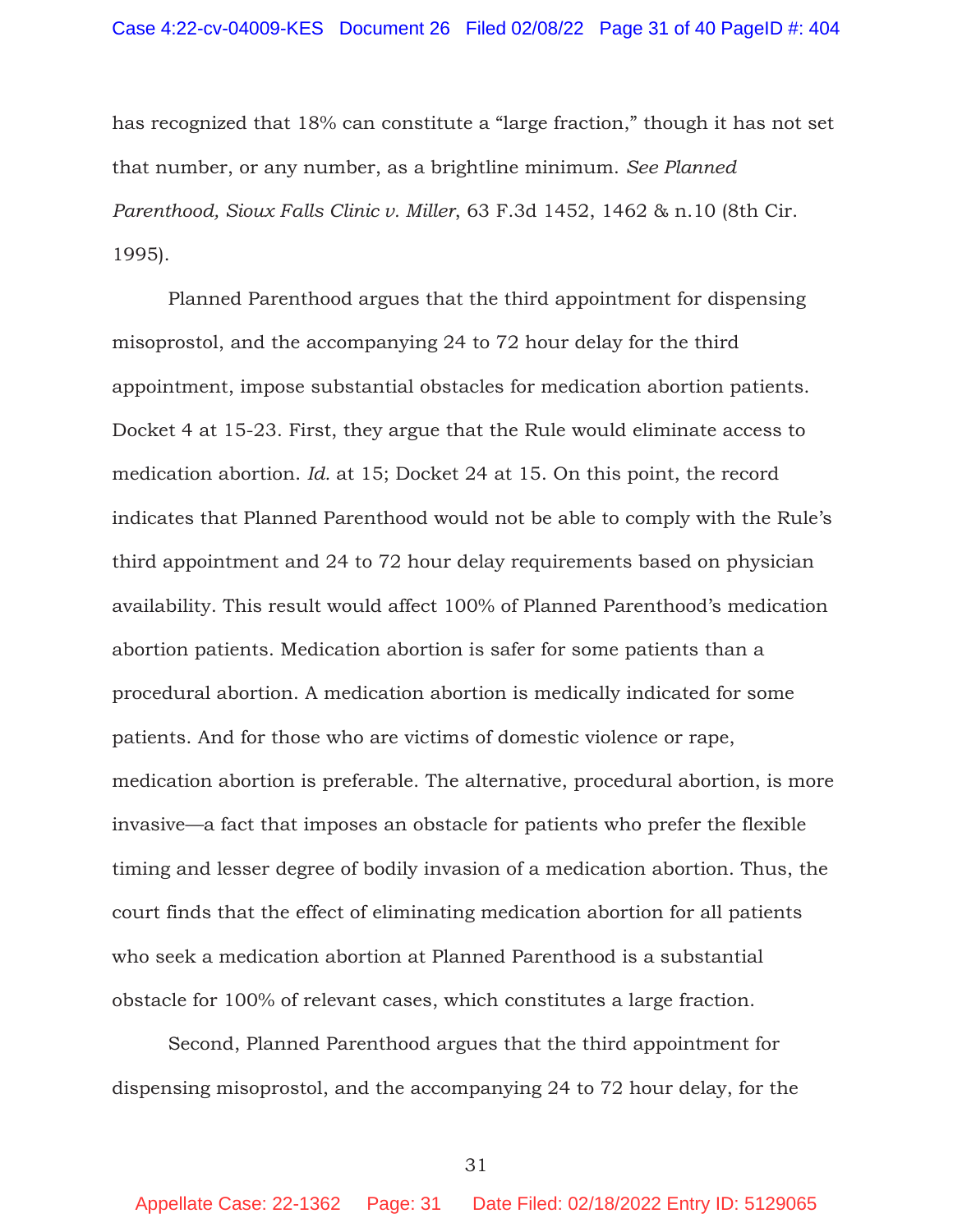has recognized that 18% can constitute a "large fraction," though it has not set that number, or any number, as a brightline minimum. *See Planned Parenthood, Sioux Falls Clinic v. Miller*, 63 F.3d 1452, 1462 & n.10 (8th Cir. 1995).

Planned Parenthood argues that the third appointment for dispensing misoprostol, and the accompanying 24 to 72 hour delay for the third appointment, impose substantial obstacles for medication abortion patients. Docket 4 at 15-23. First, they argue that the Rule would eliminate access to medication abortion. *Id.* at 15; Docket 24 at 15. On this point, the record indicates that Planned Parenthood would not be able to comply with the Rule's third appointment and 24 to 72 hour delay requirements based on physician availability. This result would affect 100% of Planned Parenthood's medication abortion patients. Medication abortion is safer for some patients than a procedural abortion. A medication abortion is medically indicated for some patients. And for those who are victims of domestic violence or rape, medication abortion is preferable. The alternative, procedural abortion, is more invasive—a fact that imposes an obstacle for patients who prefer the flexible timing and lesser degree of bodily invasion of a medication abortion. Thus, the court finds that the effect of eliminating medication abortion for all patients who seek a medication abortion at Planned Parenthood is a substantial obstacle for 100% of relevant cases, which constitutes a large fraction.

Second, Planned Parenthood argues that the third appointment for dispensing misoprostol, and the accompanying 24 to 72 hour delay, for the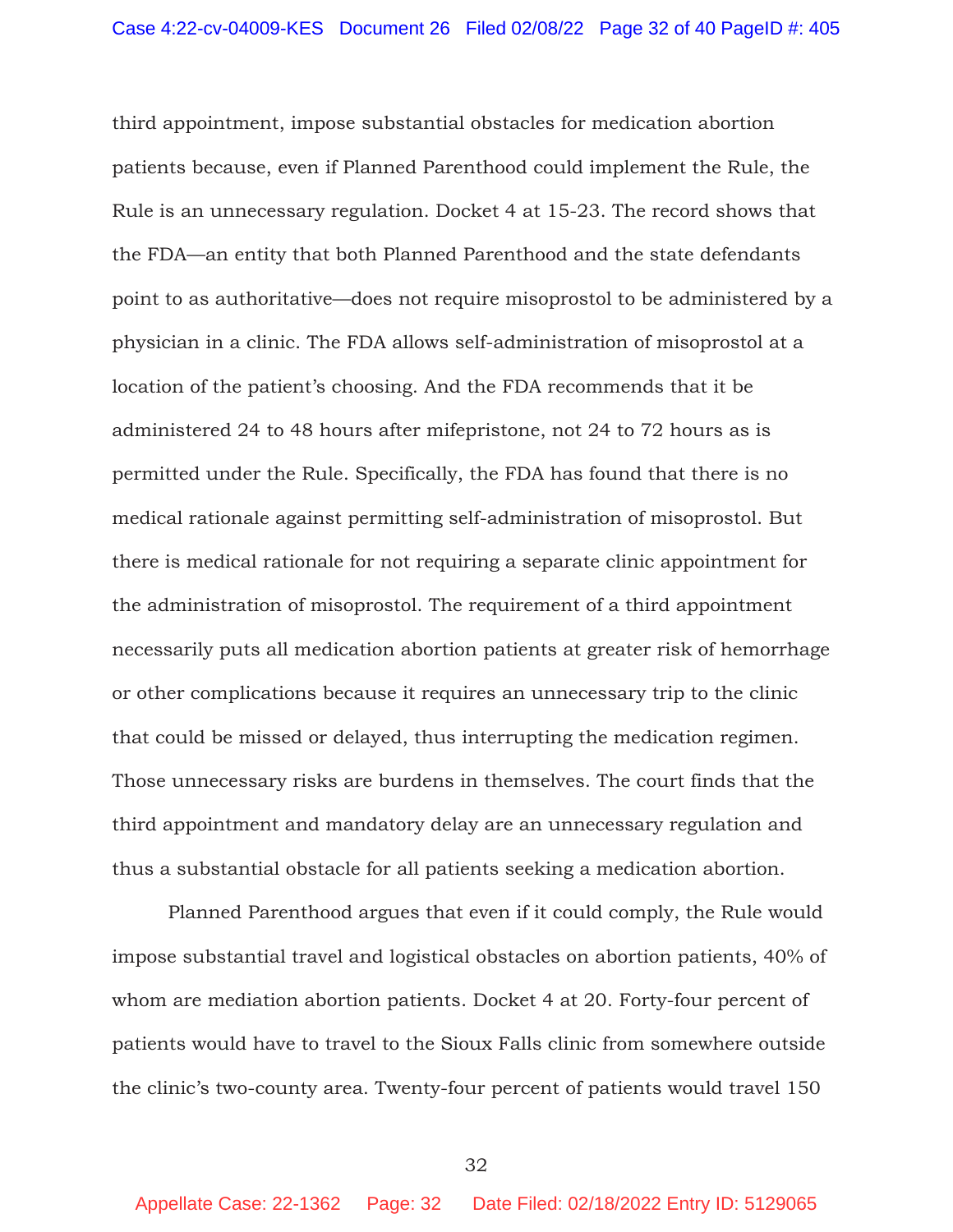third appointment, impose substantial obstacles for medication abortion patients because, even if Planned Parenthood could implement the Rule, the Rule is an unnecessary regulation. Docket 4 at 15-23. The record shows that the FDA—an entity that both Planned Parenthood and the state defendants point to as authoritative—does not require misoprostol to be administered by a physician in a clinic. The FDA allows self-administration of misoprostol at a location of the patient's choosing. And the FDA recommends that it be administered 24 to 48 hours after mifepristone, not 24 to 72 hours as is permitted under the Rule. Specifically, the FDA has found that there is no medical rationale against permitting self-administration of misoprostol. But there is medical rationale for not requiring a separate clinic appointment for the administration of misoprostol. The requirement of a third appointment necessarily puts all medication abortion patients at greater risk of hemorrhage or other complications because it requires an unnecessary trip to the clinic that could be missed or delayed, thus interrupting the medication regimen. Those unnecessary risks are burdens in themselves. The court finds that the third appointment and mandatory delay are an unnecessary regulation and thus a substantial obstacle for all patients seeking a medication abortion.

Planned Parenthood argues that even if it could comply, the Rule would impose substantial travel and logistical obstacles on abortion patients, 40% of whom are mediation abortion patients. Docket 4 at 20. Forty-four percent of patients would have to travel to the Sioux Falls clinic from somewhere outside the clinic's two-county area. Twenty-four percent of patients would travel 150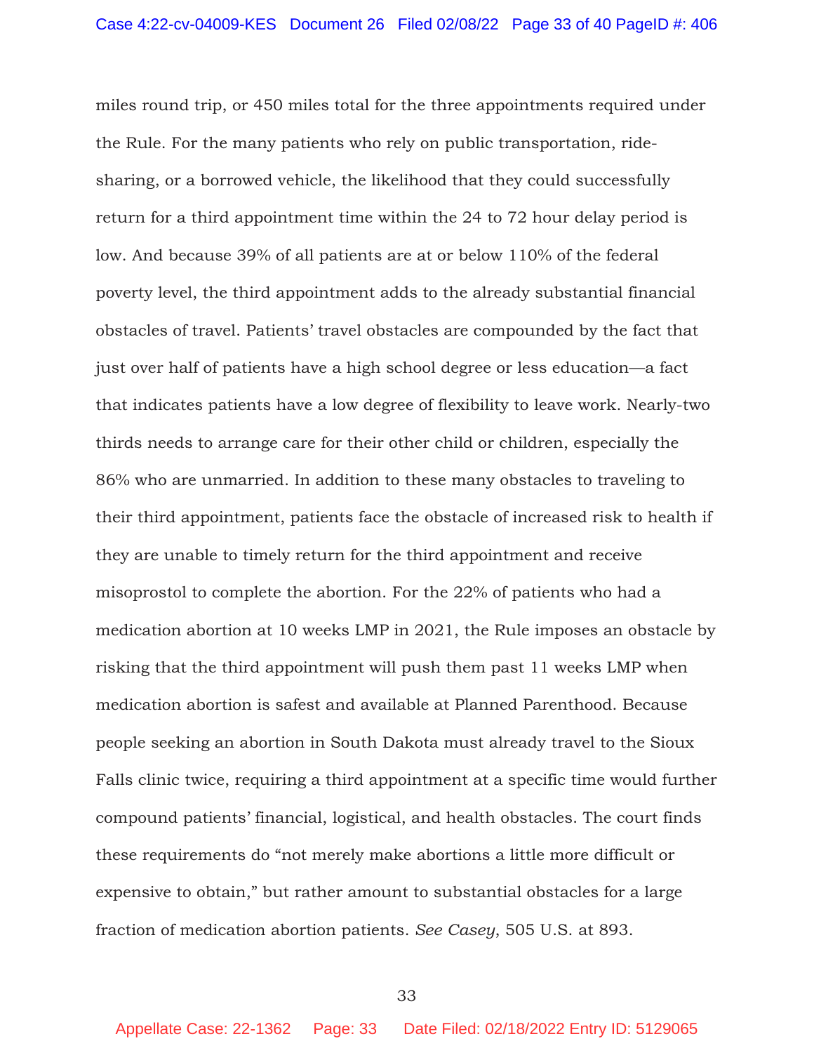miles round trip, or 450 miles total for the three appointments required under the Rule. For the many patients who rely on public transportation, ride-sharing, or a borrowed vehicle, the likelihood that they could successfully return for a third appointment time within the 24 to 72 hour delay period is low. And because 39% of all patients are at or below 110% of the federal poverty level, the third appointment adds to the already substantial financial obstacles of travel. Patients' travel obstacles are compounded by the fact that just over half of patients have a high school degree or less education—a fact that indicates patients have a low degree of flexibility to leave work. Nearly-two thirds needs to arrange care for their other child or children, especially the 86% who are unmarried. In addition to these many obstacles to traveling to their third appointment, patients face the obstacle of increased risk to health if they are unable to timely return for the third appointment and receive misoprostol to complete the abortion. For the 22% of patients who had a medication abortion at 10 weeks LMP in 2021, the Rule imposes an obstacle by risking that the third appointment will push them past 11 weeks LMP when medication abortion is safest and available at Planned Parenthood. Because people seeking an abortion in South Dakota must already travel to the Sioux Falls clinic twice, requiring a third appointment at a specific time would further compound patients' financial, logistical, and health obstacles. The court finds these requirements do "not merely make abortions a little more difficult or expensive to obtain," but rather amount to substantial obstacles for a large fraction of medication abortion patients. *See Casey*, 505 U.S. at 893.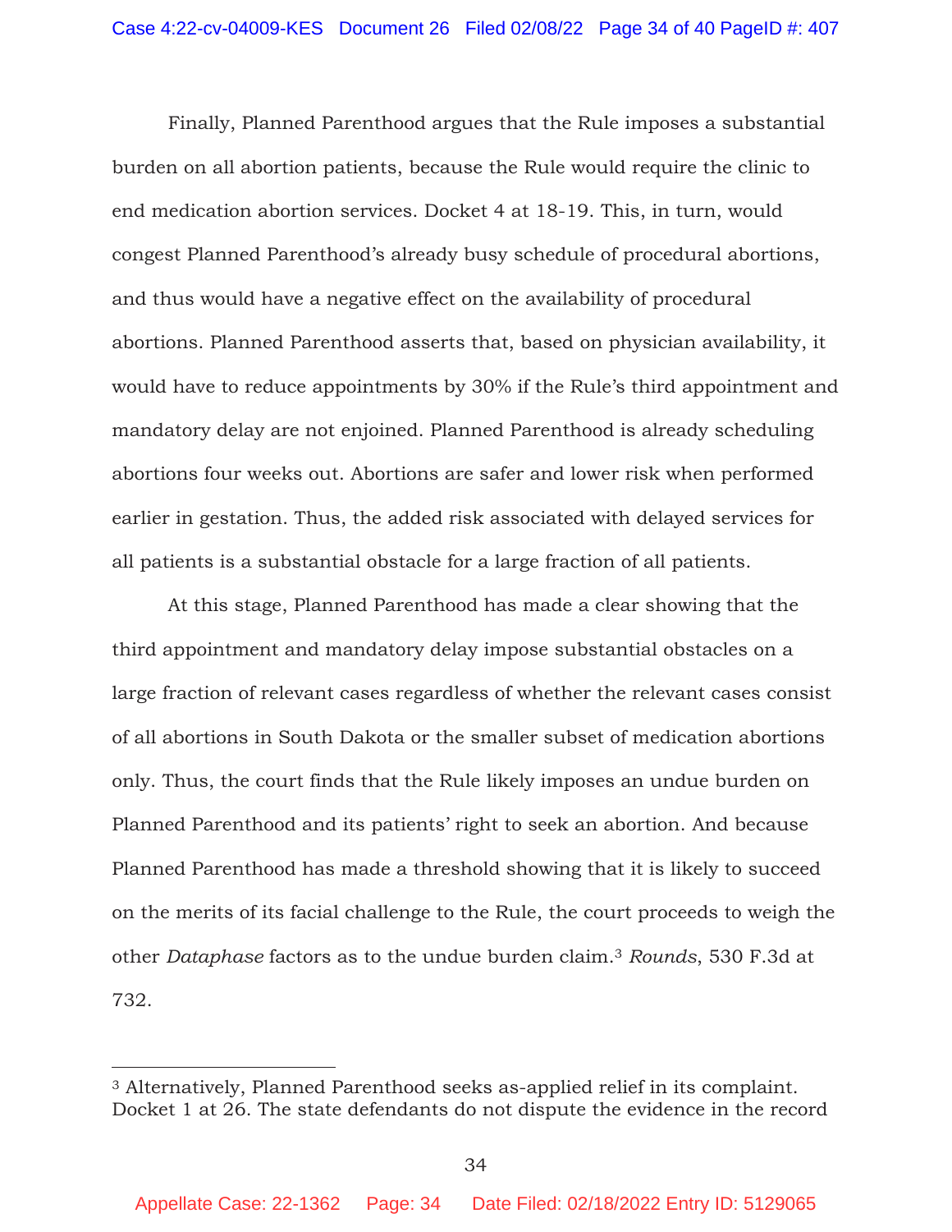Finally, Planned Parenthood argues that the Rule imposes a substantial burden on all abortion patients, because the Rule would require the clinic to end medication abortion services. Docket 4 at 18-19. This, in turn, would congest Planned Parenthood's already busy schedule of procedural abortions, and thus would have a negative effect on the availability of procedural abortions. Planned Parenthood asserts that, based on physician availability, it would have to reduce appointments by 30% if the Rule's third appointment and mandatory delay are not enjoined. Planned Parenthood is already scheduling abortions four weeks out. Abortions are safer and lower risk when performed earlier in gestation. Thus, the added risk associated with delayed services for all patients is a substantial obstacle for a large fraction of all patients.

At this stage, Planned Parenthood has made a clear showing that the third appointment and mandatory delay impose substantial obstacles on a large fraction of relevant cases regardless of whether the relevant cases consist of all abortions in South Dakota or the smaller subset of medication abortions only. Thus, the court finds that the Rule likely imposes an undue burden on Planned Parenthood and its patients' right to seek an abortion. And because Planned Parenthood has made a threshold showing that it is likely to succeed on the merits of its facial challenge to the Rule, the court proceeds to weigh the other *Dataphase* factors as to the undue burden claim.[3] *Rounds*, 530 F.3d at 732.

[3] Alternatively, Planned Parenthood seeks as-applied relief in its complaint. Docket 1 at 26. The state defendants do not dispute the evidence in the record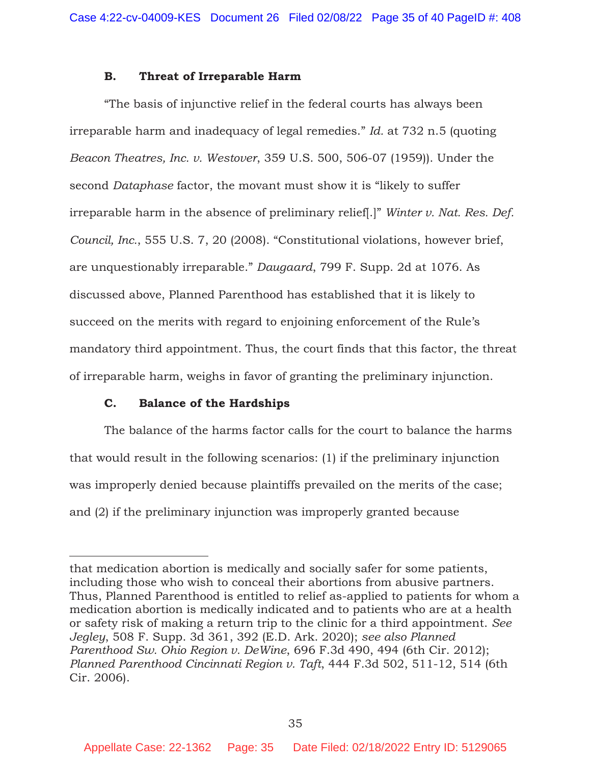### B. Threat of Irreparable Harm

"The basis of injunctive relief in the federal courts has always been irreparable harm and inadequacy of legal remedies." *Id.* at 732 n.5 (quoting *Beacon Theatres, Inc. v. Westover*, 359 U.S. 500, 506-07 (1959)). Under the second *Dataphase* factor, the movant must show it is "likely to suffer irreparable harm in the absence of preliminary relief[.]" *Winter v. Nat. Res. Def. Council, Inc.*, 555 U.S. 7, 20 (2008). "Constitutional violations, however brief, are unquestionably irreparable." *Daugaard*, 799 F. Supp. 2d at 1076. As discussed above, Planned Parenthood has established that it is likely to succeed on the merits with regard to enjoining enforcement of the Rule's mandatory third appointment. Thus, the court finds that this factor, the threat of irreparable harm, weighs in favor of granting the preliminary injunction.

### C. Balance of the Hardships

The balance of the harms factor calls for the court to balance the harms that would result in the following scenarios: (1) if the preliminary injunction was improperly denied because plaintiffs prevailed on the merits of the case; and (2) if the preliminary injunction was improperly granted because

---

that medication abortion is medically and socially safer for some patients, including those who wish to conceal their abortions from abusive partners. Thus, Planned Parenthood is entitled to relief as-applied to patients for whom a medication abortion is medically indicated and to patients who are at a health or safety risk of making a return trip to the clinic for a third appointment. *See Jegley*, 508 F. Supp. 3d 361, 392 (E.D. Ark. 2020); *see also Planned Parenthood Sw. Ohio Region v. DeWine*, 696 F.3d 490, 494 (6th Cir. 2012); *Planned Parenthood Cincinnati Region v. Taft*, 444 F.3d 502, 511-12, 514 (6th Cir. 2006).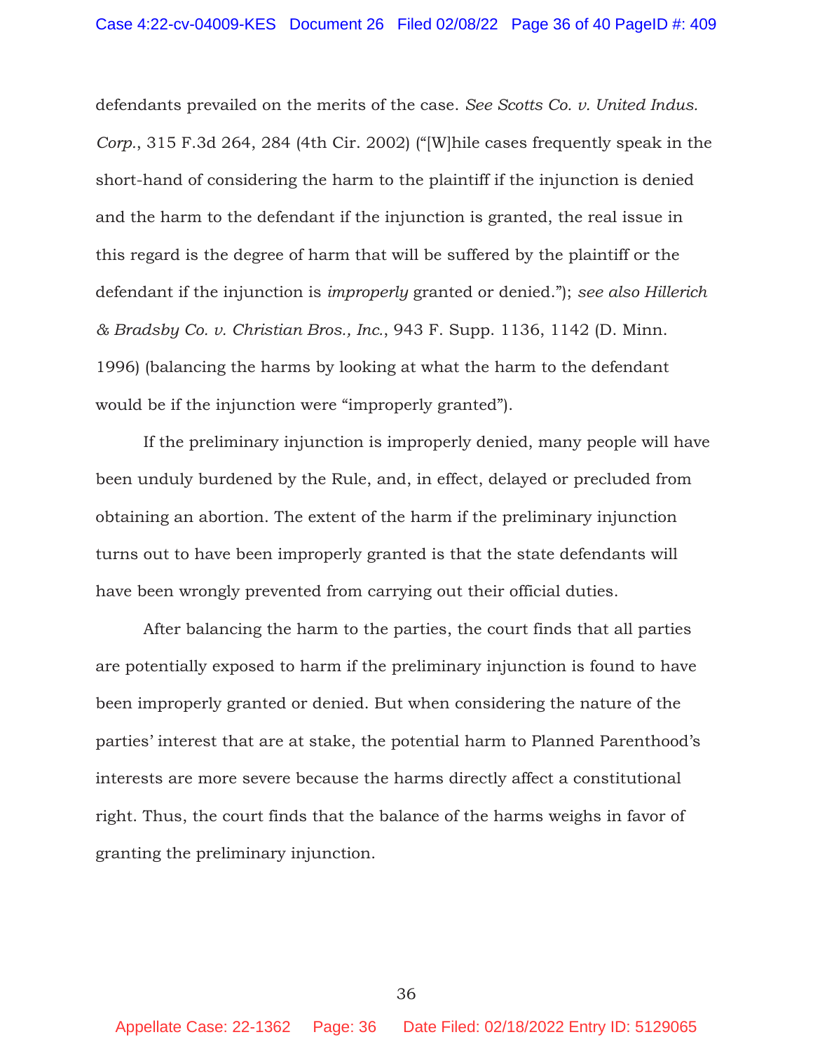defendants prevailed on the merits of the case. *See Scotts Co. v. United Indus. Corp.*, 315 F.3d 264, 284 (4th Cir. 2002) ("[W]hile cases frequently speak in the short-hand of considering the harm to the plaintiff if the injunction is denied and the harm to the defendant if the injunction is granted, the real issue in this regard is the degree of harm that will be suffered by the plaintiff or the defendant if the injunction is *improperly* granted or denied."); *see also Hillerich & Bradsby Co. v. Christian Bros., Inc.*, 943 F. Supp. 1136, 1142 (D. Minn. 1996) (balancing the harms by looking at what the harm to the defendant would be if the injunction were "improperly granted").

If the preliminary injunction is improperly denied, many people will have been unduly burdened by the Rule, and, in effect, delayed or precluded from obtaining an abortion. The extent of the harm if the preliminary injunction turns out to have been improperly granted is that the state defendants will have been wrongly prevented from carrying out their official duties.

After balancing the harm to the parties, the court finds that all parties are potentially exposed to harm if the preliminary injunction is found to have been improperly granted or denied. But when considering the nature of the parties' interest that are at stake, the potential harm to Planned Parenthood's interests are more severe because the harms directly affect a constitutional right. Thus, the court finds that the balance of the harms weighs in favor of granting the preliminary injunction.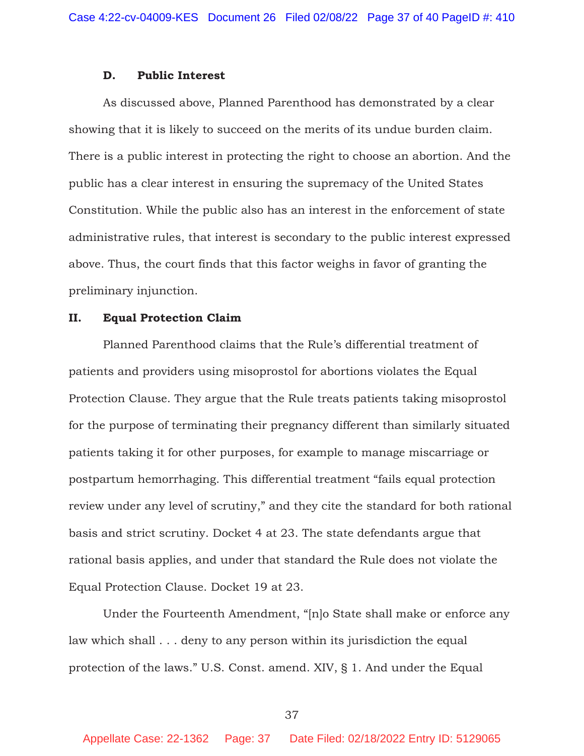### D. Public Interest

As discussed above, Planned Parenthood has demonstrated by a clear showing that it is likely to succeed on the merits of its undue burden claim. There is a public interest in protecting the right to choose an abortion. And the public has a clear interest in ensuring the supremacy of the United States Constitution. While the public also has an interest in the enforcement of state administrative rules, that interest is secondary to the public interest expressed above. Thus, the court finds that this factor weighs in favor of granting the preliminary injunction.

## II. Equal Protection Claim

Planned Parenthood claims that the Rule's differential treatment of patients and providers using misoprostol for abortions violates the Equal Protection Clause. They argue that the Rule treats patients taking misoprostol for the purpose of terminating their pregnancy different than similarly situated patients taking it for other purposes, for example to manage miscarriage or postpartum hemorrhaging. This differential treatment "fails equal protection review under any level of scrutiny," and they cite the standard for both rational basis and strict scrutiny. Docket 4 at 23. The state defendants argue that rational basis applies, and under that standard the Rule does not violate the Equal Protection Clause. Docket 19 at 23.

Under the Fourteenth Amendment, "[n]o State shall make or enforce any law which shall . . . deny to any person within its jurisdiction the equal protection of the laws." U.S. Const. amend. XIV, § 1. And under the Equal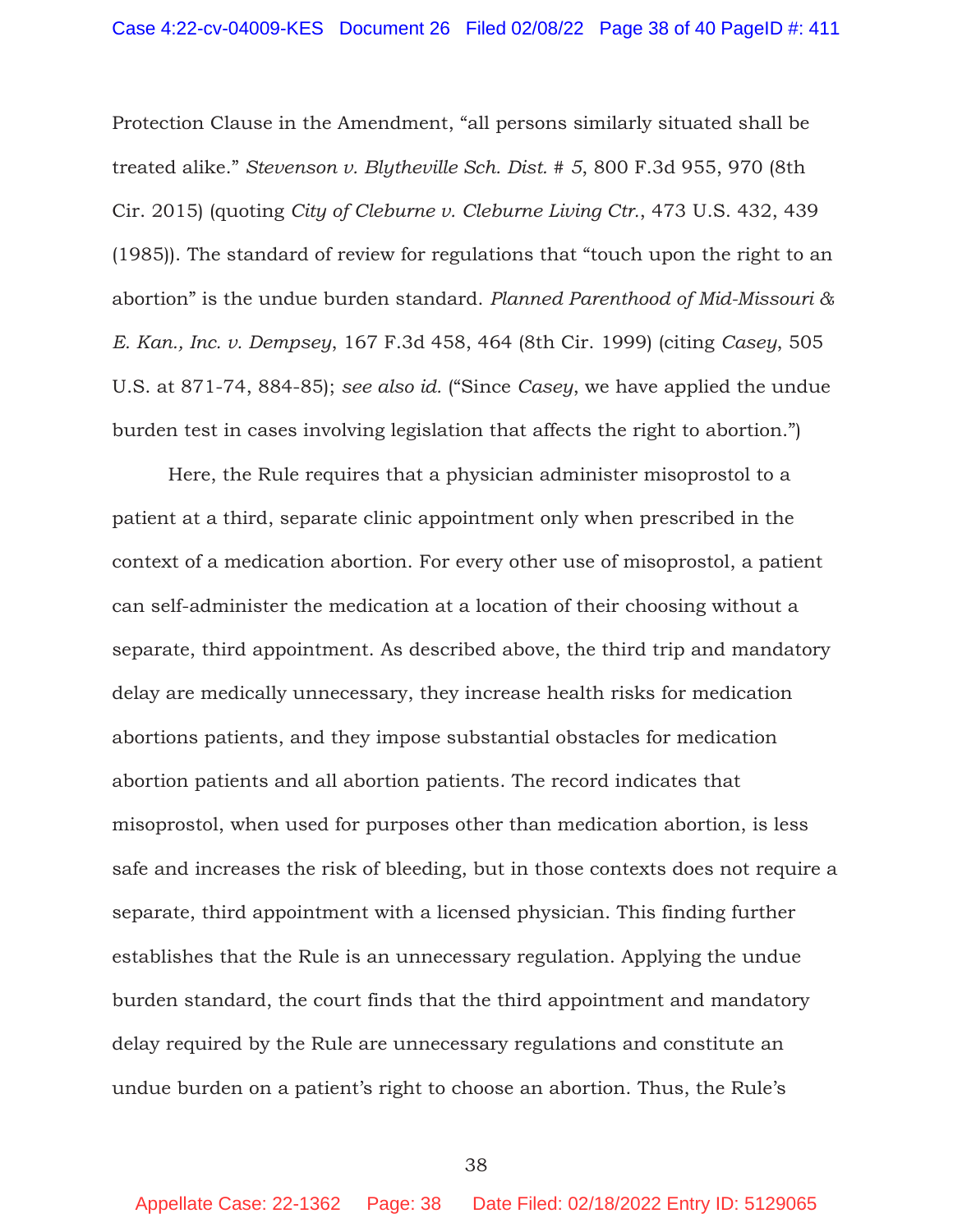Protection Clause in the Amendment, "all persons similarly situated shall be treated alike." *Stevenson v. Blytheville Sch. Dist. # 5*, 800 F.3d 955, 970 (8th Cir. 2015) (quoting *City of Cleburne v. Cleburne Living Ctr.*, 473 U.S. 432, 439 (1985)). The standard of review for regulations that "touch upon the right to an abortion" is the undue burden standard. *Planned Parenthood of Mid-Missouri & E. Kan., Inc. v. Dempsey*, 167 F.3d 458, 464 (8th Cir. 1999) (citing *Casey*, 505 U.S. at 871-74, 884-85); *see also id.* ("Since *Casey*, we have applied the undue burden test in cases involving legislation that affects the right to abortion.")

Here, the Rule requires that a physician administer misoprostol to a patient at a third, separate clinic appointment only when prescribed in the context of a medication abortion. For every other use of misoprostol, a patient can self-administer the medication at a location of their choosing without a separate, third appointment. As described above, the third trip and mandatory delay are medically unnecessary, they increase health risks for medication abortions patients, and they impose substantial obstacles for medication abortion patients and all abortion patients. The record indicates that misoprostol, when used for purposes other than medication abortion, is less safe and increases the risk of bleeding, but in those contexts does not require a separate, third appointment with a licensed physician. This finding further establishes that the Rule is an unnecessary regulation. Applying the undue burden standard, the court finds that the third appointment and mandatory delay required by the Rule are unnecessary regulations and constitute an undue burden on a patient's right to choose an abortion. Thus, the Rule's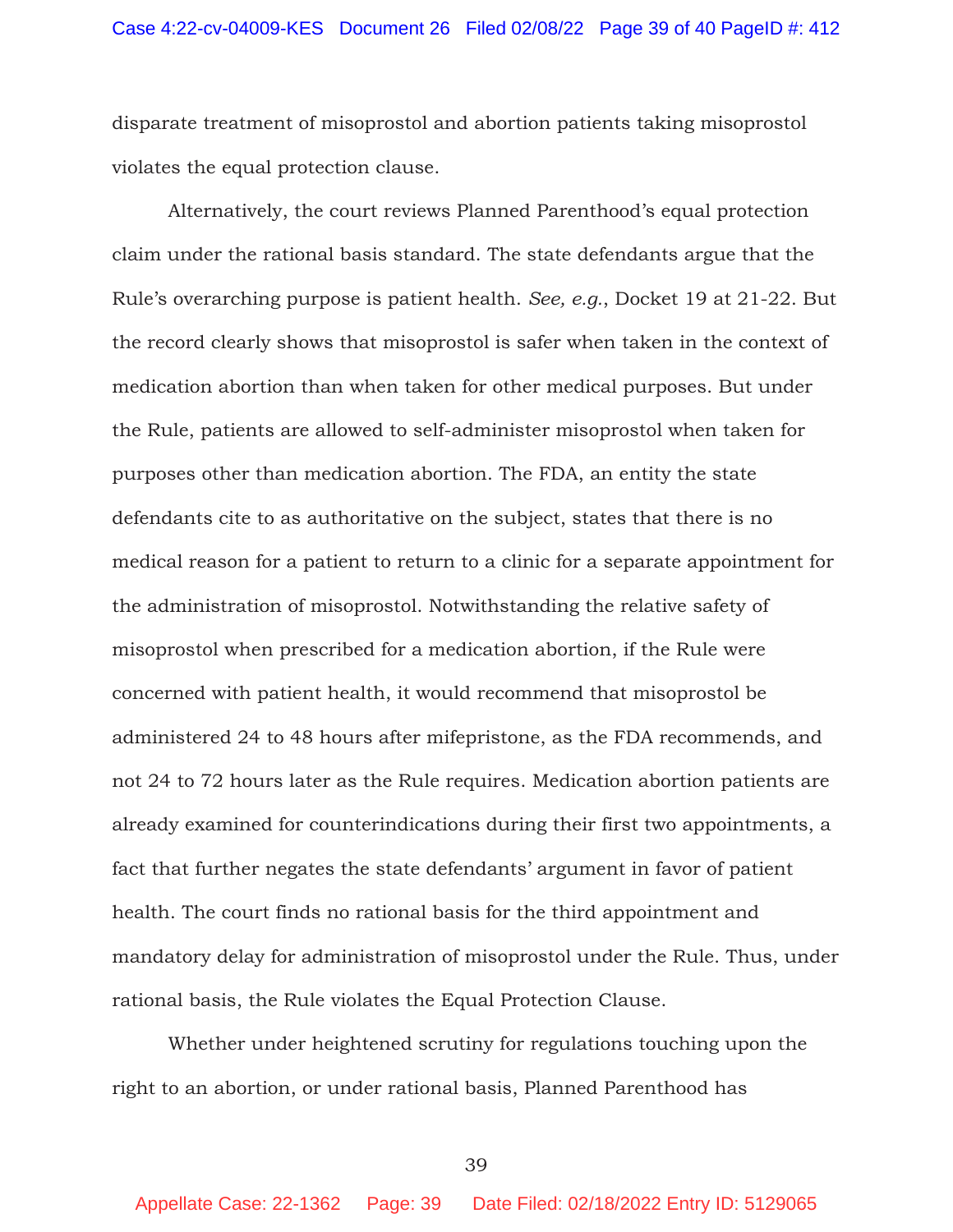disparate treatment of misoprostol and abortion patients taking misoprostol violates the equal protection clause.

Alternatively, the court reviews Planned Parenthood's equal protection claim under the rational basis standard. The state defendants argue that the Rule's overarching purpose is patient health. *See, e.g.*, Docket 19 at 21-22. But the record clearly shows that misoprostol is safer when taken in the context of medication abortion than when taken for other medical purposes. But under the Rule, patients are allowed to self-administer misoprostol when taken for purposes other than medication abortion. The FDA, an entity the state defendants cite to as authoritative on the subject, states that there is no medical reason for a patient to return to a clinic for a separate appointment for the administration of misoprostol. Notwithstanding the relative safety of misoprostol when prescribed for a medication abortion, if the Rule were concerned with patient health, it would recommend that misoprostol be administered 24 to 48 hours after mifepristone, as the FDA recommends, and not 24 to 72 hours later as the Rule requires. Medication abortion patients are already examined for counterindications during their first two appointments, a fact that further negates the state defendants' argument in favor of patient health. The court finds no rational basis for the third appointment and mandatory delay for administration of misoprostol under the Rule. Thus, under rational basis, the Rule violates the Equal Protection Clause.

Whether under heightened scrutiny for regulations touching upon the right to an abortion, or under rational basis, Planned Parenthood has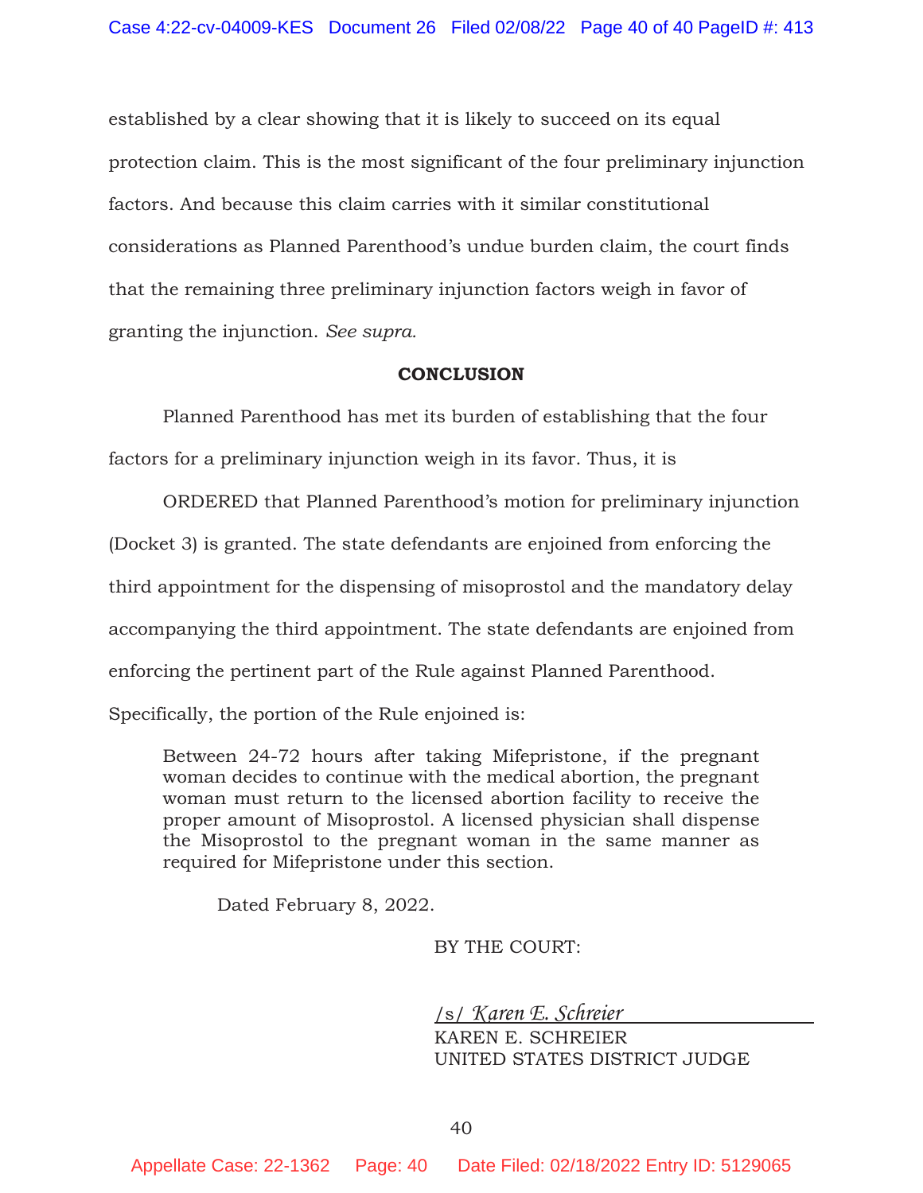established by a clear showing that it is likely to succeed on its equal protection claim. This is the most significant of the four preliminary injunction factors. And because this claim carries with it similar constitutional considerations as Planned Parenthood's undue burden claim, the court finds that the remaining three preliminary injunction factors weigh in favor of granting the injunction. *See supra.*

**CONCLUSION**

Planned Parenthood has met its burden of establishing that the four factors for a preliminary injunction weigh in its favor. Thus, it is

ORDERED that Planned Parenthood's motion for preliminary injunction (Docket 3) is granted. The state defendants are enjoined from enforcing the third appointment for the dispensing of misoprostol and the mandatory delay accompanying the third appointment. The state defendants are enjoined from enforcing the pertinent part of the Rule against Planned Parenthood. Specifically, the portion of the Rule enjoined is:

> Between 24-72 hours after taking Mifepristone, if the pregnant woman decides to continue with the medical abortion, the pregnant woman must return to the licensed abortion facility to receive the proper amount of Misoprostol. A licensed physician shall dispense the Misoprostol to the pregnant woman in the same manner as required for Mifepristone under this section.

Dated February 8, 2022.

BY THE COURT:

/s/ *Karen E. Schreier*
KAREN E. SCHREIER
UNITED STATES DISTRICT JUDGE